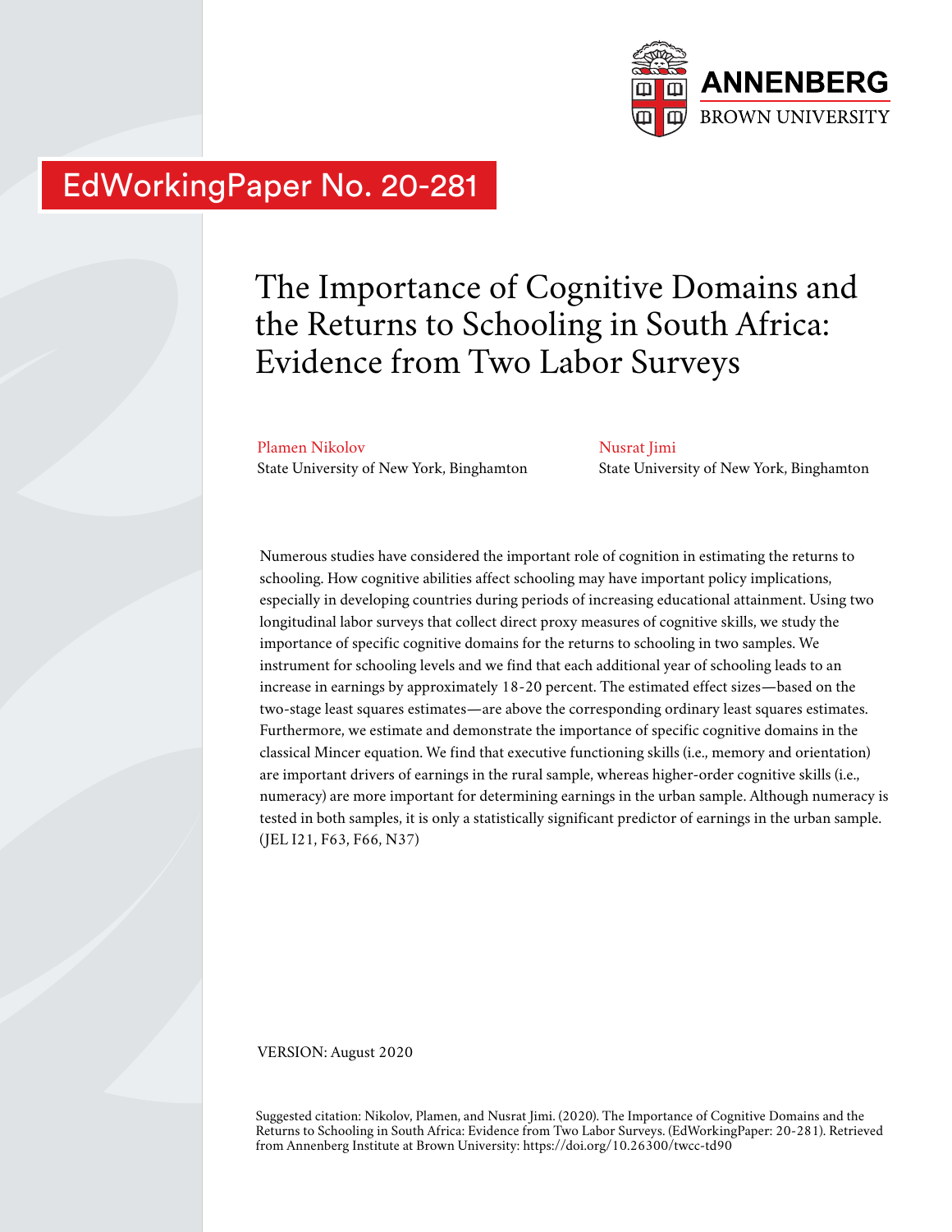ANNENBERG
BROWN UNIVERSITY

EdWorkingPaper No. 20-281

# The Importance of Cognitive Domains and the Returns to Schooling in South Africa: Evidence from Two Labor Surveys

Plamen Nikolov
State University of New York, Binghamton

Nusrat Jimi
State University of New York, Binghamton

Numerous studies have considered the important role of cognition in estimating the returns to schooling. How cognitive abilities affect schooling may have important policy implications, especially in developing countries during periods of increasing educational attainment. Using two longitudinal labor surveys that collect direct proxy measures of cognitive skills, we study the importance of specific cognitive domains for the returns to schooling in two samples. We instrument for schooling levels and we find that each additional year of schooling leads to an increase in earnings by approximately 18-20 percent. The estimated effect sizes—based on the two-stage least squares estimates—are above the corresponding ordinary least squares estimates. Furthermore, we estimate and demonstrate the importance of specific cognitive domains in the classical Mincer equation. We find that executive functioning skills (i.e., memory and orientation) are important drivers of earnings in the rural sample, whereas higher-order cognitive skills (i.e., numeracy) are more important for determining earnings in the urban sample. Although numeracy is tested in both samples, it is only a statistically significant predictor of earnings in the urban sample. (JEL I21, F63, F66, N37)

VERSION: August 2020

Suggested citation: Nikolov, Plamen, and Nusrat Jimi. (2020). The Importance of Cognitive Domains and the Returns to Schooling in South Africa: Evidence from Two Labor Surveys. (EdWorkingPaper: 20-281). Retrieved from Annenberg Institute at Brown University: https://doi.org/10.26300/twcc-td90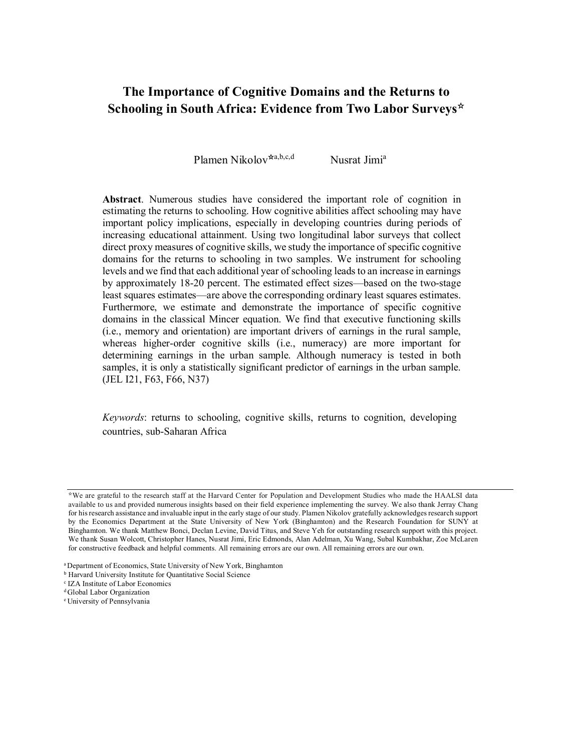# The Importance of Cognitive Domains and the Returns to Schooling in South Africa: Evidence from Two Labor Surveys☆

Plamen Nikolov☆[a,b,c,d] Nusrat Jimi[a]

**Abstract**. Numerous studies have considered the important role of cognition in estimating the returns to schooling. How cognitive abilities affect schooling may have important policy implications, especially in developing countries during periods of increasing educational attainment. Using two longitudinal labor surveys that collect direct proxy measures of cognitive skills, we study the importance of specific cognitive domains for the returns to schooling in two samples. We instrument for schooling levels and we find that each additional year of schooling leads to an increase in earnings by approximately 18-20 percent. The estimated effect sizes—based on the two-stage least squares estimates—are above the corresponding ordinary least squares estimates. Furthermore, we estimate and demonstrate the importance of specific cognitive domains in the classical Mincer equation. We find that executive functioning skills (i.e., memory and orientation) are important drivers of earnings in the rural sample, whereas higher-order cognitive skills (i.e., numeracy) are more important for determining earnings in the urban sample. Although numeracy is tested in both samples, it is only a statistically significant predictor of earnings in the urban sample. (JEL I21, F63, F66, N37)

*Keywords*: returns to schooling, cognitive skills, returns to cognition, developing countries, sub-Saharan Africa

☆We are grateful to the research staff at the Harvard Center for Population and Development Studies who made the HAALSI data available to us and provided numerous insights based on their field experience implementing the survey. We also thank Jerray Chang for his research assistance and invaluable input in the early stage of our study. Plamen Nikolov gratefully acknowledges research support by the Economics Department at the State University of New York (Binghamton) and the Research Foundation for SUNY at Binghamton. We thank Matthew Bonci, Declan Levine, David Titus, and Steve Yeh for outstanding research support with this project. We thank Susan Wolcott, Christopher Hanes, Nusrat Jimi, Eric Edmonds, Alan Adelman, Xu Wang, Subal Kumbakhar, Zoe McLaren for constructive feedback and helpful comments. All remaining errors are our own. All remaining errors are our own.

[a] Department of Economics, State University of New York, Binghamton
[b] Harvard University Institute for Quantitative Social Science
[c] IZA Institute of Labor Economics
[d] Global Labor Organization
[e] University of Pennsylvania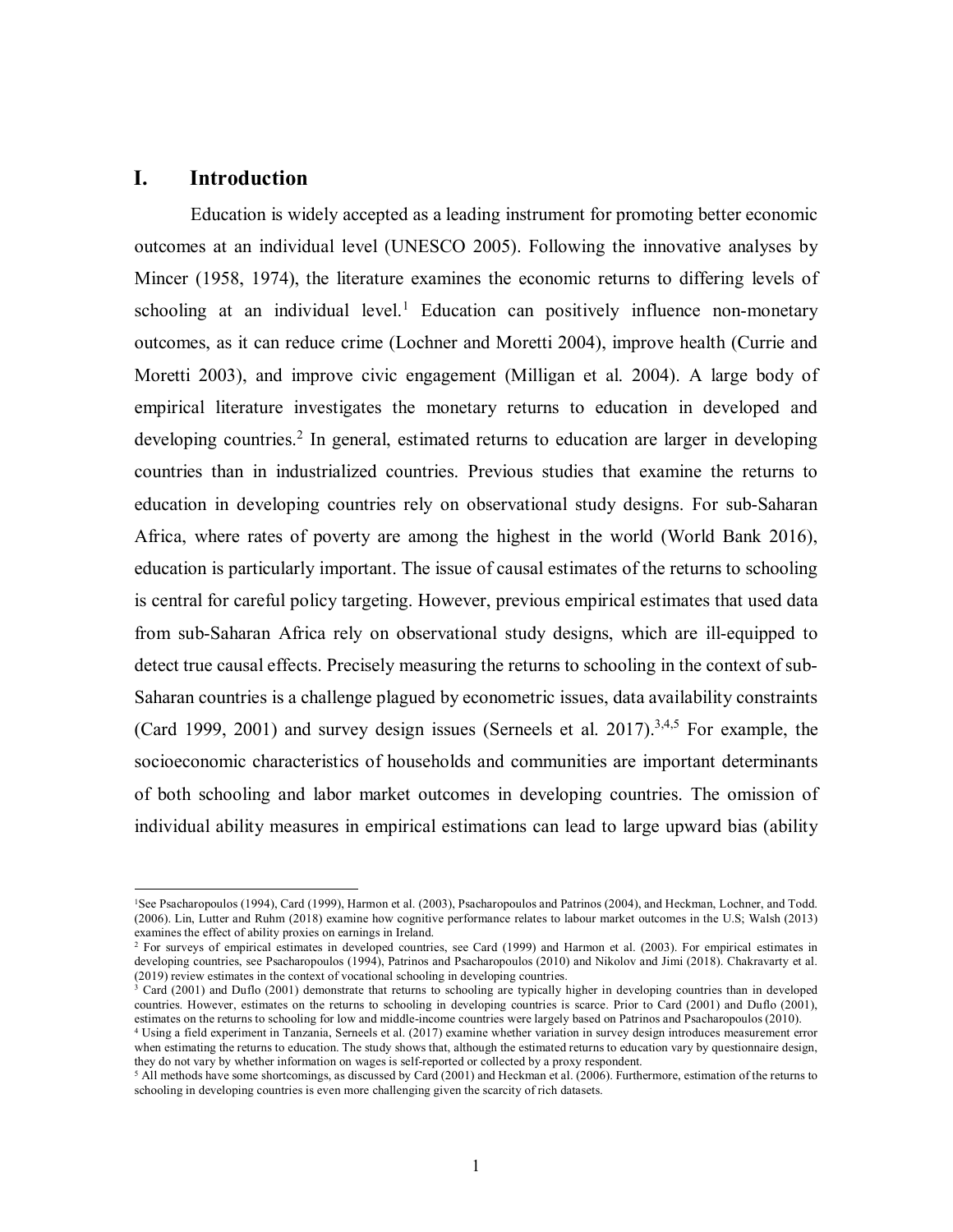# I. Introduction

Education is widely accepted as a leading instrument for promoting better economic outcomes at an individual level (UNESCO 2005). Following the innovative analyses by Mincer (1958, 1974), the literature examines the economic returns to differing levels of schooling at an individual level.[1] Education can positively influence non-monetary outcomes, as it can reduce crime (Lochner and Moretti 2004), improve health (Currie and Moretti 2003), and improve civic engagement (Milligan et al. 2004). A large body of empirical literature investigates the monetary returns to education in developed and developing countries.[2] In general, estimated returns to education are larger in developing countries than in industrialized countries. Previous studies that examine the returns to education in developing countries rely on observational study designs. For sub-Saharan Africa, where rates of poverty are among the highest in the world (World Bank 2016), education is particularly important. The issue of causal estimates of the returns to schooling is central for careful policy targeting. However, previous empirical estimates that used data from sub-Saharan Africa rely on observational study designs, which are ill-equipped to detect true causal effects. Precisely measuring the returns to schooling in the context of sub-Saharan countries is a challenge plagued by econometric issues, data availability constraints (Card 1999, 2001) and survey design issues (Serneels et al. 2017).[3,4,5] For example, the socioeconomic characteristics of households and communities are important determinants of both schooling and labor market outcomes in developing countries. The omission of individual ability measures in empirical estimations can lead to large upward bias (ability

---

[1] See Psacharopoulos (1994), Card (1999), Harmon et al. (2003), Psacharopoulos and Patrinos (2004), and Heckman, Lochner, and Todd. (2006). Lin, Lutter and Ruhm (2018) examine how cognitive performance relates to labour market outcomes in the U.S; Walsh (2013) examines the effect of ability proxies on earnings in Ireland.

[2] For surveys of empirical estimates in developed countries, see Card (1999) and Harmon et al. (2003). For empirical estimates in developing countries, see Psacharopoulos (1994), Patrinos and Psacharopoulos (2010) and Nikolov and Jimi (2018). Chakravarty et al. (2019) review estimates in the context of vocational schooling in developing countries.

[3] Card (2001) and Duflo (2001) demonstrate that returns to schooling are typically higher in developing countries than in developed countries. However, estimates on the returns to schooling in developing countries is scarce. Prior to Card (2001) and Duflo (2001), estimates on the returns to schooling for low and middle-income countries were largely based on Patrinos and Psacharopoulos (2010).

[4] Using a field experiment in Tanzania, Serneels et al. (2017) examine whether variation in survey design introduces measurement error when estimating the returns to education. The study shows that, although the estimated returns to education vary by questionnaire design, they do not vary by whether information on wages is self-reported or collected by a proxy respondent.

[5] All methods have some shortcomings, as discussed by Card (2001) and Heckman et al. (2006). Furthermore, estimation of the returns to schooling in developing countries is even more challenging given the scarcity of rich datasets.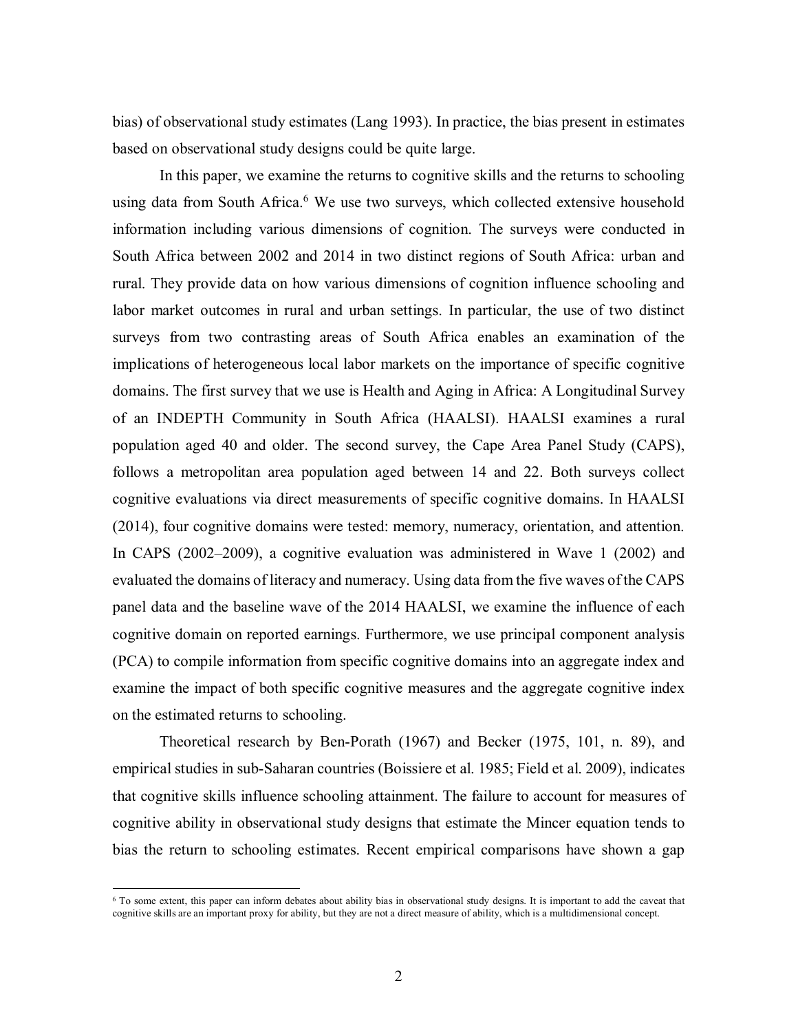bias) of observational study estimates (Lang 1993). In practice, the bias present in estimates based on observational study designs could be quite large.

In this paper, we examine the returns to cognitive skills and the returns to schooling using data from South Africa.[6] We use two surveys, which collected extensive household information including various dimensions of cognition. The surveys were conducted in South Africa between 2002 and 2014 in two distinct regions of South Africa: urban and rural. They provide data on how various dimensions of cognition influence schooling and labor market outcomes in rural and urban settings. In particular, the use of two distinct surveys from two contrasting areas of South Africa enables an examination of the implications of heterogeneous local labor markets on the importance of specific cognitive domains. The first survey that we use is Health and Aging in Africa: A Longitudinal Survey of an INDEPTH Community in South Africa (HAALSI). HAALSI examines a rural population aged 40 and older. The second survey, the Cape Area Panel Study (CAPS), follows a metropolitan area population aged between 14 and 22. Both surveys collect cognitive evaluations via direct measurements of specific cognitive domains. In HAALSI (2014), four cognitive domains were tested: memory, numeracy, orientation, and attention. In CAPS (2002–2009), a cognitive evaluation was administered in Wave 1 (2002) and evaluated the domains of literacy and numeracy. Using data from the five waves of the CAPS panel data and the baseline wave of the 2014 HAALSI, we examine the influence of each cognitive domain on reported earnings. Furthermore, we use principal component analysis (PCA) to compile information from specific cognitive domains into an aggregate index and examine the impact of both specific cognitive measures and the aggregate cognitive index on the estimated returns to schooling.

Theoretical research by Ben-Porath (1967) and Becker (1975, 101, n. 89), and empirical studies in sub-Saharan countries (Boissiere et al. 1985; Field et al. 2009), indicates that cognitive skills influence schooling attainment. The failure to account for measures of cognitive ability in observational study designs that estimate the Mincer equation tends to bias the return to schooling estimates. Recent empirical comparisons have shown a gap

[6] To some extent, this paper can inform debates about ability bias in observational study designs. It is important to add the caveat that cognitive skills are an important proxy for ability, but they are not a direct measure of ability, which is a multidimensional concept.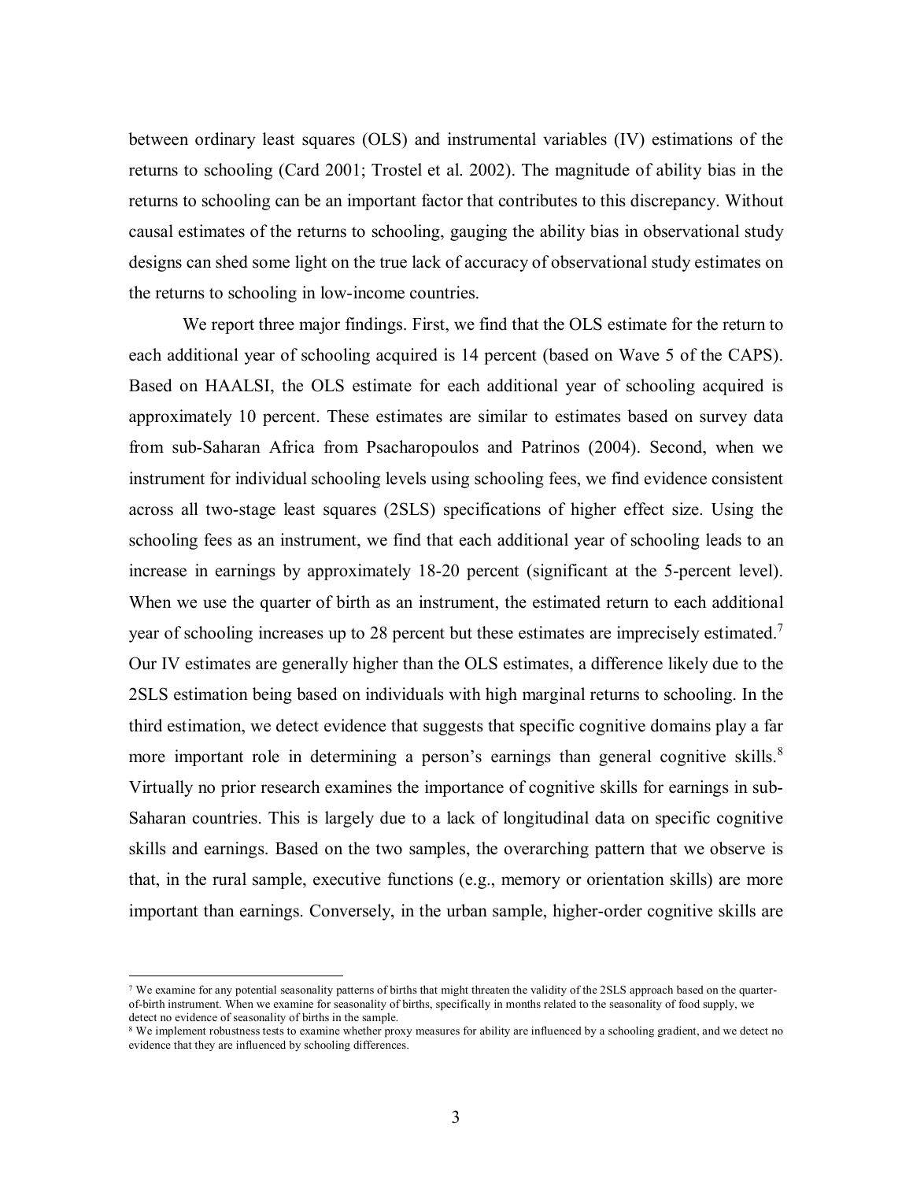between ordinary least squares (OLS) and instrumental variables (IV) estimations of the returns to schooling (Card 2001; Trostel et al. 2002). The magnitude of ability bias in the returns to schooling can be an important factor that contributes to this discrepancy. Without causal estimates of the returns to schooling, gauging the ability bias in observational study designs can shed some light on the true lack of accuracy of observational study estimates on the returns to schooling in low-income countries.

We report three major findings. First, we find that the OLS estimate for the return to each additional year of schooling acquired is 14 percent (based on Wave 5 of the CAPS). Based on HAALSI, the OLS estimate for each additional year of schooling acquired is approximately 10 percent. These estimates are similar to estimates based on survey data from sub-Saharan Africa from Psacharopoulos and Patrinos (2004). Second, when we instrument for individual schooling levels using schooling fees, we find evidence consistent across all two-stage least squares (2SLS) specifications of higher effect size. Using the schooling fees as an instrument, we find that each additional year of schooling leads to an increase in earnings by approximately 18-20 percent (significant at the 5-percent level). When we use the quarter of birth as an instrument, the estimated return to each additional year of schooling increases up to 28 percent but these estimates are imprecisely estimated.[7] Our IV estimates are generally higher than the OLS estimates, a difference likely due to the 2SLS estimation being based on individuals with high marginal returns to schooling. In the third estimation, we detect evidence that suggests that specific cognitive domains play a far more important role in determining a person's earnings than general cognitive skills.[8] Virtually no prior research examines the importance of cognitive skills for earnings in sub-Saharan countries. This is largely due to a lack of longitudinal data on specific cognitive skills and earnings. Based on the two samples, the overarching pattern that we observe is that, in the rural sample, executive functions (e.g., memory or orientation skills) are more important than earnings. Conversely, in the urban sample, higher-order cognitive skills are

---

[7] We examine for any potential seasonality patterns of births that might threaten the validity of the 2SLS approach based on the quarter-of-birth instrument. When we examine for seasonality of births, specifically in months related to the seasonality of food supply, we detect no evidence of seasonality of births in the sample.

[8] We implement robustness tests to examine whether proxy measures for ability are influenced by a schooling gradient, and we detect no evidence that they are influenced by schooling differences.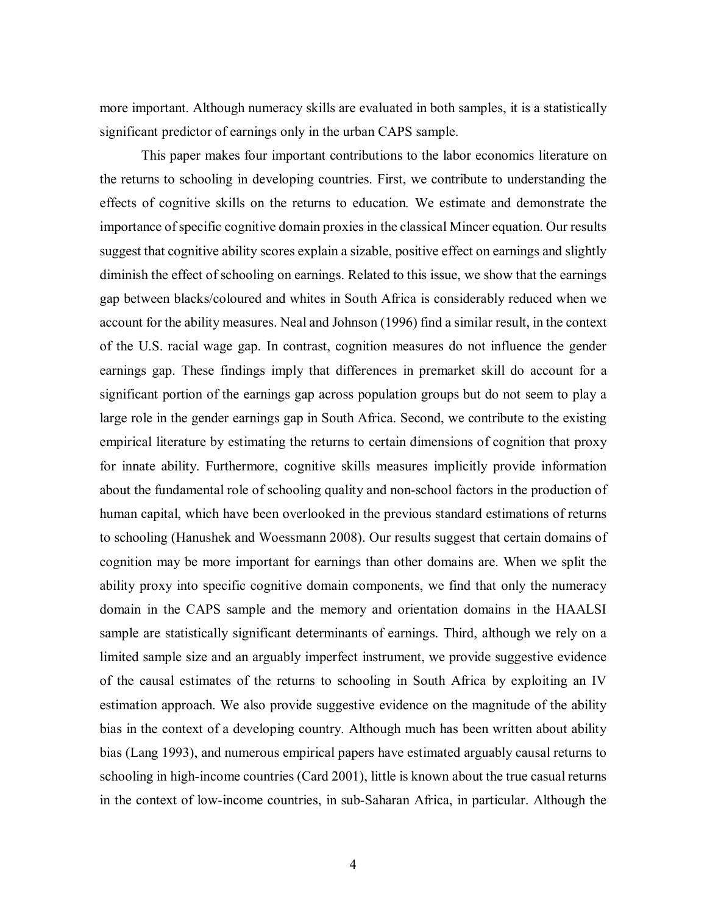more important. Although numeracy skills are evaluated in both samples, it is a statistically significant predictor of earnings only in the urban CAPS sample.

This paper makes four important contributions to the labor economics literature on the returns to schooling in developing countries. First, we contribute to understanding the effects of cognitive skills on the returns to education. We estimate and demonstrate the importance of specific cognitive domain proxies in the classical Mincer equation. Our results suggest that cognitive ability scores explain a sizable, positive effect on earnings and slightly diminish the effect of schooling on earnings. Related to this issue, we show that the earnings gap between blacks/coloured and whites in South Africa is considerably reduced when we account for the ability measures. Neal and Johnson (1996) find a similar result, in the context of the U.S. racial wage gap. In contrast, cognition measures do not influence the gender earnings gap. These findings imply that differences in premarket skill do account for a significant portion of the earnings gap across population groups but do not seem to play a large role in the gender earnings gap in South Africa. Second, we contribute to the existing empirical literature by estimating the returns to certain dimensions of cognition that proxy for innate ability. Furthermore, cognitive skills measures implicitly provide information about the fundamental role of schooling quality and non-school factors in the production of human capital, which have been overlooked in the previous standard estimations of returns to schooling (Hanushek and Woessmann 2008). Our results suggest that certain domains of cognition may be more important for earnings than other domains are. When we split the ability proxy into specific cognitive domain components, we find that only the numeracy domain in the CAPS sample and the memory and orientation domains in the HAALSI sample are statistically significant determinants of earnings. Third, although we rely on a limited sample size and an arguably imperfect instrument, we provide suggestive evidence of the causal estimates of the returns to schooling in South Africa by exploiting an IV estimation approach. We also provide suggestive evidence on the magnitude of the ability bias in the context of a developing country. Although much has been written about ability bias (Lang 1993), and numerous empirical papers have estimated arguably causal returns to schooling in high-income countries (Card 2001), little is known about the true casual returns in the context of low-income countries, in sub-Saharan Africa, in particular. Although the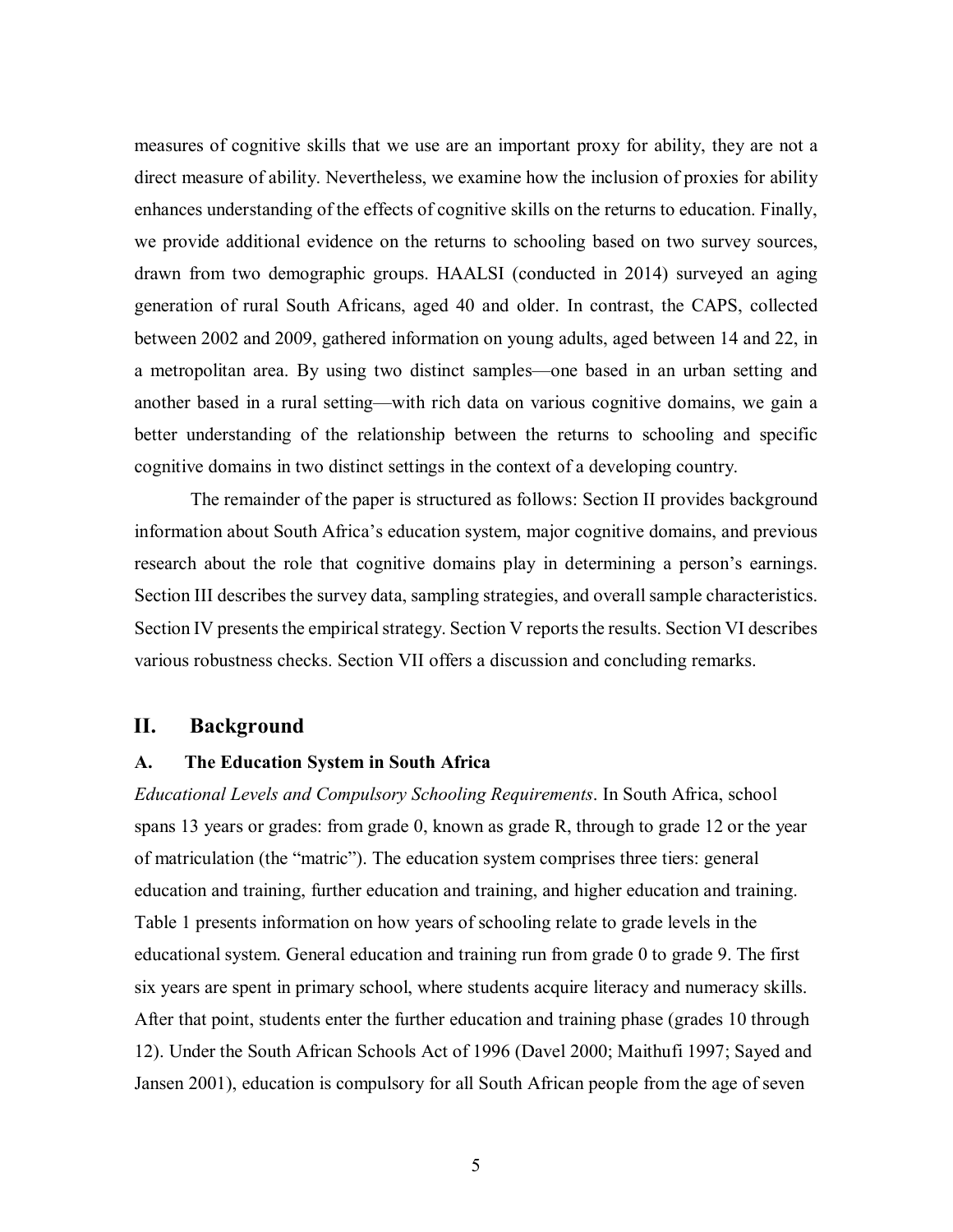measures of cognitive skills that we use are an important proxy for ability, they are not a direct measure of ability. Nevertheless, we examine how the inclusion of proxies for ability enhances understanding of the effects of cognitive skills on the returns to education. Finally, we provide additional evidence on the returns to schooling based on two survey sources, drawn from two demographic groups. HAALSI (conducted in 2014) surveyed an aging generation of rural South Africans, aged 40 and older. In contrast, the CAPS, collected between 2002 and 2009, gathered information on young adults, aged between 14 and 22, in a metropolitan area. By using two distinct samples—one based in an urban setting and another based in a rural setting—with rich data on various cognitive domains, we gain a better understanding of the relationship between the returns to schooling and specific cognitive domains in two distinct settings in the context of a developing country.

The remainder of the paper is structured as follows: Section II provides background information about South Africa's education system, major cognitive domains, and previous research about the role that cognitive domains play in determining a person's earnings. Section III describes the survey data, sampling strategies, and overall sample characteristics. Section IV presents the empirical strategy. Section V reports the results. Section VI describes various robustness checks. Section VII offers a discussion and concluding remarks.

## II. Background

### A. The Education System in South Africa

*Educational Levels and Compulsory Schooling Requirements*. In South Africa, school spans 13 years or grades: from grade 0, known as grade R, through to grade 12 or the year of matriculation (the "matric"). The education system comprises three tiers: general education and training, further education and training, and higher education and training. Table 1 presents information on how years of schooling relate to grade levels in the educational system. General education and training run from grade 0 to grade 9. The first six years are spent in primary school, where students acquire literacy and numeracy skills. After that point, students enter the further education and training phase (grades 10 through 12). Under the South African Schools Act of 1996 (Davel 2000; Maithufi 1997; Sayed and Jansen 2001), education is compulsory for all South African people from the age of seven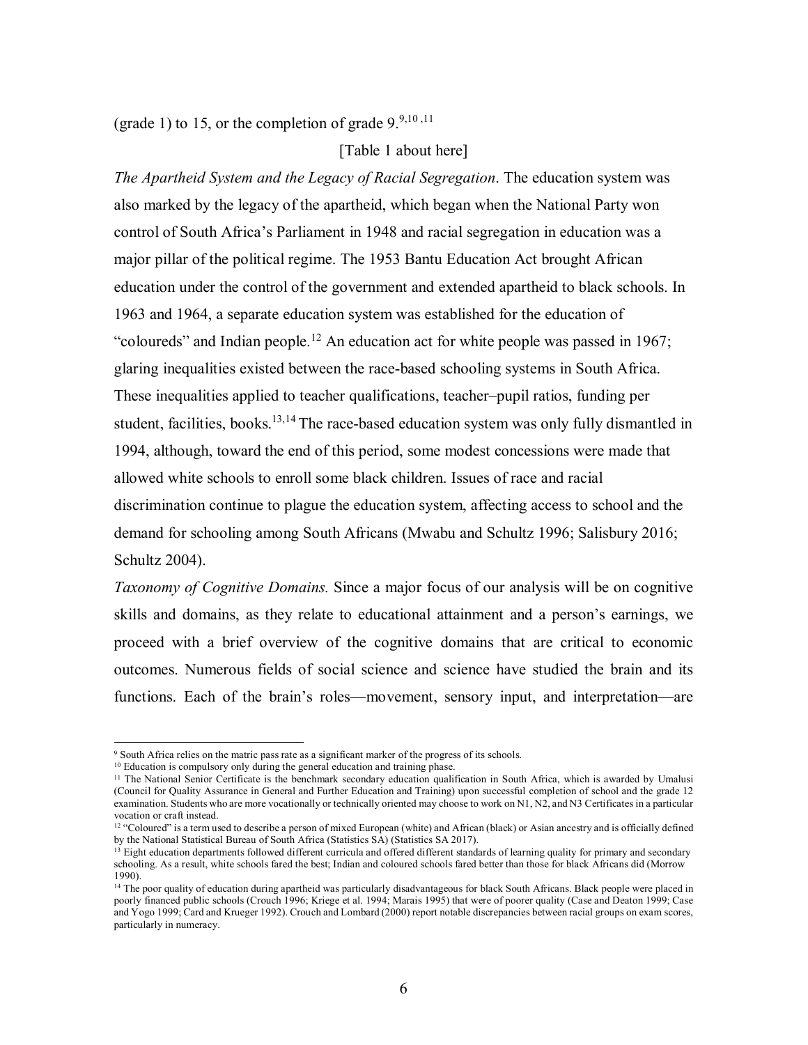(grade 1) to 15, or the completion of grade 9.[9,10,11]

[Table 1 about here]

*The Apartheid System and the Legacy of Racial Segregation*. The education system was also marked by the legacy of the apartheid, which began when the National Party won control of South Africa's Parliament in 1948 and racial segregation in education was a major pillar of the political regime. The 1953 Bantu Education Act brought African education under the control of the government and extended apartheid to black schools. In 1963 and 1964, a separate education system was established for the education of "coloureds" and Indian people.[12] An education act for white people was passed in 1967; glaring inequalities existed between the race-based schooling systems in South Africa. These inequalities applied to teacher qualifications, teacher–pupil ratios, funding per student, facilities, books.[13,14] The race-based education system was only fully dismantled in 1994, although, toward the end of this period, some modest concessions were made that allowed white schools to enroll some black children. Issues of race and racial discrimination continue to plague the education system, affecting access to school and the demand for schooling among South Africans (Mwabu and Schultz 1996; Salisbury 2016; Schultz 2004).

*Taxonomy of Cognitive Domains.* Since a major focus of our analysis will be on cognitive skills and domains, as they relate to educational attainment and a person's earnings, we proceed with a brief overview of the cognitive domains that are critical to economic outcomes. Numerous fields of social science and science have studied the brain and its functions. Each of the brain's roles—movement, sensory input, and interpretation—are

---

[9] South Africa relies on the matric pass rate as a significant marker of the progress of its schools.

[10] Education is compulsory only during the general education and training phase.

[11] The National Senior Certificate is the benchmark secondary education qualification in South Africa, which is awarded by Umalusi (Council for Quality Assurance in General and Further Education and Training) upon successful completion of school and the grade 12 examination. Students who are more vocationally or technically oriented may choose to work on N1, N2, and N3 Certificates in a particular vocation or craft instead.

[12] "Coloured" is a term used to describe a person of mixed European (white) and African (black) or Asian ancestry and is officially defined by the National Statistical Bureau of South Africa (Statistics SA) (Statistics SA 2017).

[13] Eight education departments followed different curricula and offered different standards of learning quality for primary and secondary schooling. As a result, white schools fared the best; Indian and coloured schools fared better than those for black Africans did (Morrow 1990).

[14] The poor quality of education during apartheid was particularly disadvantageous for black South Africans. Black people were placed in poorly financed public schools (Crouch 1996; Kriege et al. 1994; Marais 1995) that were of poorer quality (Case and Deaton 1999; Case and Yogo 1999; Card and Krueger 1992). Crouch and Lombard (2000) report notable discrepancies between racial groups on exam scores, particularly in numeracy.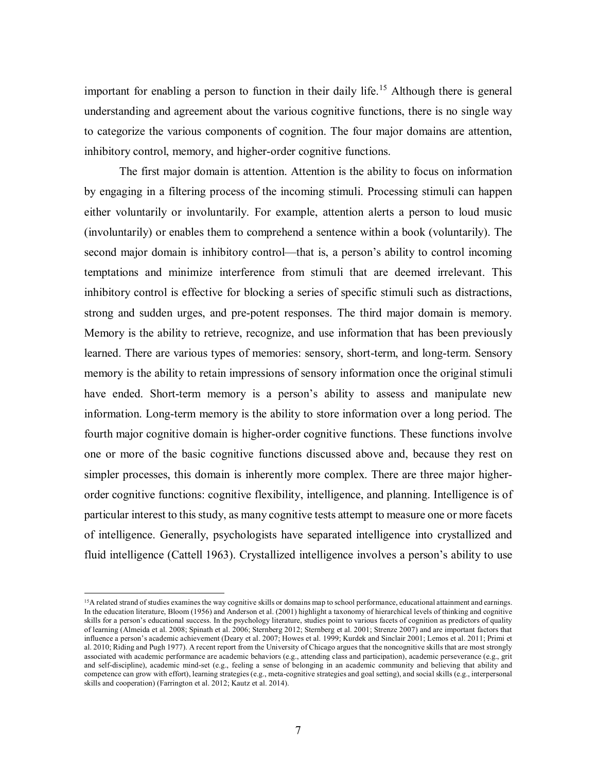important for enabling a person to function in their daily life.[15] Although there is general understanding and agreement about the various cognitive functions, there is no single way to categorize the various components of cognition. The four major domains are attention, inhibitory control, memory, and higher-order cognitive functions.

The first major domain is attention. Attention is the ability to focus on information by engaging in a filtering process of the incoming stimuli. Processing stimuli can happen either voluntarily or involuntarily. For example, attention alerts a person to loud music (involuntarily) or enables them to comprehend a sentence within a book (voluntarily). The second major domain is inhibitory control—that is, a person's ability to control incoming temptations and minimize interference from stimuli that are deemed irrelevant. This inhibitory control is effective for blocking a series of specific stimuli such as distractions, strong and sudden urges, and pre-potent responses. The third major domain is memory. Memory is the ability to retrieve, recognize, and use information that has been previously learned. There are various types of memories: sensory, short-term, and long-term. Sensory memory is the ability to retain impressions of sensory information once the original stimuli have ended. Short-term memory is a person's ability to assess and manipulate new information. Long-term memory is the ability to store information over a long period. The fourth major cognitive domain is higher-order cognitive functions. These functions involve one or more of the basic cognitive functions discussed above and, because they rest on simpler processes, this domain is inherently more complex. There are three major higher-order cognitive functions: cognitive flexibility, intelligence, and planning. Intelligence is of particular interest to this study, as many cognitive tests attempt to measure one or more facets of intelligence. Generally, psychologists have separated intelligence into crystallized and fluid intelligence (Cattell 1963). Crystallized intelligence involves a person's ability to use

[15] A related strand of studies examines the way cognitive skills or domains map to school performance, educational attainment and earnings. In the education literature, Bloom (1956) and Anderson et al. (2001) highlight a taxonomy of hierarchical levels of thinking and cognitive skills for a person's educational success. In the psychology literature, studies point to various facets of cognition as predictors of quality of learning (Almeida et al. 2008; Spinath et al. 2006; Sternberg 2012; Sternberg et al. 2001; Strenze 2007) and are important factors that influence a person's academic achievement (Deary et al. 2007; Howes et al. 1999; Kurdek and Sinclair 2001; Lemos et al. 2011; Primi et al. 2010; Riding and Pugh 1977). A recent report from the University of Chicago argues that the noncognitive skills that are most strongly associated with academic performance are academic behaviors (e.g., attending class and participation), academic perseverance (e.g., grit and self-discipline), academic mind-set (e.g., feeling a sense of belonging in an academic community and believing that ability and competence can grow with effort), learning strategies (e.g., meta-cognitive strategies and goal setting), and social skills (e.g., interpersonal skills and cooperation) (Farrington et al. 2012; Kautz et al. 2014).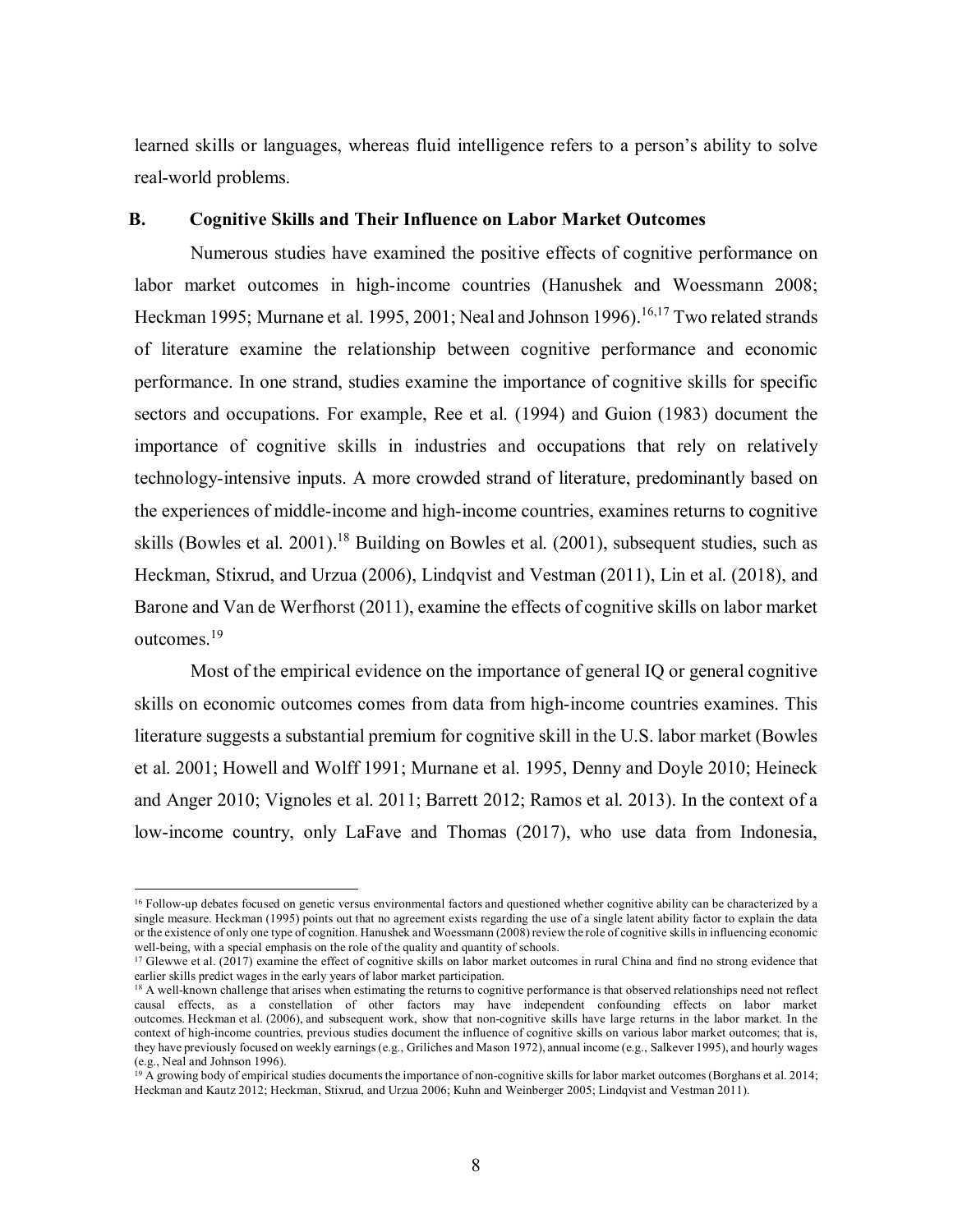learned skills or languages, whereas fluid intelligence refers to a person's ability to solve real-world problems.

### B. Cognitive Skills and Their Influence on Labor Market Outcomes

Numerous studies have examined the positive effects of cognitive performance on labor market outcomes in high-income countries (Hanushek and Woessmann 2008; Heckman 1995; Murnane et al. 1995, 2001; Neal and Johnson 1996).[16,17] Two related strands of literature examine the relationship between cognitive performance and economic performance. In one strand, studies examine the importance of cognitive skills for specific sectors and occupations. For example, Ree et al. (1994) and Guion (1983) document the importance of cognitive skills in industries and occupations that rely on relatively technology-intensive inputs. A more crowded strand of literature, predominantly based on the experiences of middle-income and high-income countries, examines returns to cognitive skills (Bowles et al. 2001).[18] Building on Bowles et al. (2001), subsequent studies, such as Heckman, Stixrud, and Urzua (2006), Lindqvist and Vestman (2011), Lin et al. (2018), and Barone and Van de Werfhorst (2011), examine the effects of cognitive skills on labor market outcomes.[19]

Most of the empirical evidence on the importance of general IQ or general cognitive skills on economic outcomes comes from data from high-income countries examines. This literature suggests a substantial premium for cognitive skill in the U.S. labor market (Bowles et al. 2001; Howell and Wolff 1991; Murnane et al. 1995, Denny and Doyle 2010; Heineck and Anger 2010; Vignoles et al. 2011; Barrett 2012; Ramos et al. 2013). In the context of a low-income country, only LaFave and Thomas (2017), who use data from Indonesia,

---

[16] Follow-up debates focused on genetic versus environmental factors and questioned whether cognitive ability can be characterized by a single measure. Heckman (1995) points out that no agreement exists regarding the use of a single latent ability factor to explain the data or the existence of only one type of cognition. Hanushek and Woessmann (2008) review the role of cognitive skills in influencing economic well-being, with a special emphasis on the role of the quality and quantity of schools.

[17] Glewwe et al. (2017) examine the effect of cognitive skills on labor market outcomes in rural China and find no strong evidence that earlier skills predict wages in the early years of labor market participation.

[18] A well-known challenge that arises when estimating the returns to cognitive performance is that observed relationships need not reflect causal effects, as a constellation of other factors may have independent confounding effects on labor market outcomes. Heckman et al. (2006), and subsequent work, show that non-cognitive skills have large returns in the labor market. In the context of high-income countries, previous studies document the influence of cognitive skills on various labor market outcomes; that is, they have previously focused on weekly earnings (e.g., Griliches and Mason 1972), annual income (e.g., Salkever 1995), and hourly wages (e.g., Neal and Johnson 1996).

[19] A growing body of empirical studies documents the importance of non-cognitive skills for labor market outcomes (Borghans et al. 2014; Heckman and Kautz 2012; Heckman, Stixrud, and Urzua 2006; Kuhn and Weinberger 2005; Lindqvist and Vestman 2011).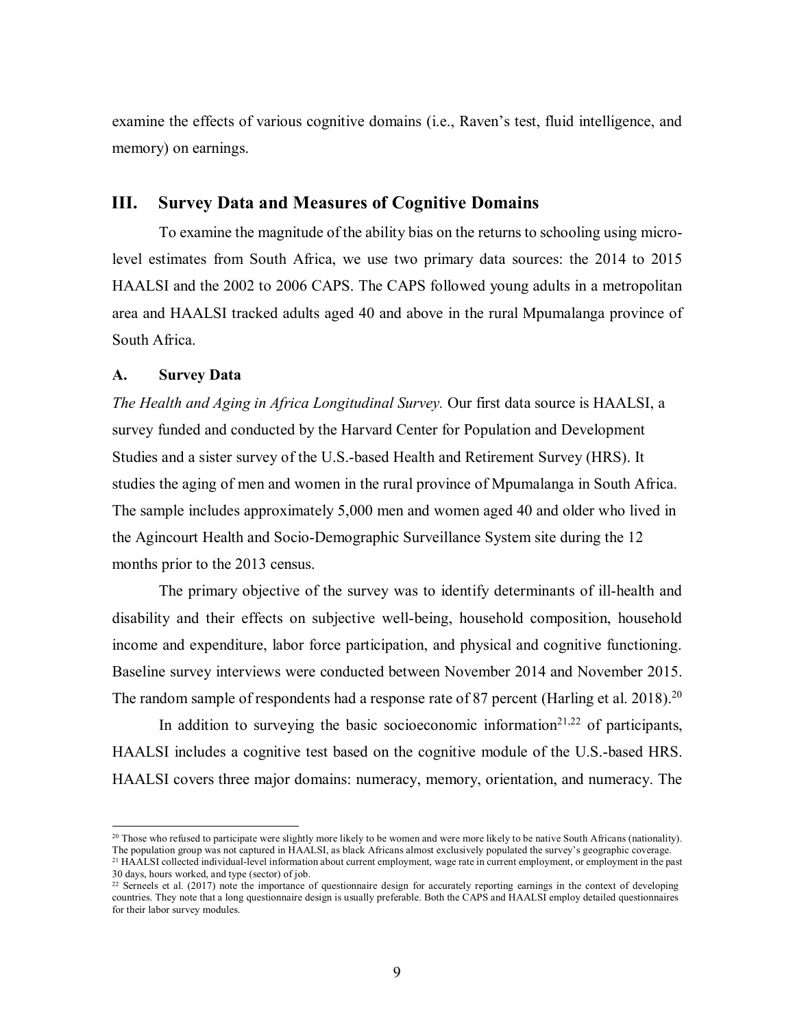examine the effects of various cognitive domains (i.e., Raven's test, fluid intelligence, and memory) on earnings.

## III. Survey Data and Measures of Cognitive Domains

To examine the magnitude of the ability bias on the returns to schooling using micro-level estimates from South Africa, we use two primary data sources: the 2014 to 2015 HAALSI and the 2002 to 2006 CAPS. The CAPS followed young adults in a metropolitan area and HAALSI tracked adults aged 40 and above in the rural Mpumalanga province of South Africa.

### A. Survey Data

*The Health and Aging in Africa Longitudinal Survey.* Our first data source is HAALSI, a survey funded and conducted by the Harvard Center for Population and Development Studies and a sister survey of the U.S.-based Health and Retirement Survey (HRS). It studies the aging of men and women in the rural province of Mpumalanga in South Africa. The sample includes approximately 5,000 men and women aged 40 and older who lived in the Agincourt Health and Socio-Demographic Surveillance System site during the 12 months prior to the 2013 census.

The primary objective of the survey was to identify determinants of ill-health and disability and their effects on subjective well-being, household composition, household income and expenditure, labor force participation, and physical and cognitive functioning. Baseline survey interviews were conducted between November 2014 and November 2015. The random sample of respondents had a response rate of 87 percent (Harling et al. 2018).[20]

In addition to surveying the basic socioeconomic information[21,22] of participants, HAALSI includes a cognitive test based on the cognitive module of the U.S.-based HRS. HAALSI covers three major domains: numeracy, memory, orientation, and numeracy. The

---

[20] Those who refused to participate were slightly more likely to be women and were more likely to be native South Africans (nationality). The population group was not captured in HAALSI, as black Africans almost exclusively populated the survey's geographic coverage.

[21] HAALSI collected individual-level information about current employment, wage rate in current employment, or employment in the past 30 days, hours worked, and type (sector) of job.

[22] Serneels et al. (2017) note the importance of questionnaire design for accurately reporting earnings in the context of developing countries. They note that a long questionnaire design is usually preferable. Both the CAPS and HAALSI employ detailed questionnaires for their labor survey modules.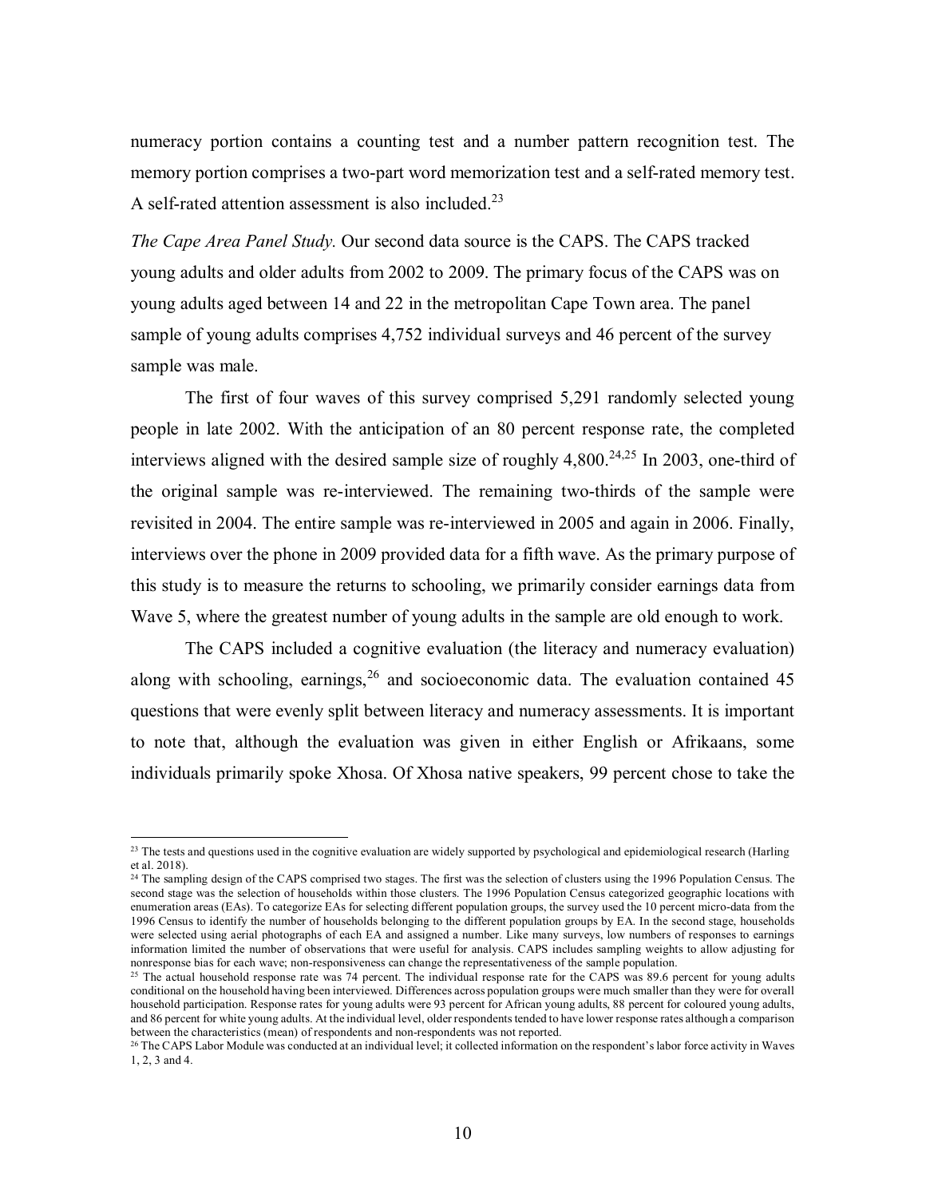numeracy portion contains a counting test and a number pattern recognition test. The memory portion comprises a two-part word memorization test and a self-rated memory test. A self-rated attention assessment is also included.[23]

*The Cape Area Panel Study.* Our second data source is the CAPS. The CAPS tracked young adults and older adults from 2002 to 2009. The primary focus of the CAPS was on young adults aged between 14 and 22 in the metropolitan Cape Town area. The panel sample of young adults comprises 4,752 individual surveys and 46 percent of the survey sample was male.

The first of four waves of this survey comprised 5,291 randomly selected young people in late 2002. With the anticipation of an 80 percent response rate, the completed interviews aligned with the desired sample size of roughly 4,800.[24,25] In 2003, one-third of the original sample was re-interviewed. The remaining two-thirds of the sample were revisited in 2004. The entire sample was re-interviewed in 2005 and again in 2006. Finally, interviews over the phone in 2009 provided data for a fifth wave. As the primary purpose of this study is to measure the returns to schooling, we primarily consider earnings data from Wave 5, where the greatest number of young adults in the sample are old enough to work.

The CAPS included a cognitive evaluation (the literacy and numeracy evaluation) along with schooling, earnings,[26] and socioeconomic data. The evaluation contained 45 questions that were evenly split between literacy and numeracy assessments. It is important to note that, although the evaluation was given in either English or Afrikaans, some individuals primarily spoke Xhosa. Of Xhosa native speakers, 99 percent chose to take the

---

[23] The tests and questions used in the cognitive evaluation are widely supported by psychological and epidemiological research (Harling et al. 2018).

[24] The sampling design of the CAPS comprised two stages. The first was the selection of clusters using the 1996 Population Census. The second stage was the selection of households within those clusters. The 1996 Population Census categorized geographic locations with enumeration areas (EAs). To categorize EAs for selecting different population groups, the survey used the 10 percent micro-data from the 1996 Census to identify the number of households belonging to the different population groups by EA. In the second stage, households were selected using aerial photographs of each EA and assigned a number. Like many surveys, low numbers of responses to earnings information limited the number of observations that were useful for analysis. CAPS includes sampling weights to allow adjusting for nonresponse bias for each wave; non-responsiveness can change the representativeness of the sample population.

[25] The actual household response rate was 74 percent. The individual response rate for the CAPS was 89.6 percent for young adults conditional on the household having been interviewed. Differences across population groups were much smaller than they were for overall household participation. Response rates for young adults were 93 percent for African young adults, 88 percent for coloured young adults, and 86 percent for white young adults. At the individual level, older respondents tended to have lower response rates although a comparison between the characteristics (mean) of respondents and non-respondents was not reported.

[26] The CAPS Labor Module was conducted at an individual level; it collected information on the respondent's labor force activity in Waves 1, 2, 3 and 4.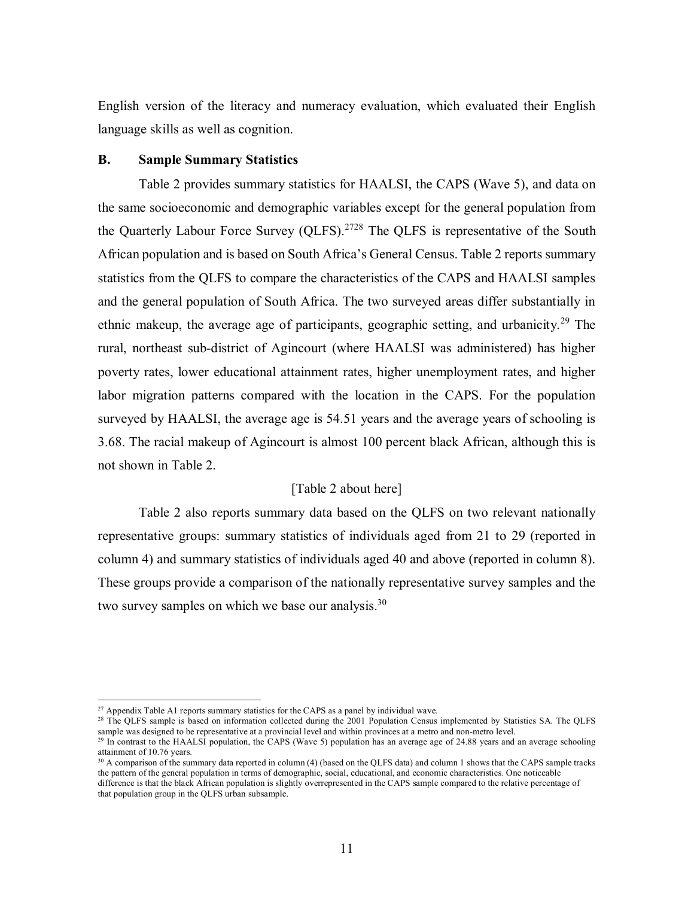English version of the literacy and numeracy evaluation, which evaluated their English language skills as well as cognition.

### B. Sample Summary Statistics

Table 2 provides summary statistics for HAALSI, the CAPS (Wave 5), and data on the same socioeconomic and demographic variables except for the general population from the Quarterly Labour Force Survey (QLFS).[27][28] The QLFS is representative of the South African population and is based on South Africa's General Census. Table 2 reports summary statistics from the QLFS to compare the characteristics of the CAPS and HAALSI samples and the general population of South Africa. The two surveyed areas differ substantially in ethnic makeup, the average age of participants, geographic setting, and urbanicity.[29] The rural, northeast sub-district of Agincourt (where HAALSI was administered) has higher poverty rates, lower educational attainment rates, higher unemployment rates, and higher labor migration patterns compared with the location in the CAPS. For the population surveyed by HAALSI, the average age is 54.51 years and the average years of schooling is 3.68. The racial makeup of Agincourt is almost 100 percent black African, although this is not shown in Table 2.

[Table 2 about here]

Table 2 also reports summary data based on the QLFS on two relevant nationally representative groups: summary statistics of individuals aged from 21 to 29 (reported in column 4) and summary statistics of individuals aged 40 and above (reported in column 8). These groups provide a comparison of the nationally representative survey samples and the two survey samples on which we base our analysis.[30]

---

[27] Appendix Table A1 reports summary statistics for the CAPS as a panel by individual wave.

[28] The QLFS sample is based on information collected during the 2001 Population Census implemented by Statistics SA. The QLFS sample was designed to be representative at a provincial level and within provinces at a metro and non-metro level.

[29] In contrast to the HAALSI population, the CAPS (Wave 5) population has an average age of 24.88 years and an average schooling attainment of 10.76 years.

[30] A comparison of the summary data reported in column (4) (based on the QLFS data) and column 1 shows that the CAPS sample tracks the pattern of the general population in terms of demographic, social, educational, and economic characteristics. One noticeable difference is that the black African population is slightly overrepresented in the CAPS sample compared to the relative percentage of that population group in the QLFS urban subsample.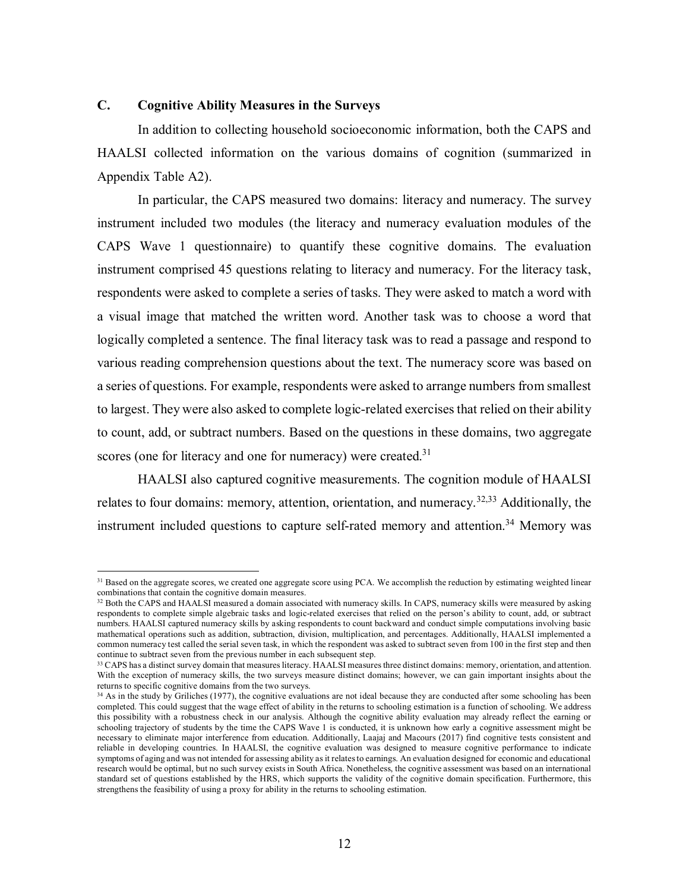### C. Cognitive Ability Measures in the Surveys

In addition to collecting household socioeconomic information, both the CAPS and HAALSI collected information on the various domains of cognition (summarized in Appendix Table A2).

In particular, the CAPS measured two domains: literacy and numeracy. The survey instrument included two modules (the literacy and numeracy evaluation modules of the CAPS Wave 1 questionnaire) to quantify these cognitive domains. The evaluation instrument comprised 45 questions relating to literacy and numeracy. For the literacy task, respondents were asked to complete a series of tasks. They were asked to match a word with a visual image that matched the written word. Another task was to choose a word that logically completed a sentence. The final literacy task was to read a passage and respond to various reading comprehension questions about the text. The numeracy score was based on a series of questions. For example, respondents were asked to arrange numbers from smallest to largest. They were also asked to complete logic-related exercises that relied on their ability to count, add, or subtract numbers. Based on the questions in these domains, two aggregate scores (one for literacy and one for numeracy) were created.[31]

HAALSI also captured cognitive measurements. The cognition module of HAALSI relates to four domains: memory, attention, orientation, and numeracy.[32,33] Additionally, the instrument included questions to capture self-rated memory and attention.[34] Memory was

---

[31] Based on the aggregate scores, we created one aggregate score using PCA. We accomplish the reduction by estimating weighted linear combinations that contain the cognitive domain measures.

[32] Both the CAPS and HAALSI measured a domain associated with numeracy skills. In CAPS, numeracy skills were measured by asking respondents to complete simple algebraic tasks and logic-related exercises that relied on the person's ability to count, add, or subtract numbers. HAALSI captured numeracy skills by asking respondents to count backward and conduct simple computations involving basic mathematical operations such as addition, subtraction, division, multiplication, and percentages. Additionally, HAALSI implemented a common numeracy test called the serial seven task, in which the respondent was asked to subtract seven from 100 in the first step and then continue to subtract seven from the previous number in each subsequent step.

[33] CAPS has a distinct survey domain that measures literacy. HAALSI measures three distinct domains: memory, orientation, and attention. With the exception of numeracy skills, the two surveys measure distinct domains; however, we can gain important insights about the returns to specific cognitive domains from the two surveys.

[34] As in the study by Griliches (1977), the cognitive evaluations are not ideal because they are conducted after some schooling has been completed. This could suggest that the wage effect of ability in the returns to schooling estimation is a function of schooling. We address this possibility with a robustness check in our analysis. Although the cognitive ability evaluation may already reflect the earning or schooling trajectory of students by the time the CAPS Wave 1 is conducted, it is unknown how early a cognitive assessment might be necessary to eliminate major interference from education. Additionally, Laajaj and Macours (2017) find cognitive tests consistent and reliable in developing countries. In HAALSI, the cognitive evaluation was designed to measure cognitive performance to indicate symptoms of aging and was not intended for assessing ability as it relates to earnings. An evaluation designed for economic and educational research would be optimal, but no such survey exists in South Africa. Nonetheless, the cognitive assessment was based on an international standard set of questions established by the HRS, which supports the validity of the cognitive domain specification. Furthermore, this strengthens the feasibility of using a proxy for ability in the returns to schooling estimation.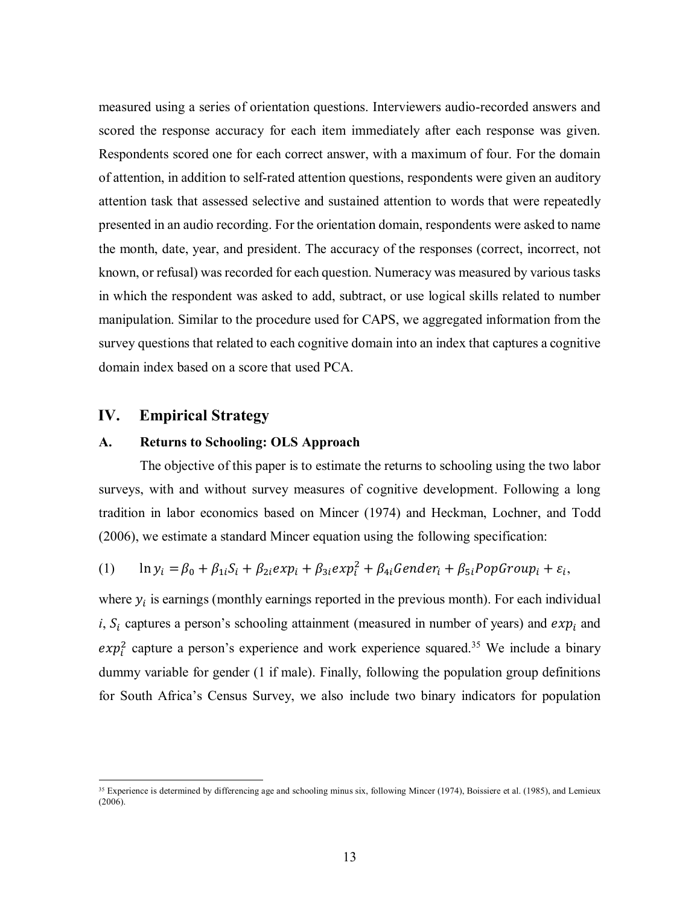measured using a series of orientation questions. Interviewers audio-recorded answers and scored the response accuracy for each item immediately after each response was given. Respondents scored one for each correct answer, with a maximum of four. For the domain of attention, in addition to self-rated attention questions, respondents were given an auditory attention task that assessed selective and sustained attention to words that were repeatedly presented in an audio recording. For the orientation domain, respondents were asked to name the month, date, year, and president. The accuracy of the responses (correct, incorrect, not known, or refusal) was recorded for each question. Numeracy was measured by various tasks in which the respondent was asked to add, subtract, or use logical skills related to number manipulation. Similar to the procedure used for CAPS, we aggregated information from the survey questions that related to each cognitive domain into an index that captures a cognitive domain index based on a score that used PCA.

## IV. Empirical Strategy

### A. Returns to Schooling: OLS Approach

The objective of this paper is to estimate the returns to schooling using the two labor surveys, with and without survey measures of cognitive development. Following a long tradition in labor economics based on Mincer (1974) and Heckman, Lochner, and Todd (2006), we estimate a standard Mincer equation using the following specification:

$$(1) \qquad \ln y_i = \beta_0 + \beta_{1i} S_i + \beta_{2i} exp_i + \beta_{3i} exp_i^2 + \beta_{4i} Gender_i + \beta_{5i} PopGroup_i + \varepsilon_i,$$

where $y_i$ is earnings (monthly earnings reported in the previous month). For each individual $i$, $S_i$ captures a person's schooling attainment (measured in number of years) and $exp_i$ and $exp_i^2$ capture a person's experience and work experience squared.[35] We include a binary dummy variable for gender (1 if male). Finally, following the population group definitions for South Africa's Census Survey, we also include two binary indicators for population

[35] Experience is determined by differencing age and schooling minus six, following Mincer (1974), Boissiere et al. (1985), and Lemieux (2006).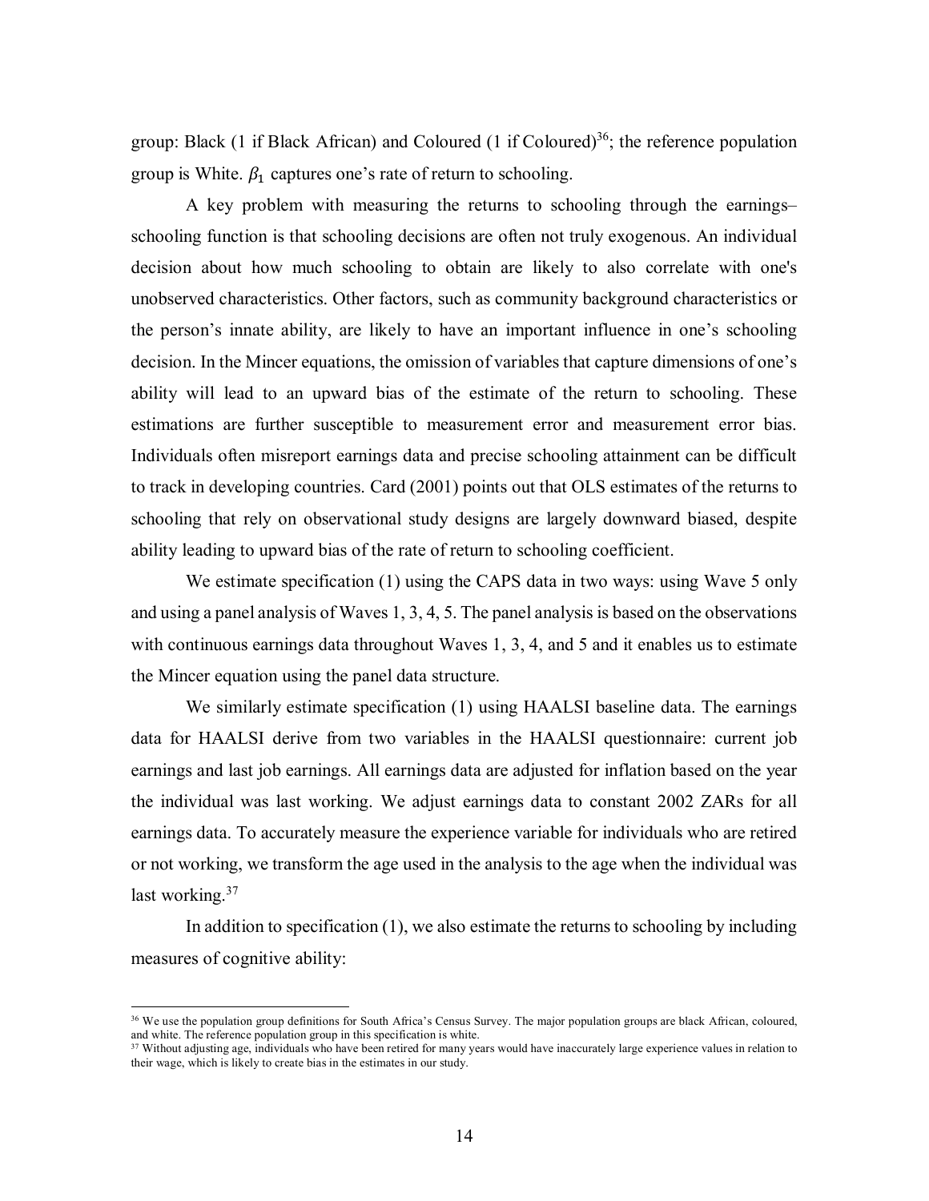group: Black (1 if Black African) and Coloured (1 if Coloured)[36]; the reference population group is White. $\beta_1$ captures one's rate of return to schooling.

A key problem with measuring the returns to schooling through the earnings–schooling function is that schooling decisions are often not truly exogenous. An individual decision about how much schooling to obtain are likely to also correlate with one's unobserved characteristics. Other factors, such as community background characteristics or the person's innate ability, are likely to have an important influence in one's schooling decision. In the Mincer equations, the omission of variables that capture dimensions of one's ability will lead to an upward bias of the estimate of the return to schooling. These estimations are further susceptible to measurement error and measurement error bias. Individuals often misreport earnings data and precise schooling attainment can be difficult to track in developing countries. Card (2001) points out that OLS estimates of the returns to schooling that rely on observational study designs are largely downward biased, despite ability leading to upward bias of the rate of return to schooling coefficient.

We estimate specification (1) using the CAPS data in two ways: using Wave 5 only and using a panel analysis of Waves 1, 3, 4, 5. The panel analysis is based on the observations with continuous earnings data throughout Waves 1, 3, 4, and 5 and it enables us to estimate the Mincer equation using the panel data structure.

We similarly estimate specification (1) using HAALSI baseline data. The earnings data for HAALSI derive from two variables in the HAALSI questionnaire: current job earnings and last job earnings. All earnings data are adjusted for inflation based on the year the individual was last working. We adjust earnings data to constant 2002 ZARs for all earnings data. To accurately measure the experience variable for individuals who are retired or not working, we transform the age used in the analysis to the age when the individual was last working.[37]

In addition to specification (1), we also estimate the returns to schooling by including measures of cognitive ability:

[36] We use the population group definitions for South Africa's Census Survey. The major population groups are black African, coloured, and white. The reference population group in this specification is white.

[37] Without adjusting age, individuals who have been retired for many years would have inaccurately large experience values in relation to their wage, which is likely to create bias in the estimates in our study.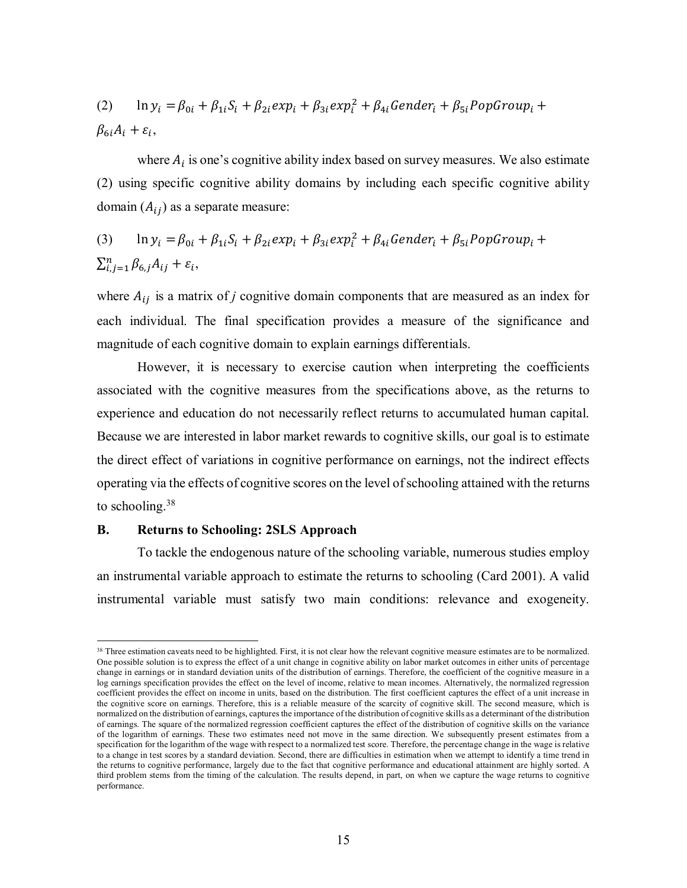$$(2) \qquad \ln y_i = \beta_{0i} + \beta_{1i} S_i + \beta_{2i} exp_i + \beta_{3i} exp_i^2 + \beta_{4i} Gender_i + \beta_{5i} PopGroup_i + \beta_{6i} A_i + \varepsilon_i,$$

where $A_i$ is one's cognitive ability index based on survey measures. We also estimate (2) using specific cognitive ability domains by including each specific cognitive ability domain ($A_{ij}$) as a separate measure:

$$(3) \qquad \ln y_i = \beta_{0i} + \beta_{1i} S_i + \beta_{2i} exp_i + \beta_{3i} exp_i^2 + \beta_{4i} Gender_i + \beta_{5i} PopGroup_i + \sum_{i,j=1}^{n} \beta_{6,j} A_{ij} + \varepsilon_i,$$

where $A_{ij}$ is a matrix of $j$ cognitive domain components that are measured as an index for each individual. The final specification provides a measure of the significance and magnitude of each cognitive domain to explain earnings differentials.

However, it is necessary to exercise caution when interpreting the coefficients associated with the cognitive measures from the specifications above, as the returns to experience and education do not necessarily reflect returns to accumulated human capital. Because we are interested in labor market rewards to cognitive skills, our goal is to estimate the direct effect of variations in cognitive performance on earnings, not the indirect effects operating via the effects of cognitive scores on the level of schooling attained with the returns to schooling.[38]

### B. Returns to Schooling: 2SLS Approach

To tackle the endogenous nature of the schooling variable, numerous studies employ an instrumental variable approach to estimate the returns to schooling (Card 2001). A valid instrumental variable must satisfy two main conditions: relevance and exogeneity.

---

[38] Three estimation caveats need to be highlighted. First, it is not clear how the relevant cognitive measure estimates are to be normalized. One possible solution is to express the effect of a unit change in cognitive ability on labor market outcomes in either units of percentage change in earnings or in standard deviation units of the distribution of earnings. Therefore, the coefficient of the cognitive measure in a log earnings specification provides the effect on the level of income, relative to mean incomes. Alternatively, the normalized regression coefficient provides the effect on income in units, based on the distribution. The first coefficient captures the effect of a unit increase in the cognitive score on earnings. Therefore, this is a reliable measure of the scarcity of cognitive skill. The second measure, which is normalized on the distribution of earnings, captures the importance of the distribution of cognitive skills as a determinant of the distribution of earnings. The square of the normalized regression coefficient captures the effect of the distribution of cognitive skills on the variance of the logarithm of earnings. These two estimates need not move in the same direction. We subsequently present estimates from a specification for the logarithm of the wage with respect to a normalized test score. Therefore, the percentage change in the wage is relative to a change in test scores by a standard deviation. Second, there are difficulties in estimation when we attempt to identify a time trend in the returns to cognitive performance, largely due to the fact that cognitive performance and educational attainment are highly sorted. A third problem stems from the timing of the calculation. The results depend, in part, on when we capture the wage returns to cognitive performance.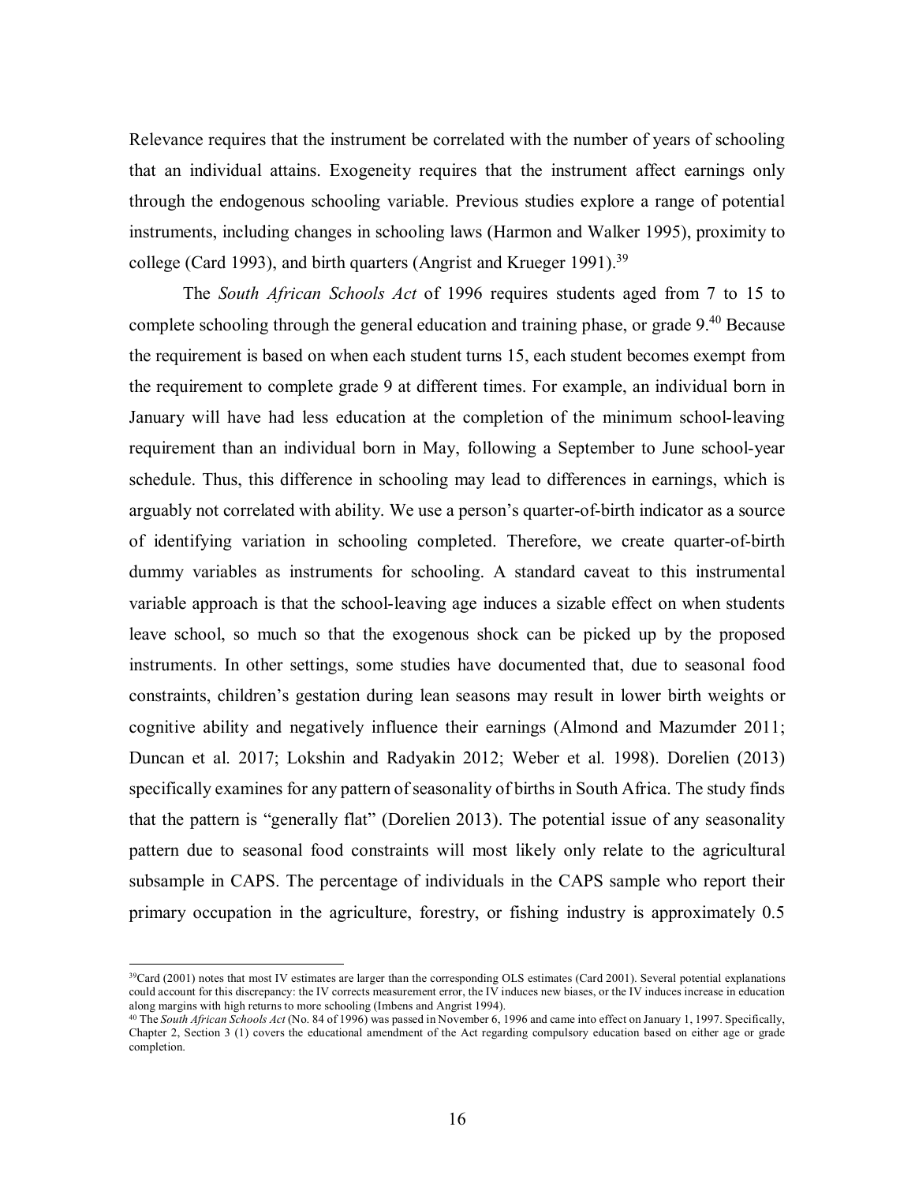Relevance requires that the instrument be correlated with the number of years of schooling that an individual attains. Exogeneity requires that the instrument affect earnings only through the endogenous schooling variable. Previous studies explore a range of potential instruments, including changes in schooling laws (Harmon and Walker 1995), proximity to college (Card 1993), and birth quarters (Angrist and Krueger 1991).[39]

The *South African Schools Act* of 1996 requires students aged from 7 to 15 to complete schooling through the general education and training phase, or grade 9.[40] Because the requirement is based on when each student turns 15, each student becomes exempt from the requirement to complete grade 9 at different times. For example, an individual born in January will have had less education at the completion of the minimum school-leaving requirement than an individual born in May, following a September to June school-year schedule. Thus, this difference in schooling may lead to differences in earnings, which is arguably not correlated with ability. We use a person's quarter-of-birth indicator as a source of identifying variation in schooling completed. Therefore, we create quarter-of-birth dummy variables as instruments for schooling. A standard caveat to this instrumental variable approach is that the school-leaving age induces a sizable effect on when students leave school, so much so that the exogenous shock can be picked up by the proposed instruments. In other settings, some studies have documented that, due to seasonal food constraints, children's gestation during lean seasons may result in lower birth weights or cognitive ability and negatively influence their earnings (Almond and Mazumder 2011; Duncan et al. 2017; Lokshin and Radyakin 2012; Weber et al. 1998). Dorelien (2013) specifically examines for any pattern of seasonality of births in South Africa. The study finds that the pattern is "generally flat" (Dorelien 2013). The potential issue of any seasonality pattern due to seasonal food constraints will most likely only relate to the agricultural subsample in CAPS. The percentage of individuals in the CAPS sample who report their primary occupation in the agriculture, forestry, or fishing industry is approximately 0.5

[39] Card (2001) notes that most IV estimates are larger than the corresponding OLS estimates (Card 2001). Several potential explanations could account for this discrepancy: the IV corrects measurement error, the IV induces new biases, or the IV induces increase in education along margins with high returns to more schooling (Imbens and Angrist 1994).

[40] The *South African Schools Act* (No. 84 of 1996) was passed in November 6, 1996 and came into effect on January 1, 1997. Specifically, Chapter 2, Section 3 (1) covers the educational amendment of the Act regarding compulsory education based on either age or grade completion.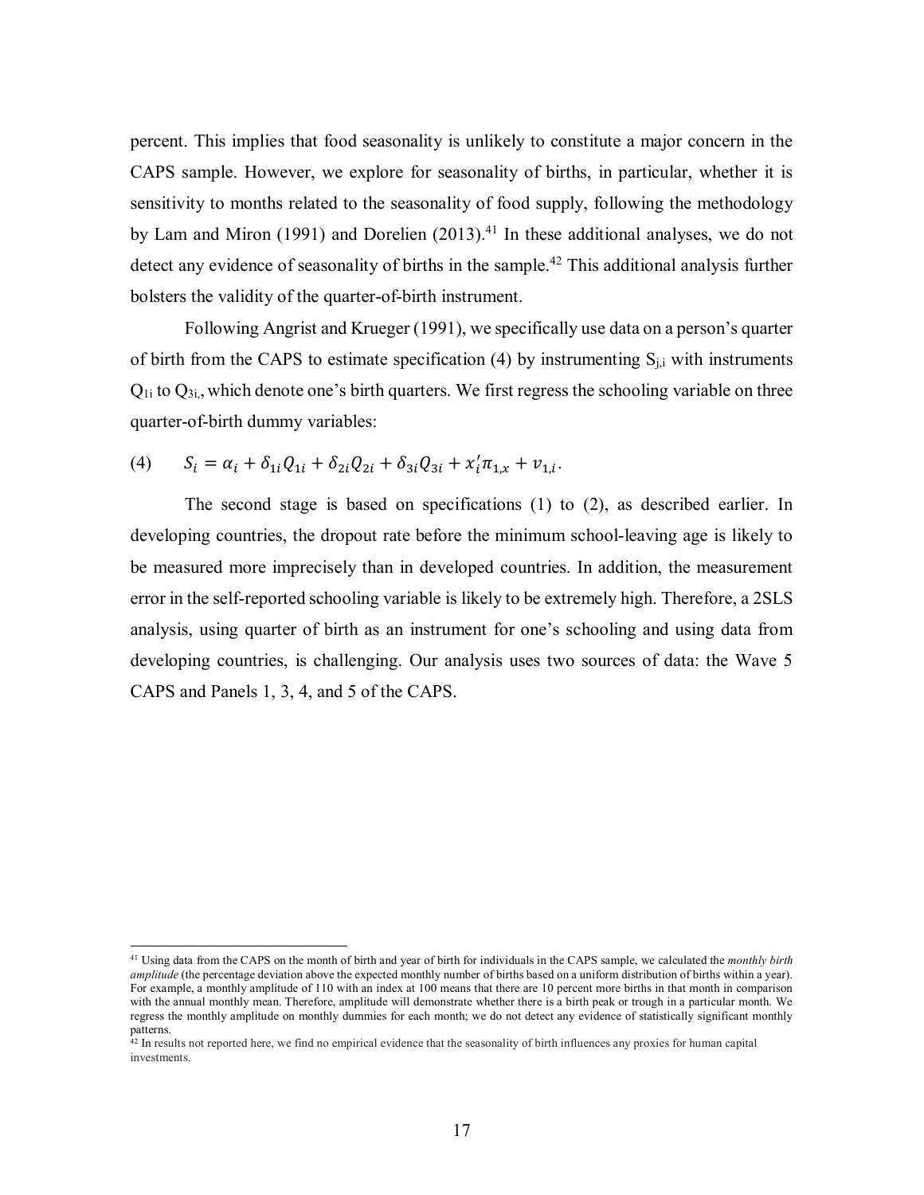percent. This implies that food seasonality is unlikely to constitute a major concern in the CAPS sample. However, we explore for seasonality of births, in particular, whether it is sensitivity to months related to the seasonality of food supply, following the methodology by Lam and Miron (1991) and Dorelien (2013).[41] In these additional analyses, we do not detect any evidence of seasonality of births in the sample.[42] This additional analysis further bolsters the validity of the quarter-of-birth instrument.

Following Angrist and Krueger (1991), we specifically use data on a person's quarter of birth from the CAPS to estimate specification (4) by instrumenting $S_{j,i}$ with instruments $Q_{1i}$ to $Q_{3i,}$, which denote one's birth quarters. We first regress the schooling variable on three quarter-of-birth dummy variables:

$$(4) \qquad S_i = \alpha_i + \delta_{1i} Q_{1i} + \delta_{2i} Q_{2i} + \delta_{3i} Q_{3i} + x_i' \pi_{1,x} + v_{1,i}.$$

The second stage is based on specifications (1) to (2), as described earlier. In developing countries, the dropout rate before the minimum school-leaving age is likely to be measured more imprecisely than in developed countries. In addition, the measurement error in the self-reported schooling variable is likely to be extremely high. Therefore, a 2SLS analysis, using quarter of birth as an instrument for one's schooling and using data from developing countries, is challenging. Our analysis uses two sources of data: the Wave 5 CAPS and Panels 1, 3, 4, and 5 of the CAPS.

---

[41] Using data from the CAPS on the month of birth and year of birth for individuals in the CAPS sample, we calculated the *monthly birth amplitude* (the percentage deviation above the expected monthly number of births based on a uniform distribution of births within a year). For example, a monthly amplitude of 110 with an index at 100 means that there are 10 percent more births in that month in comparison with the annual monthly mean. Therefore, amplitude will demonstrate whether there is a birth peak or trough in a particular month. We regress the monthly amplitude on monthly dummies for each month; we do not detect any evidence of statistically significant monthly patterns.

[42] In results not reported here, we find no empirical evidence that the seasonality of birth influences any proxies for human capital investments.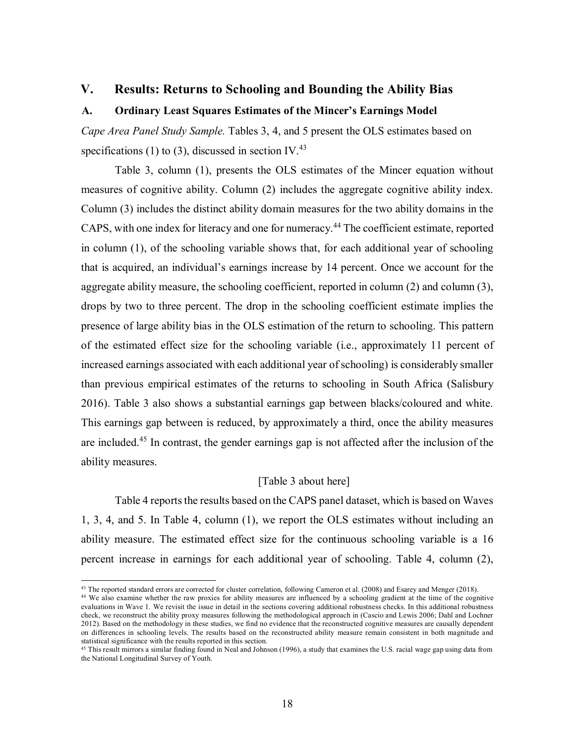## V. Results: Returns to Schooling and Bounding the Ability Bias

### A. Ordinary Least Squares Estimates of the Mincer's Earnings Model

*Cape Area Panel Study Sample.* Tables 3, 4, and 5 present the OLS estimates based on specifications (1) to (3), discussed in section IV.[43]

Table 3, column (1), presents the OLS estimates of the Mincer equation without measures of cognitive ability. Column (2) includes the aggregate cognitive ability index. Column (3) includes the distinct ability domain measures for the two ability domains in the CAPS, with one index for literacy and one for numeracy.[44] The coefficient estimate, reported in column (1), of the schooling variable shows that, for each additional year of schooling that is acquired, an individual's earnings increase by 14 percent. Once we account for the aggregate ability measure, the schooling coefficient, reported in column (2) and column (3), drops by two to three percent. The drop in the schooling coefficient estimate implies the presence of large ability bias in the OLS estimation of the return to schooling. This pattern of the estimated effect size for the schooling variable (i.e., approximately 11 percent of increased earnings associated with each additional year of schooling) is considerably smaller than previous empirical estimates of the returns to schooling in South Africa (Salisbury 2016). Table 3 also shows a substantial earnings gap between blacks/coloured and white. This earnings gap between is reduced, by approximately a third, once the ability measures are included.[45] In contrast, the gender earnings gap is not affected after the inclusion of the ability measures.

[Table 3 about here]

Table 4 reports the results based on the CAPS panel dataset, which is based on Waves 1, 3, 4, and 5. In Table 4, column (1), we report the OLS estimates without including an ability measure. The estimated effect size for the continuous schooling variable is a 16 percent increase in earnings for each additional year of schooling. Table 4, column (2),

---

[43] The reported standard errors are corrected for cluster correlation, following Cameron et al. (2008) and Esarey and Menger (2018).

[44] We also examine whether the raw proxies for ability measures are influenced by a schooling gradient at the time of the cognitive evaluations in Wave 1. We revisit the issue in detail in the sections covering additional robustness checks. In this additional robustness check, we reconstruct the ability proxy measures following the methodological approach in (Cascio and Lewis 2006; Dahl and Lochner 2012). Based on the methodology in these studies, we find no evidence that the reconstructed cognitive measures are causally dependent on differences in schooling levels. The results based on the reconstructed ability measure remain consistent in both magnitude and statistical significance with the results reported in this section.

[45] This result mirrors a similar finding found in Neal and Johnson (1996), a study that examines the U.S. racial wage gap using data from the National Longitudinal Survey of Youth.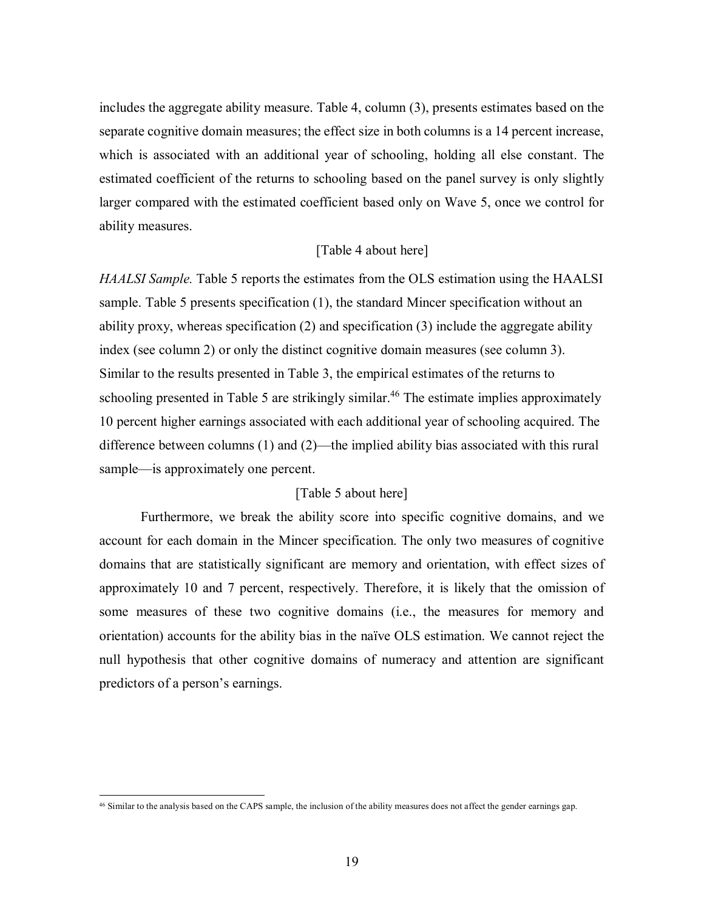includes the aggregate ability measure. Table 4, column (3), presents estimates based on the separate cognitive domain measures; the effect size in both columns is a 14 percent increase, which is associated with an additional year of schooling, holding all else constant. The estimated coefficient of the returns to schooling based on the panel survey is only slightly larger compared with the estimated coefficient based only on Wave 5, once we control for ability measures.

[Table 4 about here]

*HAALSI Sample.* Table 5 reports the estimates from the OLS estimation using the HAALSI sample. Table 5 presents specification (1), the standard Mincer specification without an ability proxy, whereas specification (2) and specification (3) include the aggregate ability index (see column 2) or only the distinct cognitive domain measures (see column 3). Similar to the results presented in Table 3, the empirical estimates of the returns to schooling presented in Table 5 are strikingly similar.[46] The estimate implies approximately 10 percent higher earnings associated with each additional year of schooling acquired. The difference between columns (1) and (2)—the implied ability bias associated with this rural sample—is approximately one percent.

[Table 5 about here]

Furthermore, we break the ability score into specific cognitive domains, and we account for each domain in the Mincer specification. The only two measures of cognitive domains that are statistically significant are memory and orientation, with effect sizes of approximately 10 and 7 percent, respectively. Therefore, it is likely that the omission of some measures of these two cognitive domains (i.e., the measures for memory and orientation) accounts for the ability bias in the naïve OLS estimation. We cannot reject the null hypothesis that other cognitive domains of numeracy and attention are significant predictors of a person's earnings.

[46] Similar to the analysis based on the CAPS sample, the inclusion of the ability measures does not affect the gender earnings gap.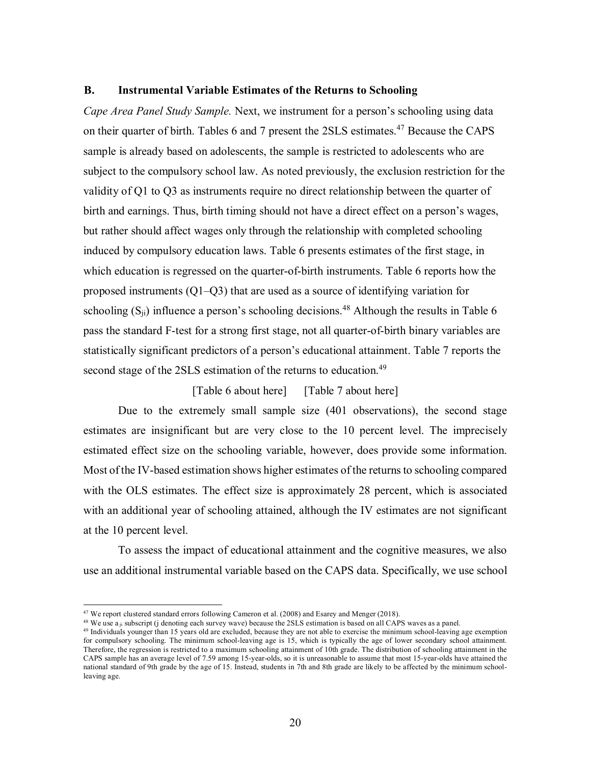### B. Instrumental Variable Estimates of the Returns to Schooling

*Cape Area Panel Study Sample.* Next, we instrument for a person's schooling using data on their quarter of birth. Tables 6 and 7 present the 2SLS estimates.[47] Because the CAPS sample is already based on adolescents, the sample is restricted to adolescents who are subject to the compulsory school law. As noted previously, the exclusion restriction for the validity of Q1 to Q3 as instruments require no direct relationship between the quarter of birth and earnings. Thus, birth timing should not have a direct effect on a person's wages, but rather should affect wages only through the relationship with completed schooling induced by compulsory education laws. Table 6 presents estimates of the first stage, in which education is regressed on the quarter-of-birth instruments. Table 6 reports how the proposed instruments (Q1–Q3) that are used as a source of identifying variation for schooling ($S_{ji}$) influence a person's schooling decisions.[48] Although the results in Table 6 pass the standard F-test for a strong first stage, not all quarter-of-birth binary variables are statistically significant predictors of a person's educational attainment. Table 7 reports the second stage of the 2SLS estimation of the returns to education.[49]

[Table 6 about here] [Table 7 about here]

Due to the extremely small sample size (401 observations), the second stage estimates are insignificant but are very close to the 10 percent level. The imprecisely estimated effect size on the schooling variable, however, does provide some information. Most of the IV-based estimation shows higher estimates of the returns to schooling compared with the OLS estimates. The effect size is approximately 28 percent, which is associated with an additional year of schooling attained, although the IV estimates are not significant at the 10 percent level.

To assess the impact of educational attainment and the cognitive measures, we also use an additional instrumental variable based on the CAPS data. Specifically, we use school

---

[47] We report clustered standard errors following Cameron et al. (2008) and Esarey and Menger (2018).

[48] We use a $_{ji}$ subscript (j denoting each survey wave) because the 2SLS estimation is based on all CAPS waves as a panel.

[49] Individuals younger than 15 years old are excluded, because they are not able to exercise the minimum school-leaving age exemption for compulsory schooling. The minimum school-leaving age is 15, which is typically the age of lower secondary school attainment. Therefore, the regression is restricted to a maximum schooling attainment of 10th grade. The distribution of schooling attainment in the CAPS sample has an average level of 7.59 among 15-year-olds, so it is unreasonable to assume that most 15-year-olds have attained the national standard of 9th grade by the age of 15. Instead, students in 7th and 8th grade are likely to be affected by the minimum school-leaving age.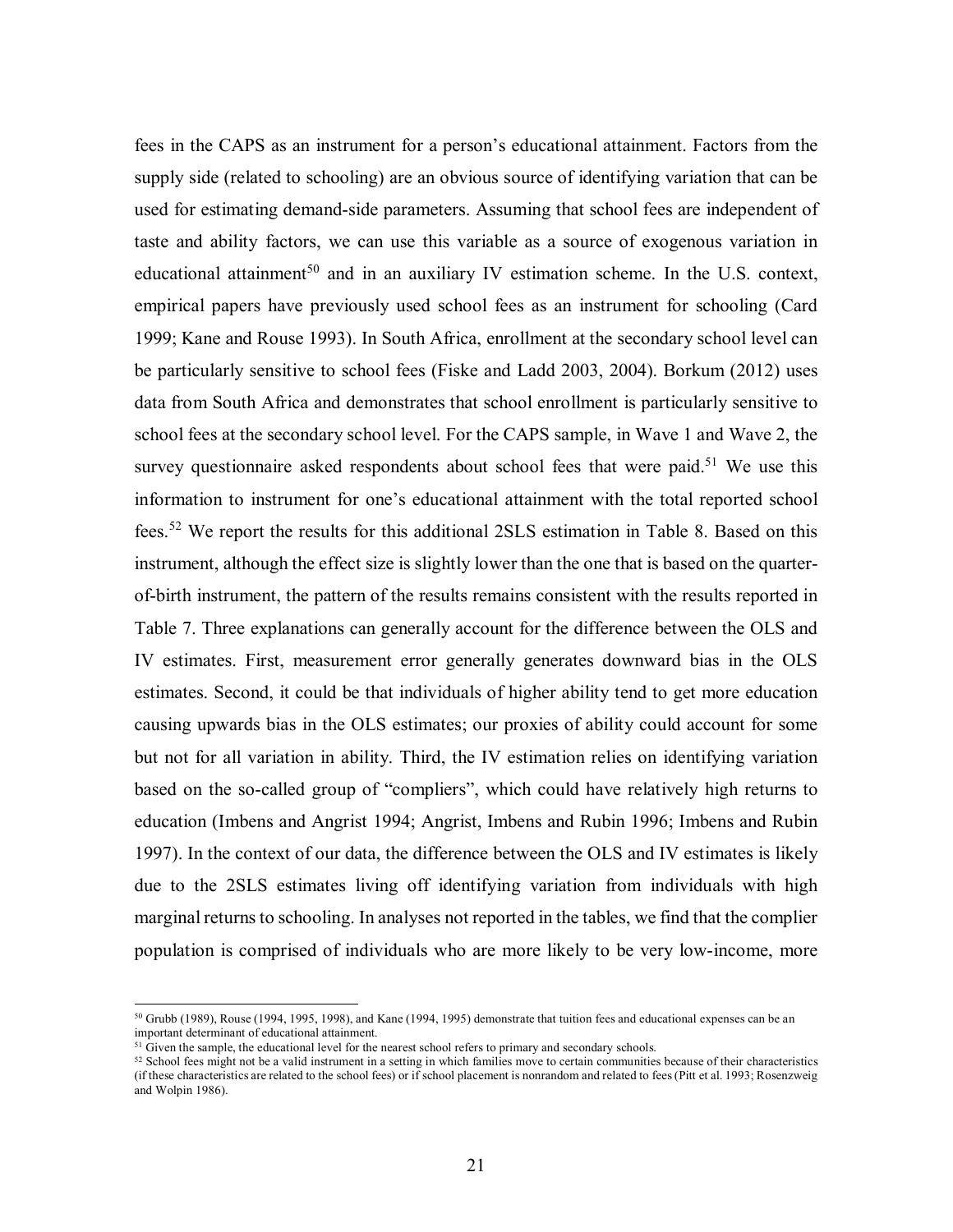fees in the CAPS as an instrument for a person's educational attainment. Factors from the supply side (related to schooling) are an obvious source of identifying variation that can be used for estimating demand-side parameters. Assuming that school fees are independent of taste and ability factors, we can use this variable as a source of exogenous variation in educational attainment[50] and in an auxiliary IV estimation scheme. In the U.S. context, empirical papers have previously used school fees as an instrument for schooling (Card 1999; Kane and Rouse 1993). In South Africa, enrollment at the secondary school level can be particularly sensitive to school fees (Fiske and Ladd 2003, 2004). Borkum (2012) uses data from South Africa and demonstrates that school enrollment is particularly sensitive to school fees at the secondary school level. For the CAPS sample, in Wave 1 and Wave 2, the survey questionnaire asked respondents about school fees that were paid.[51] We use this information to instrument for one's educational attainment with the total reported school fees.[52] We report the results for this additional 2SLS estimation in Table 8. Based on this instrument, although the effect size is slightly lower than the one that is based on the quarter-of-birth instrument, the pattern of the results remains consistent with the results reported in Table 7. Three explanations can generally account for the difference between the OLS and IV estimates. First, measurement error generally generates downward bias in the OLS estimates. Second, it could be that individuals of higher ability tend to get more education causing upwards bias in the OLS estimates; our proxies of ability could account for some but not for all variation in ability. Third, the IV estimation relies on identifying variation based on the so-called group of "compliers", which could have relatively high returns to education (Imbens and Angrist 1994; Angrist, Imbens and Rubin 1996; Imbens and Rubin 1997). In the context of our data, the difference between the OLS and IV estimates is likely due to the 2SLS estimates living off identifying variation from individuals with high marginal returns to schooling. In analyses not reported in the tables, we find that the complier population is comprised of individuals who are more likely to be very low-income, more

[50] Grubb (1989), Rouse (1994, 1995, 1998), and Kane (1994, 1995) demonstrate that tuition fees and educational expenses can be an important determinant of educational attainment.

[51] Given the sample, the educational level for the nearest school refers to primary and secondary schools.

[52] School fees might not be a valid instrument in a setting in which families move to certain communities because of their characteristics (if these characteristics are related to the school fees) or if school placement is nonrandom and related to fees (Pitt et al. 1993; Rosenzweig and Wolpin 1986).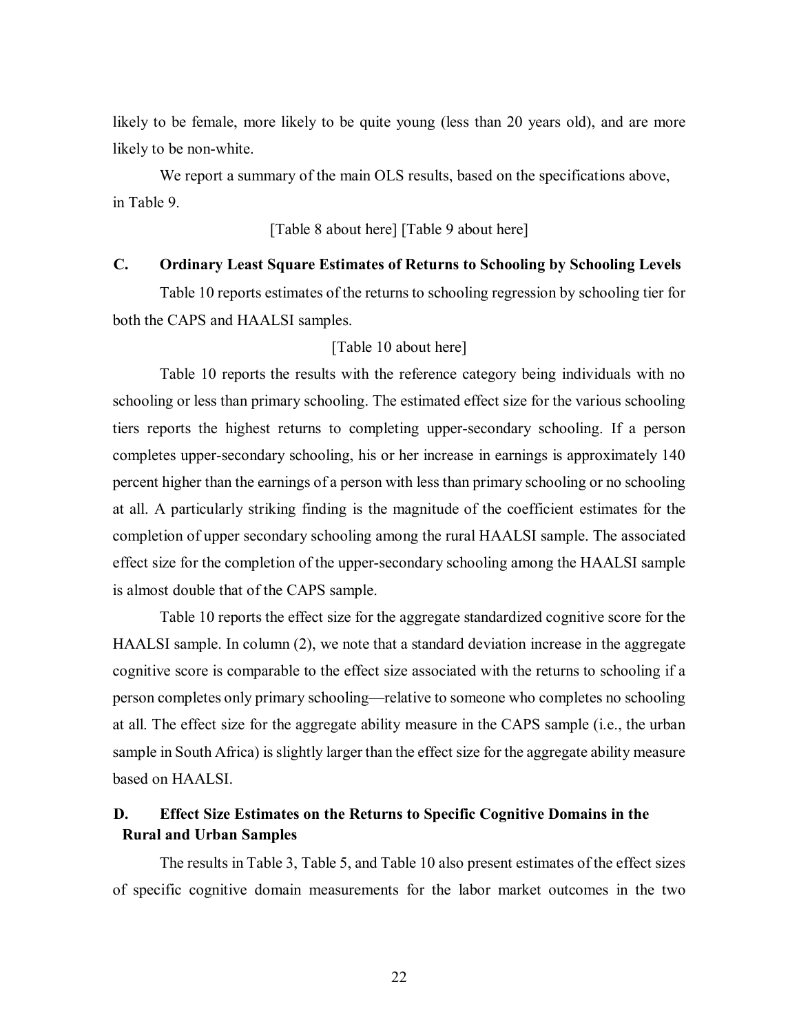likely to be female, more likely to be quite young (less than 20 years old), and are more likely to be non-white.

We report a summary of the main OLS results, based on the specifications above, in Table 9.

[Table 8 about here] [Table 9 about here]

### C. Ordinary Least Square Estimates of Returns to Schooling by Schooling Levels

Table 10 reports estimates of the returns to schooling regression by schooling tier for both the CAPS and HAALSI samples.

[Table 10 about here]

Table 10 reports the results with the reference category being individuals with no schooling or less than primary schooling. The estimated effect size for the various schooling tiers reports the highest returns to completing upper-secondary schooling. If a person completes upper-secondary schooling, his or her increase in earnings is approximately 140 percent higher than the earnings of a person with less than primary schooling or no schooling at all. A particularly striking finding is the magnitude of the coefficient estimates for the completion of upper secondary schooling among the rural HAALSI sample. The associated effect size for the completion of the upper-secondary schooling among the HAALSI sample is almost double that of the CAPS sample.

Table 10 reports the effect size for the aggregate standardized cognitive score for the HAALSI sample. In column (2), we note that a standard deviation increase in the aggregate cognitive score is comparable to the effect size associated with the returns to schooling if a person completes only primary schooling—relative to someone who completes no schooling at all. The effect size for the aggregate ability measure in the CAPS sample (i.e., the urban sample in South Africa) is slightly larger than the effect size for the aggregate ability measure based on HAALSI.

### D. Effect Size Estimates on the Returns to Specific Cognitive Domains in the Rural and Urban Samples

The results in Table 3, Table 5, and Table 10 also present estimates of the effect sizes of specific cognitive domain measurements for the labor market outcomes in the two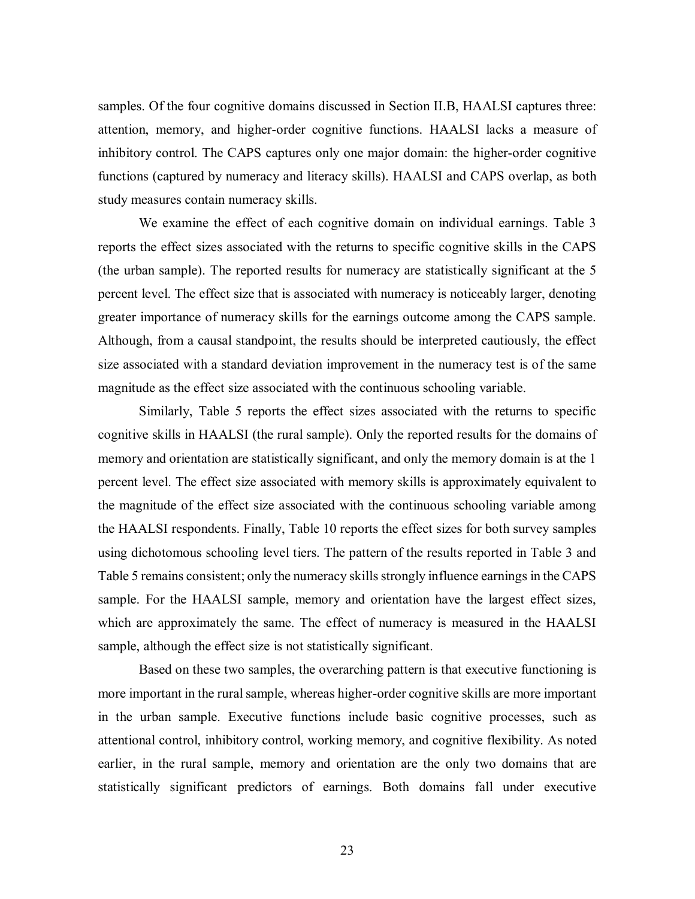samples. Of the four cognitive domains discussed in Section II.B, HAALSI captures three: attention, memory, and higher-order cognitive functions. HAALSI lacks a measure of inhibitory control. The CAPS captures only one major domain: the higher-order cognitive functions (captured by numeracy and literacy skills). HAALSI and CAPS overlap, as both study measures contain numeracy skills.

We examine the effect of each cognitive domain on individual earnings. Table 3 reports the effect sizes associated with the returns to specific cognitive skills in the CAPS (the urban sample). The reported results for numeracy are statistically significant at the 5 percent level. The effect size that is associated with numeracy is noticeably larger, denoting greater importance of numeracy skills for the earnings outcome among the CAPS sample. Although, from a causal standpoint, the results should be interpreted cautiously, the effect size associated with a standard deviation improvement in the numeracy test is of the same magnitude as the effect size associated with the continuous schooling variable.

Similarly, Table 5 reports the effect sizes associated with the returns to specific cognitive skills in HAALSI (the rural sample). Only the reported results for the domains of memory and orientation are statistically significant, and only the memory domain is at the 1 percent level. The effect size associated with memory skills is approximately equivalent to the magnitude of the effect size associated with the continuous schooling variable among the HAALSI respondents. Finally, Table 10 reports the effect sizes for both survey samples using dichotomous schooling level tiers. The pattern of the results reported in Table 3 and Table 5 remains consistent; only the numeracy skills strongly influence earnings in the CAPS sample. For the HAALSI sample, memory and orientation have the largest effect sizes, which are approximately the same. The effect of numeracy is measured in the HAALSI sample, although the effect size is not statistically significant.

Based on these two samples, the overarching pattern is that executive functioning is more important in the rural sample, whereas higher-order cognitive skills are more important in the urban sample. Executive functions include basic cognitive processes, such as attentional control, inhibitory control, working memory, and cognitive flexibility. As noted earlier, in the rural sample, memory and orientation are the only two domains that are statistically significant predictors of earnings. Both domains fall under executive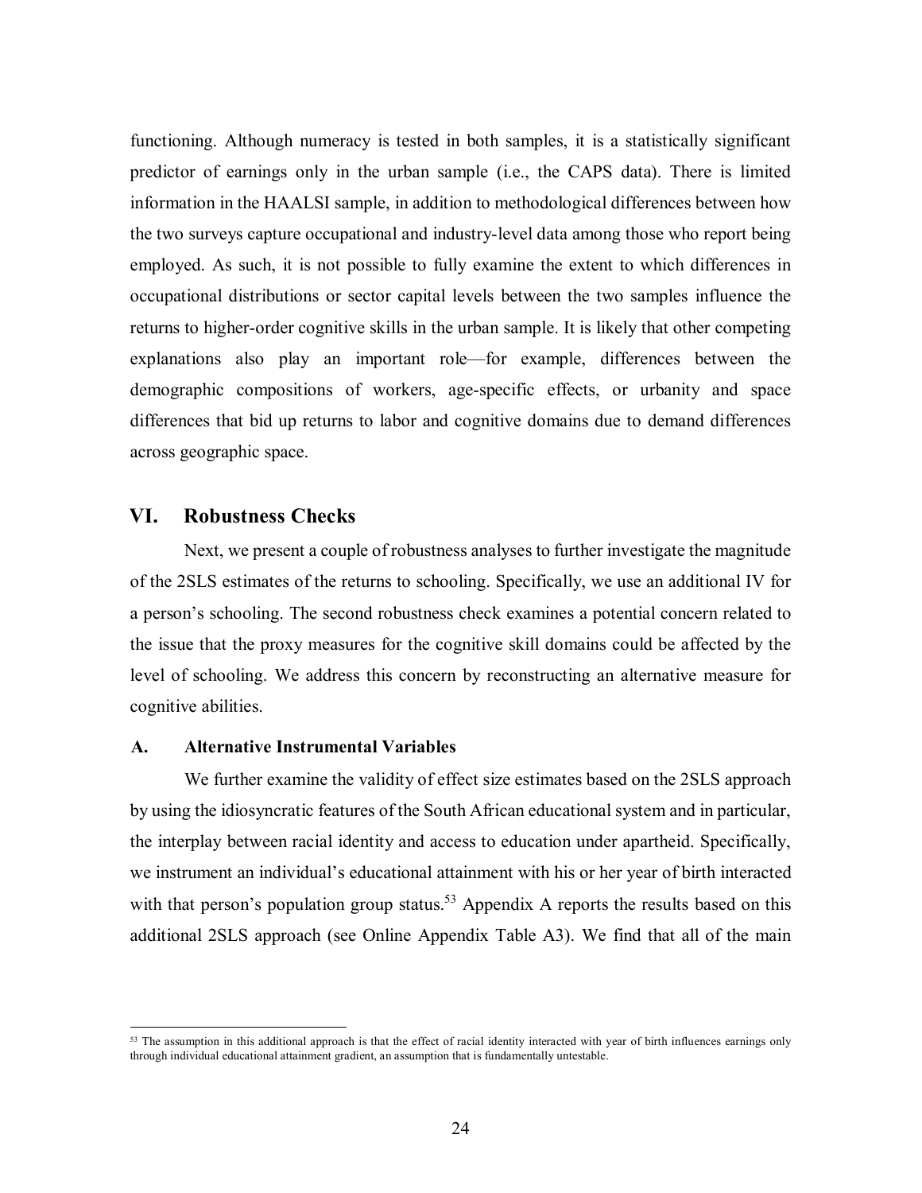functioning. Although numeracy is tested in both samples, it is a statistically significant predictor of earnings only in the urban sample (i.e., the CAPS data). There is limited information in the HAALSI sample, in addition to methodological differences between how the two surveys capture occupational and industry-level data among those who report being employed. As such, it is not possible to fully examine the extent to which differences in occupational distributions or sector capital levels between the two samples influence the returns to higher-order cognitive skills in the urban sample. It is likely that other competing explanations also play an important role—for example, differences between the demographic compositions of workers, age-specific effects, or urbanity and space differences that bid up returns to labor and cognitive domains due to demand differences across geographic space.

## VI. Robustness Checks

Next, we present a couple of robustness analyses to further investigate the magnitude of the 2SLS estimates of the returns to schooling. Specifically, we use an additional IV for a person's schooling. The second robustness check examines a potential concern related to the issue that the proxy measures for the cognitive skill domains could be affected by the level of schooling. We address this concern by reconstructing an alternative measure for cognitive abilities.

### A. Alternative Instrumental Variables

We further examine the validity of effect size estimates based on the 2SLS approach by using the idiosyncratic features of the South African educational system and in particular, the interplay between racial identity and access to education under apartheid. Specifically, we instrument an individual's educational attainment with his or her year of birth interacted with that person's population group status.[53] Appendix A reports the results based on this additional 2SLS approach (see Online Appendix Table A3). We find that all of the main

[53] The assumption in this additional approach is that the effect of racial identity interacted with year of birth influences earnings only through individual educational attainment gradient, an assumption that is fundamentally untestable.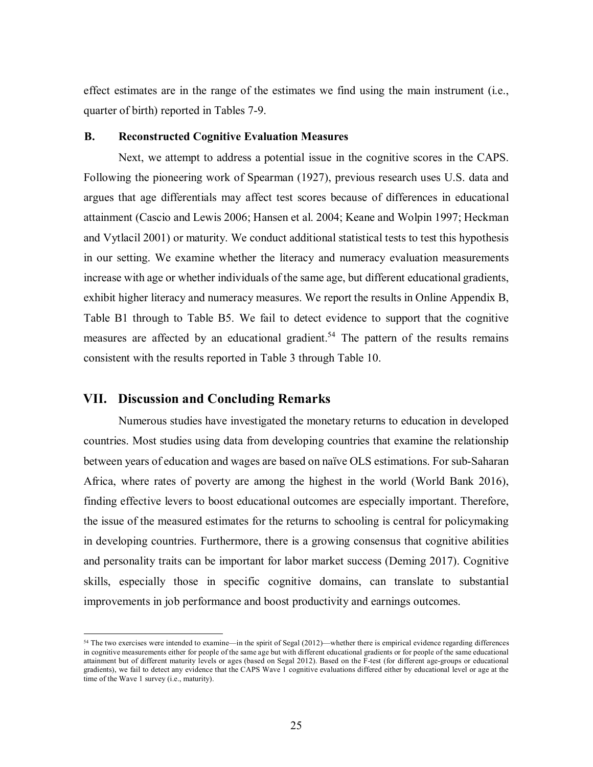effect estimates are in the range of the estimates we find using the main instrument (i.e., quarter of birth) reported in Tables 7-9.

### B. Reconstructed Cognitive Evaluation Measures

Next, we attempt to address a potential issue in the cognitive scores in the CAPS. Following the pioneering work of Spearman (1927), previous research uses U.S. data and argues that age differentials may affect test scores because of differences in educational attainment (Cascio and Lewis 2006; Hansen et al. 2004; Keane and Wolpin 1997; Heckman and Vytlacil 2001) or maturity. We conduct additional statistical tests to test this hypothesis in our setting. We examine whether the literacy and numeracy evaluation measurements increase with age or whether individuals of the same age, but different educational gradients, exhibit higher literacy and numeracy measures. We report the results in Online Appendix B, Table B1 through to Table B5. We fail to detect evidence to support that the cognitive measures are affected by an educational gradient.[54] The pattern of the results remains consistent with the results reported in Table 3 through Table 10.

## VII. Discussion and Concluding Remarks

Numerous studies have investigated the monetary returns to education in developed countries. Most studies using data from developing countries that examine the relationship between years of education and wages are based on naïve OLS estimations. For sub-Saharan Africa, where rates of poverty are among the highest in the world (World Bank 2016), finding effective levers to boost educational outcomes are especially important. Therefore, the issue of the measured estimates for the returns to schooling is central for policymaking in developing countries. Furthermore, there is a growing consensus that cognitive abilities and personality traits can be important for labor market success (Deming 2017). Cognitive skills, especially those in specific cognitive domains, can translate to substantial improvements in job performance and boost productivity and earnings outcomes.

[54] The two exercises were intended to examine—in the spirit of Segal (2012)—whether there is empirical evidence regarding differences in cognitive measurements either for people of the same age but with different educational gradients or for people of the same educational attainment but of different maturity levels or ages (based on Segal 2012). Based on the F-test (for different age-groups or educational gradients), we fail to detect any evidence that the CAPS Wave 1 cognitive evaluations differed either by educational level or age at the time of the Wave 1 survey (i.e., maturity).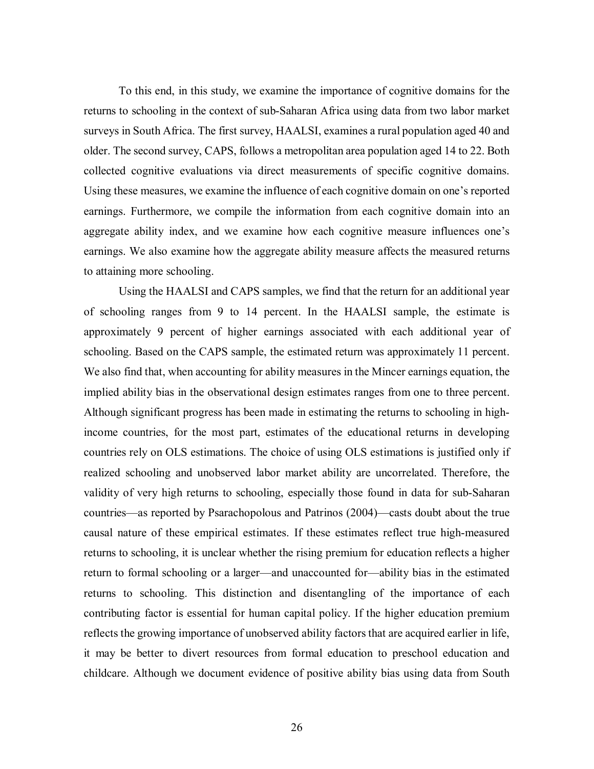To this end, in this study, we examine the importance of cognitive domains for the returns to schooling in the context of sub-Saharan Africa using data from two labor market surveys in South Africa. The first survey, HAALSI, examines a rural population aged 40 and older. The second survey, CAPS, follows a metropolitan area population aged 14 to 22. Both collected cognitive evaluations via direct measurements of specific cognitive domains. Using these measures, we examine the influence of each cognitive domain on one's reported earnings. Furthermore, we compile the information from each cognitive domain into an aggregate ability index, and we examine how each cognitive measure influences one's earnings. We also examine how the aggregate ability measure affects the measured returns to attaining more schooling.

Using the HAALSI and CAPS samples, we find that the return for an additional year of schooling ranges from 9 to 14 percent. In the HAALSI sample, the estimate is approximately 9 percent of higher earnings associated with each additional year of schooling. Based on the CAPS sample, the estimated return was approximately 11 percent. We also find that, when accounting for ability measures in the Mincer earnings equation, the implied ability bias in the observational design estimates ranges from one to three percent. Although significant progress has been made in estimating the returns to schooling in high-income countries, for the most part, estimates of the educational returns in developing countries rely on OLS estimations. The choice of using OLS estimations is justified only if realized schooling and unobserved labor market ability are uncorrelated. Therefore, the validity of very high returns to schooling, especially those found in data for sub-Saharan countries—as reported by Psarachopolous and Patrinos (2004)—casts doubt about the true causal nature of these empirical estimates. If these estimates reflect true high-measured returns to schooling, it is unclear whether the rising premium for education reflects a higher return to formal schooling or a larger—and unaccounted for—ability bias in the estimated returns to schooling. This distinction and disentangling of the importance of each contributing factor is essential for human capital policy. If the higher education premium reflects the growing importance of unobserved ability factors that are acquired earlier in life, it may be better to divert resources from formal education to preschool education and childcare. Although we document evidence of positive ability bias using data from South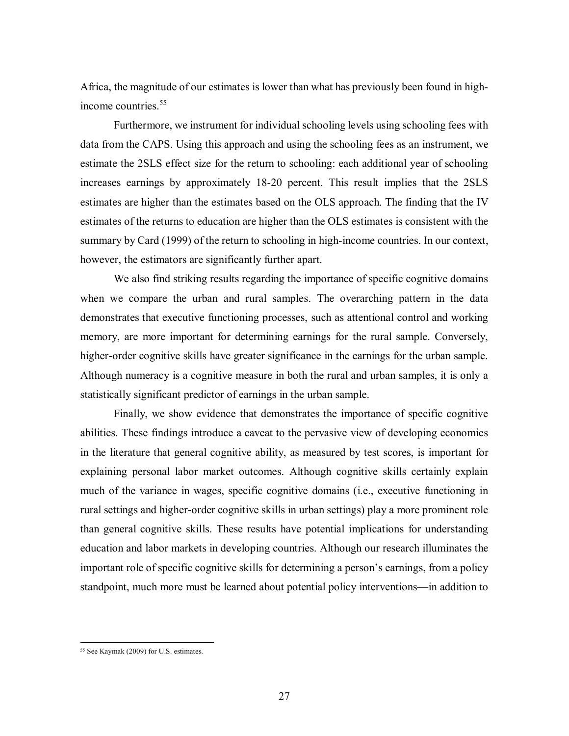Africa, the magnitude of our estimates is lower than what has previously been found in high-income countries.[55]

Furthermore, we instrument for individual schooling levels using schooling fees with data from the CAPS. Using this approach and using the schooling fees as an instrument, we estimate the 2SLS effect size for the return to schooling: each additional year of schooling increases earnings by approximately 18-20 percent. This result implies that the 2SLS estimates are higher than the estimates based on the OLS approach. The finding that the IV estimates of the returns to education are higher than the OLS estimates is consistent with the summary by Card (1999) of the return to schooling in high-income countries. In our context, however, the estimators are significantly further apart.

We also find striking results regarding the importance of specific cognitive domains when we compare the urban and rural samples. The overarching pattern in the data demonstrates that executive functioning processes, such as attentional control and working memory, are more important for determining earnings for the rural sample. Conversely, higher-order cognitive skills have greater significance in the earnings for the urban sample. Although numeracy is a cognitive measure in both the rural and urban samples, it is only a statistically significant predictor of earnings in the urban sample.

Finally, we show evidence that demonstrates the importance of specific cognitive abilities. These findings introduce a caveat to the pervasive view of developing economies in the literature that general cognitive ability, as measured by test scores, is important for explaining personal labor market outcomes. Although cognitive skills certainly explain much of the variance in wages, specific cognitive domains (i.e., executive functioning in rural settings and higher-order cognitive skills in urban settings) play a more prominent role than general cognitive skills. These results have potential implications for understanding education and labor markets in developing countries. Although our research illuminates the important role of specific cognitive skills for determining a person's earnings, from a policy standpoint, much more must be learned about potential policy interventions—in addition to

---

[55] See Kaymak (2009) for U.S. estimates.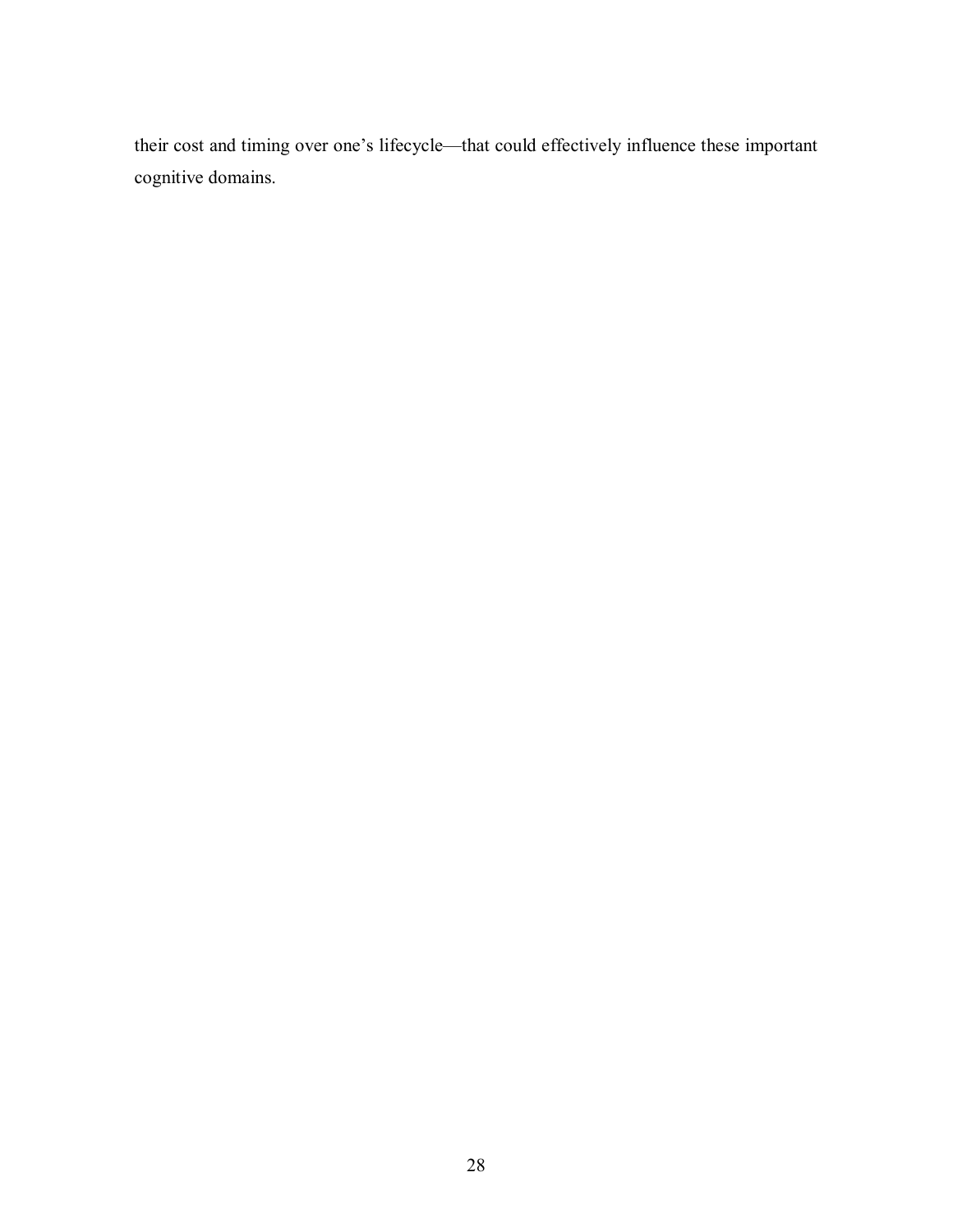their cost and timing over one's lifecycle—that could effectively influence these important cognitive domains.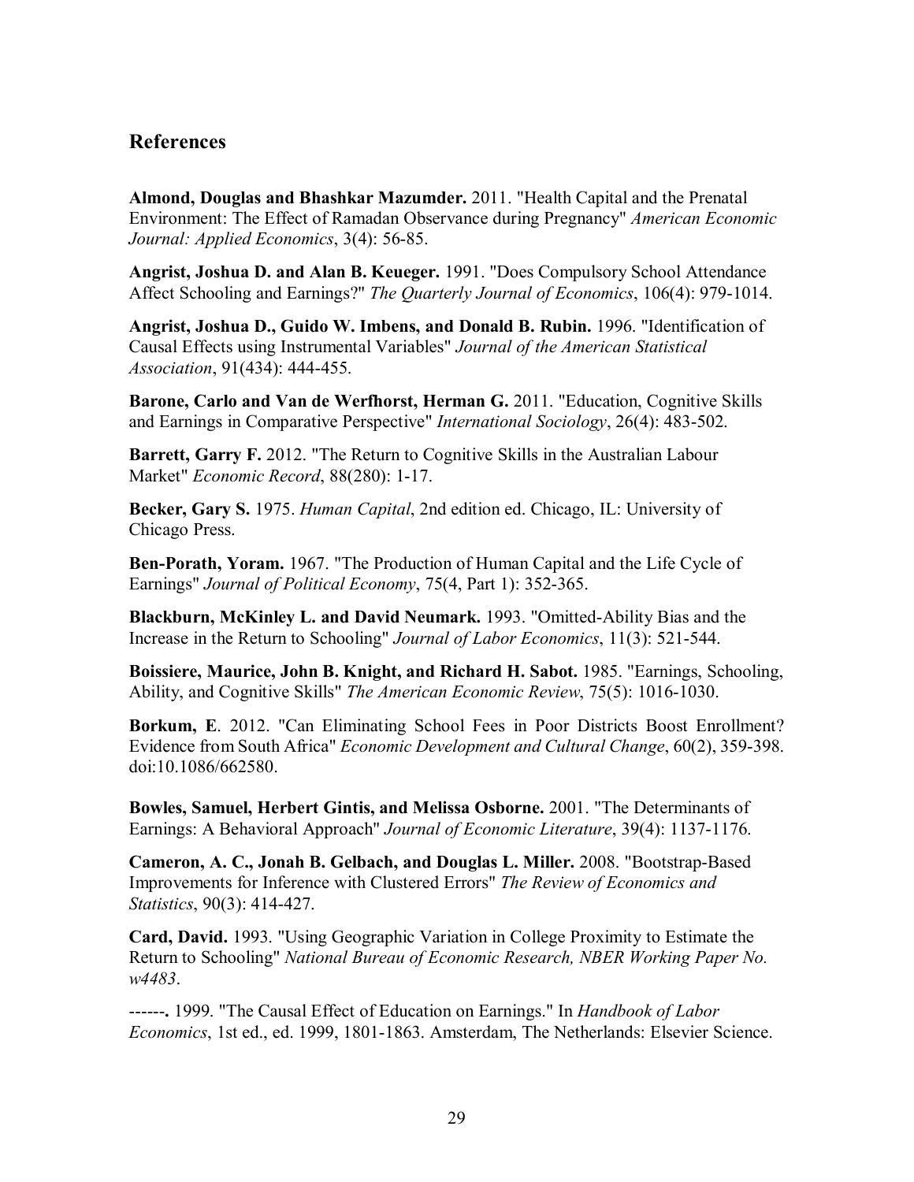## References

**Almond, Douglas and Bhashkar Mazumder.** 2011. "Health Capital and the Prenatal Environment: The Effect of Ramadan Observance during Pregnancy" *American Economic Journal: Applied Economics*, 3(4): 56-85.

**Angrist, Joshua D. and Alan B. Keueger.** 1991. "Does Compulsory School Attendance Affect Schooling and Earnings?" *The Quarterly Journal of Economics*, 106(4): 979-1014.

**Angrist, Joshua D., Guido W. Imbens, and Donald B. Rubin.** 1996. "Identification of Causal Effects using Instrumental Variables" *Journal of the American Statistical Association*, 91(434): 444-455.

**Barone, Carlo and Van de Werfhorst, Herman G.** 2011. "Education, Cognitive Skills and Earnings in Comparative Perspective" *International Sociology*, 26(4): 483-502.

**Barrett, Garry F.** 2012. "The Return to Cognitive Skills in the Australian Labour Market" *Economic Record*, 88(280): 1-17.

**Becker, Gary S.** 1975. *Human Capital*, 2nd edition ed. Chicago, IL: University of Chicago Press.

**Ben-Porath, Yoram.** 1967. "The Production of Human Capital and the Life Cycle of Earnings" *Journal of Political Economy*, 75(4, Part 1): 352-365.

**Blackburn, McKinley L. and David Neumark.** 1993. "Omitted-Ability Bias and the Increase in the Return to Schooling" *Journal of Labor Economics*, 11(3): 521-544.

**Boissiere, Maurice, John B. Knight, and Richard H. Sabot.** 1985. "Earnings, Schooling, Ability, and Cognitive Skills" *The American Economic Review*, 75(5): 1016-1030.

**Borkum, E**. 2012. "Can Eliminating School Fees in Poor Districts Boost Enrollment? Evidence from South Africa" *Economic Development and Cultural Change*, 60(2), 359-398. doi:10.1086/662580.

**Bowles, Samuel, Herbert Gintis, and Melissa Osborne.** 2001. "The Determinants of Earnings: A Behavioral Approach" *Journal of Economic Literature*, 39(4): 1137-1176.

**Cameron, A. C., Jonah B. Gelbach, and Douglas L. Miller.** 2008. "Bootstrap-Based Improvements for Inference with Clustered Errors" *The Review of Economics and Statistics*, 90(3): 414-427.

**Card, David.** 1993. "Using Geographic Variation in College Proximity to Estimate the Return to Schooling" *National Bureau of Economic Research, NBER Working Paper No. w4483*.

**------.** 1999. "The Causal Effect of Education on Earnings." In *Handbook of Labor Economics*, 1st ed., ed. 1999, 1801-1863. Amsterdam, The Netherlands: Elsevier Science.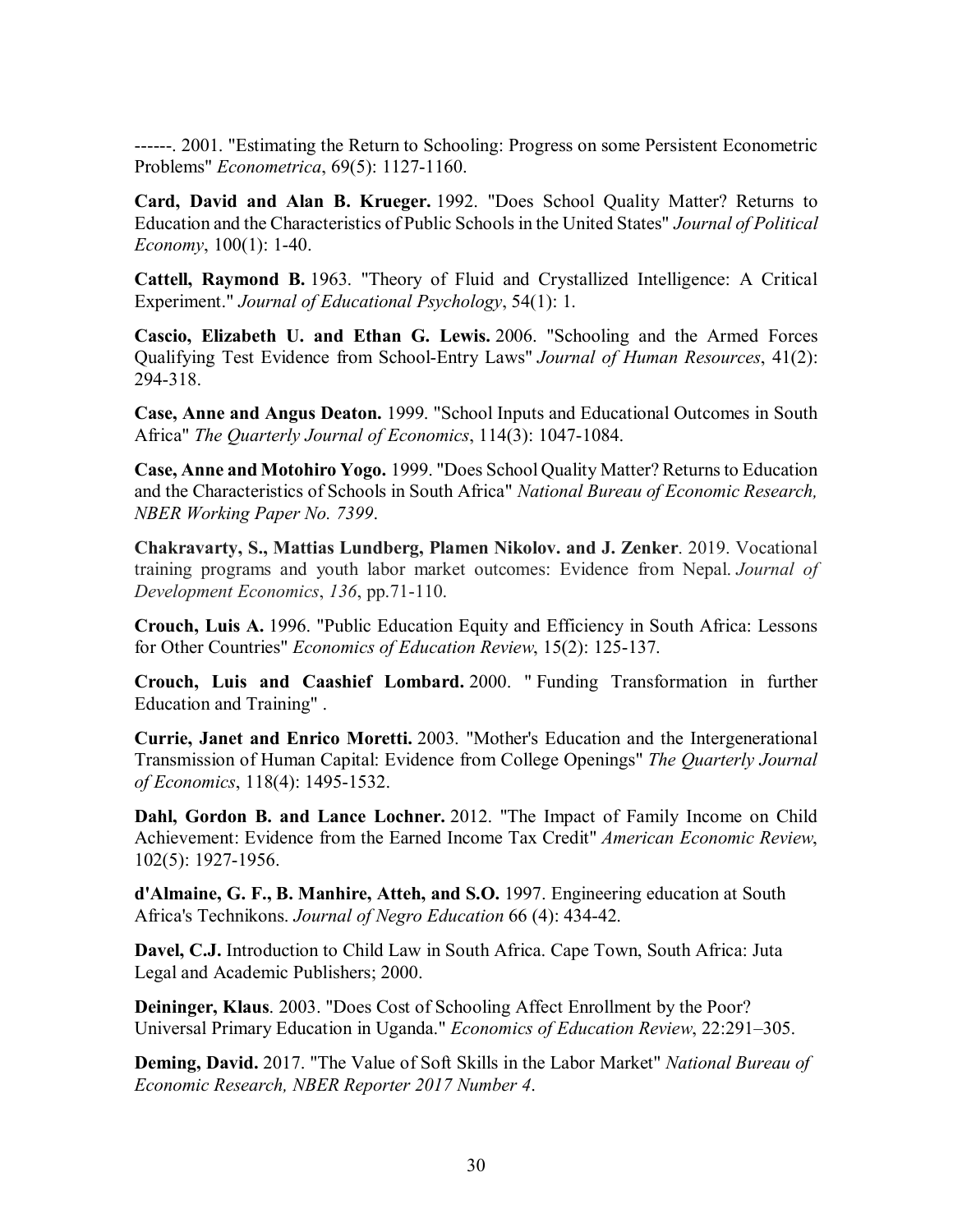------. 2001. "Estimating the Return to Schooling: Progress on some Persistent Econometric Problems" *Econometrica*, 69(5): 1127-1160.

**Card, David and Alan B. Krueger.** 1992. "Does School Quality Matter? Returns to Education and the Characteristics of Public Schools in the United States" *Journal of Political Economy*, 100(1): 1-40.

**Cattell, Raymond B.** 1963. "Theory of Fluid and Crystallized Intelligence: A Critical Experiment." *Journal of Educational Psychology*, 54(1): 1.

**Cascio, Elizabeth U. and Ethan G. Lewis.** 2006. "Schooling and the Armed Forces Qualifying Test Evidence from School-Entry Laws" *Journal of Human Resources*, 41(2): 294-318.

**Case, Anne and Angus Deaton.** 1999. "School Inputs and Educational Outcomes in South Africa" *The Quarterly Journal of Economics*, 114(3): 1047-1084.

**Case, Anne and Motohiro Yogo.** 1999. "Does School Quality Matter? Returns to Education and the Characteristics of Schools in South Africa" *National Bureau of Economic Research, NBER Working Paper No. 7399*.

**Chakravarty, S., Mattias Lundberg, Plamen Nikolov. and J. Zenker**. 2019. Vocational training programs and youth labor market outcomes: Evidence from Nepal. *Journal of Development Economics*, *136*, pp.71-110.

**Crouch, Luis A.** 1996. "Public Education Equity and Efficiency in South Africa: Lessons for Other Countries" *Economics of Education Review*, 15(2): 125-137.

**Crouch, Luis and Caashief Lombard.** 2000. " Funding Transformation in further Education and Training" .

**Currie, Janet and Enrico Moretti.** 2003. "Mother's Education and the Intergenerational Transmission of Human Capital: Evidence from College Openings" *The Quarterly Journal of Economics*, 118(4): 1495-1532.

**Dahl, Gordon B. and Lance Lochner.** 2012. "The Impact of Family Income on Child Achievement: Evidence from the Earned Income Tax Credit" *American Economic Review*, 102(5): 1927-1956.

**d'Almaine, G. F., B. Manhire, Atteh, and S.O.** 1997. Engineering education at South Africa's Technikons. *Journal of Negro Education* 66 (4): 434-42.

**Davel, C.J.** Introduction to Child Law in South Africa. Cape Town, South Africa: Juta Legal and Academic Publishers; 2000.

**Deininger, Klaus**. 2003. "Does Cost of Schooling Affect Enrollment by the Poor? Universal Primary Education in Uganda." *Economics of Education Review*, 22:291–305.

**Deming, David.** 2017. "The Value of Soft Skills in the Labor Market" *National Bureau of Economic Research, NBER Reporter 2017 Number 4*.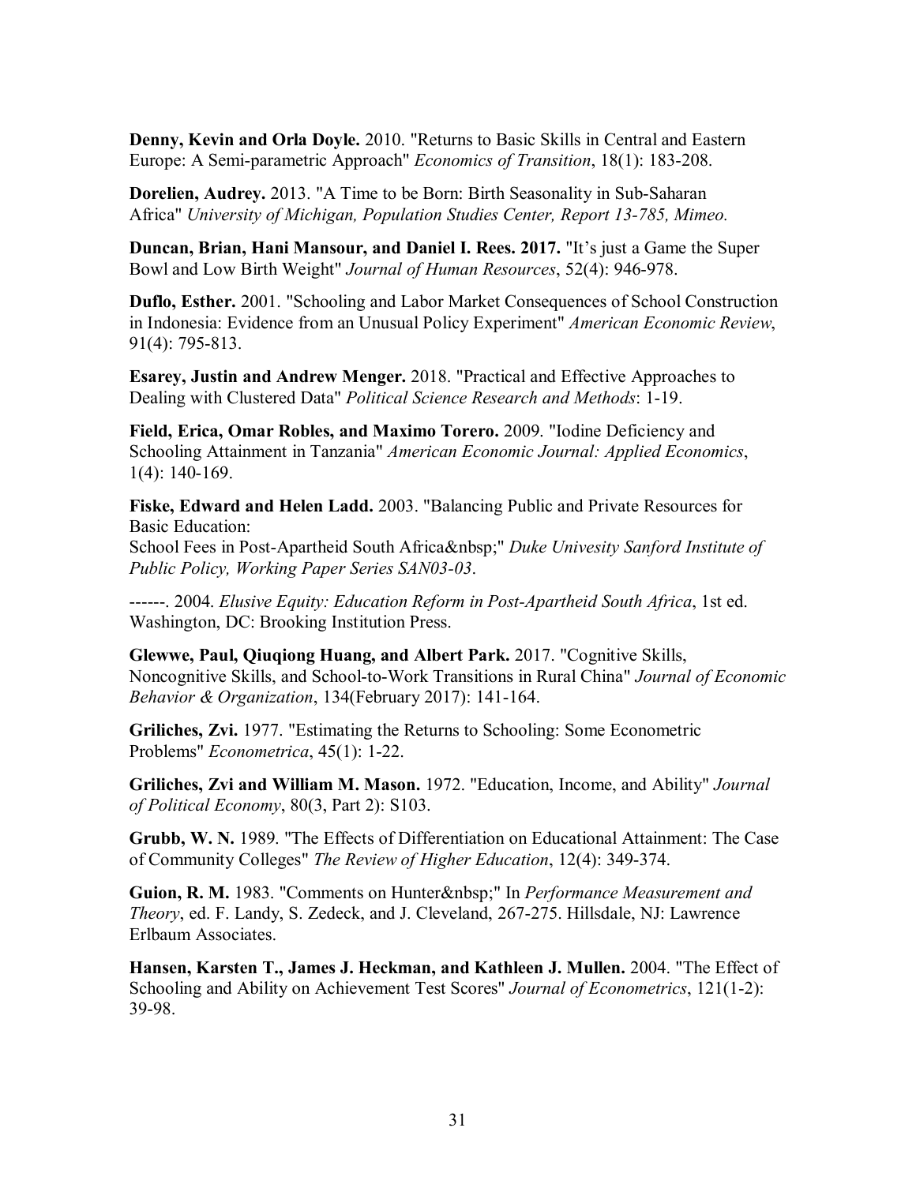**Denny, Kevin and Orla Doyle.** 2010. "Returns to Basic Skills in Central and Eastern Europe: A Semi-parametric Approach" *Economics of Transition*, 18(1): 183-208.

**Dorelien, Audrey.** 2013. "A Time to be Born: Birth Seasonality in Sub-Saharan Africa" *University of Michigan, Population Studies Center, Report 13-785, Mimeo.*

**Duncan, Brian, Hani Mansour, and Daniel I. Rees. 2017.** "It's just a Game the Super Bowl and Low Birth Weight" *Journal of Human Resources*, 52(4): 946-978.

**Duflo, Esther.** 2001. "Schooling and Labor Market Consequences of School Construction in Indonesia: Evidence from an Unusual Policy Experiment" *American Economic Review*, 91(4): 795-813.

**Esarey, Justin and Andrew Menger.** 2018. "Practical and Effective Approaches to Dealing with Clustered Data" *Political Science Research and Methods*: 1-19.

**Field, Erica, Omar Robles, and Maximo Torero.** 2009. "Iodine Deficiency and Schooling Attainment in Tanzania" *American Economic Journal: Applied Economics*, 1(4): 140-169.

**Fiske, Edward and Helen Ladd.** 2003. "Balancing Public and Private Resources for Basic Education:
School Fees in Post-Apartheid South Africa&nbsp;" *Duke Univesity Sanford Institute of Public Policy, Working Paper Series SAN03-03*.

------. 2004. *Elusive Equity: Education Reform in Post-Apartheid South Africa*, 1st ed. Washington, DC: Brooking Institution Press.

**Glewwe, Paul, Qiuqiong Huang, and Albert Park.** 2017. "Cognitive Skills, Noncognitive Skills, and School-to-Work Transitions in Rural China" *Journal of Economic Behavior & Organization*, 134(February 2017): 141-164.

**Griliches, Zvi.** 1977. "Estimating the Returns to Schooling: Some Econometric Problems" *Econometrica*, 45(1): 1-22.

**Griliches, Zvi and William M. Mason.** 1972. "Education, Income, and Ability" *Journal of Political Economy*, 80(3, Part 2): S103.

**Grubb, W. N.** 1989. "The Effects of Differentiation on Educational Attainment: The Case of Community Colleges" *The Review of Higher Education*, 12(4): 349-374.

**Guion, R. M.** 1983. "Comments on Hunter&nbsp;" In *Performance Measurement and Theory*, ed. F. Landy, S. Zedeck, and J. Cleveland, 267-275. Hillsdale, NJ: Lawrence Erlbaum Associates.

**Hansen, Karsten T., James J. Heckman, and Kathleen J. Mullen.** 2004. "The Effect of Schooling and Ability on Achievement Test Scores" *Journal of Econometrics*, 121(1-2): 39-98.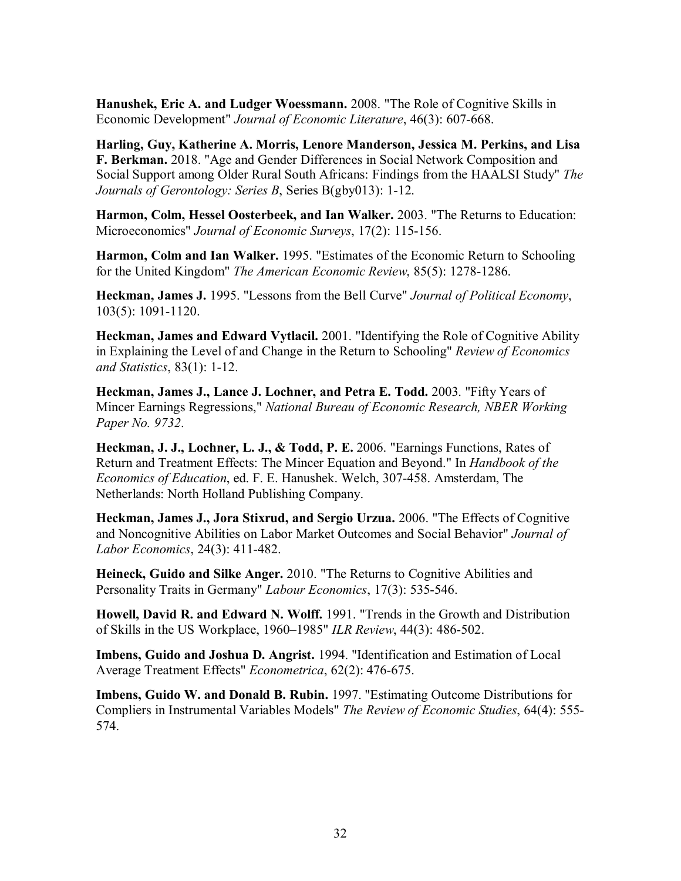**Hanushek, Eric A. and Ludger Woessmann.** 2008. "The Role of Cognitive Skills in Economic Development" *Journal of Economic Literature*, 46(3): 607-668.

**Harling, Guy, Katherine A. Morris, Lenore Manderson, Jessica M. Perkins, and Lisa F. Berkman.** 2018. "Age and Gender Differences in Social Network Composition and Social Support among Older Rural South Africans: Findings from the HAALSI Study" *The Journals of Gerontology: Series B*, Series B(gby013): 1-12.

**Harmon, Colm, Hessel Oosterbeek, and Ian Walker.** 2003. "The Returns to Education: Microeconomics" *Journal of Economic Surveys*, 17(2): 115-156.

**Harmon, Colm and Ian Walker.** 1995. "Estimates of the Economic Return to Schooling for the United Kingdom" *The American Economic Review*, 85(5): 1278-1286.

**Heckman, James J.** 1995. "Lessons from the Bell Curve" *Journal of Political Economy*, 103(5): 1091-1120.

**Heckman, James and Edward Vytlacil.** 2001. "Identifying the Role of Cognitive Ability in Explaining the Level of and Change in the Return to Schooling" *Review of Economics and Statistics*, 83(1): 1-12.

**Heckman, James J., Lance J. Lochner, and Petra E. Todd.** 2003. "Fifty Years of Mincer Earnings Regressions," *National Bureau of Economic Research, NBER Working Paper No. 9732*.

**Heckman, J. J., Lochner, L. J., & Todd, P. E.** 2006. "Earnings Functions, Rates of Return and Treatment Effects: The Mincer Equation and Beyond." In *Handbook of the Economics of Education*, ed. F. E. Hanushek. Welch, 307-458. Amsterdam, The Netherlands: North Holland Publishing Company.

**Heckman, James J., Jora Stixrud, and Sergio Urzua.** 2006. "The Effects of Cognitive and Noncognitive Abilities on Labor Market Outcomes and Social Behavior" *Journal of Labor Economics*, 24(3): 411-482.

**Heineck, Guido and Silke Anger.** 2010. "The Returns to Cognitive Abilities and Personality Traits in Germany" *Labour Economics*, 17(3): 535-546.

**Howell, David R. and Edward N. Wolff.** 1991. "Trends in the Growth and Distribution of Skills in the US Workplace, 1960–1985" *ILR Review*, 44(3): 486-502.

**Imbens, Guido and Joshua D. Angrist.** 1994. "Identification and Estimation of Local Average Treatment Effects" *Econometrica*, 62(2): 476-675.

**Imbens, Guido W. and Donald B. Rubin.** 1997. "Estimating Outcome Distributions for Compliers in Instrumental Variables Models" *The Review of Economic Studies*, 64(4): 555-574.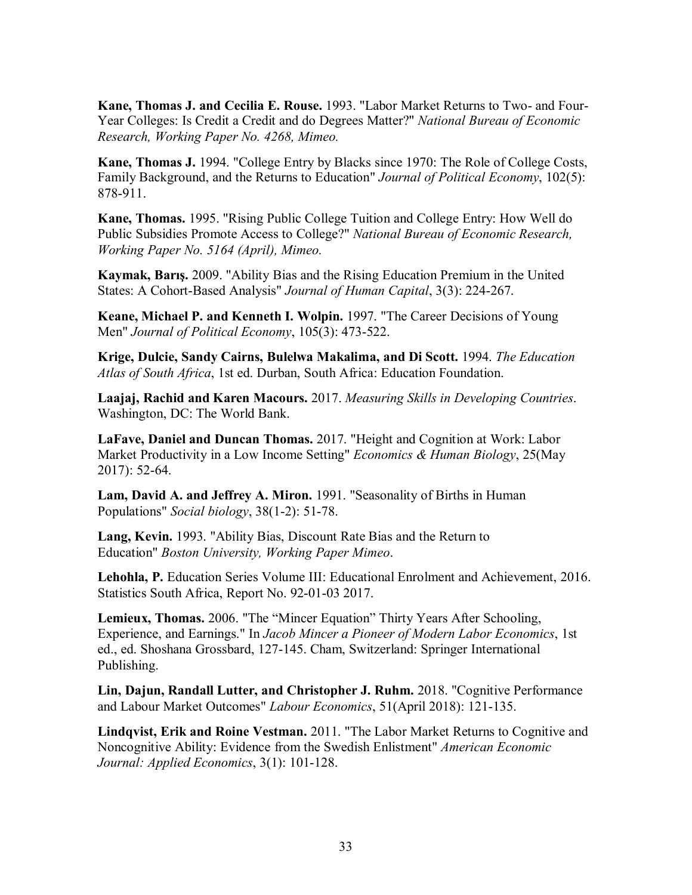**Kane, Thomas J. and Cecilia E. Rouse.** 1993. "Labor Market Returns to Two- and Four-Year Colleges: Is Credit a Credit and do Degrees Matter?" *National Bureau of Economic Research, Working Paper No. 4268, Mimeo.*

**Kane, Thomas J.** 1994. "College Entry by Blacks since 1970: The Role of College Costs, Family Background, and the Returns to Education" *Journal of Political Economy*, 102(5): 878-911.

**Kane, Thomas.** 1995. "Rising Public College Tuition and College Entry: How Well do Public Subsidies Promote Access to College?" *National Bureau of Economic Research, Working Paper No. 5164 (April), Mimeo.*

**Kaymak, Barış.** 2009. "Ability Bias and the Rising Education Premium in the United States: A Cohort-Based Analysis" *Journal of Human Capital*, 3(3): 224-267.

**Keane, Michael P. and Kenneth I. Wolpin.** 1997. "The Career Decisions of Young Men" *Journal of Political Economy*, 105(3): 473-522.

**Krige, Dulcie, Sandy Cairns, Bulelwa Makalima, and Di Scott.** 1994. *The Education Atlas of South Africa*, 1st ed. Durban, South Africa: Education Foundation.

**Laajaj, Rachid and Karen Macours.** 2017. *Measuring Skills in Developing Countries*. Washington, DC: The World Bank.

**LaFave, Daniel and Duncan Thomas.** 2017. "Height and Cognition at Work: Labor Market Productivity in a Low Income Setting" *Economics & Human Biology*, 25(May 2017): 52-64.

**Lam, David A. and Jeffrey A. Miron.** 1991. "Seasonality of Births in Human Populations" *Social biology*, 38(1-2): 51-78.

**Lang, Kevin.** 1993. "Ability Bias, Discount Rate Bias and the Return to Education" *Boston University, Working Paper Mimeo*.

**Lehohla, P.** Education Series Volume III: Educational Enrolment and Achievement, 2016. Statistics South Africa, Report No. 92-01-03 2017.

**Lemieux, Thomas.** 2006. "The "Mincer Equation" Thirty Years After Schooling, Experience, and Earnings." In *Jacob Mincer a Pioneer of Modern Labor Economics*, 1st ed., ed. Shoshana Grossbard, 127-145. Cham, Switzerland: Springer International Publishing.

**Lin, Dajun, Randall Lutter, and Christopher J. Ruhm.** 2018. "Cognitive Performance and Labour Market Outcomes" *Labour Economics*, 51(April 2018): 121-135.

**Lindqvist, Erik and Roine Vestman.** 2011. "The Labor Market Returns to Cognitive and Noncognitive Ability: Evidence from the Swedish Enlistment" *American Economic Journal: Applied Economics*, 3(1): 101-128.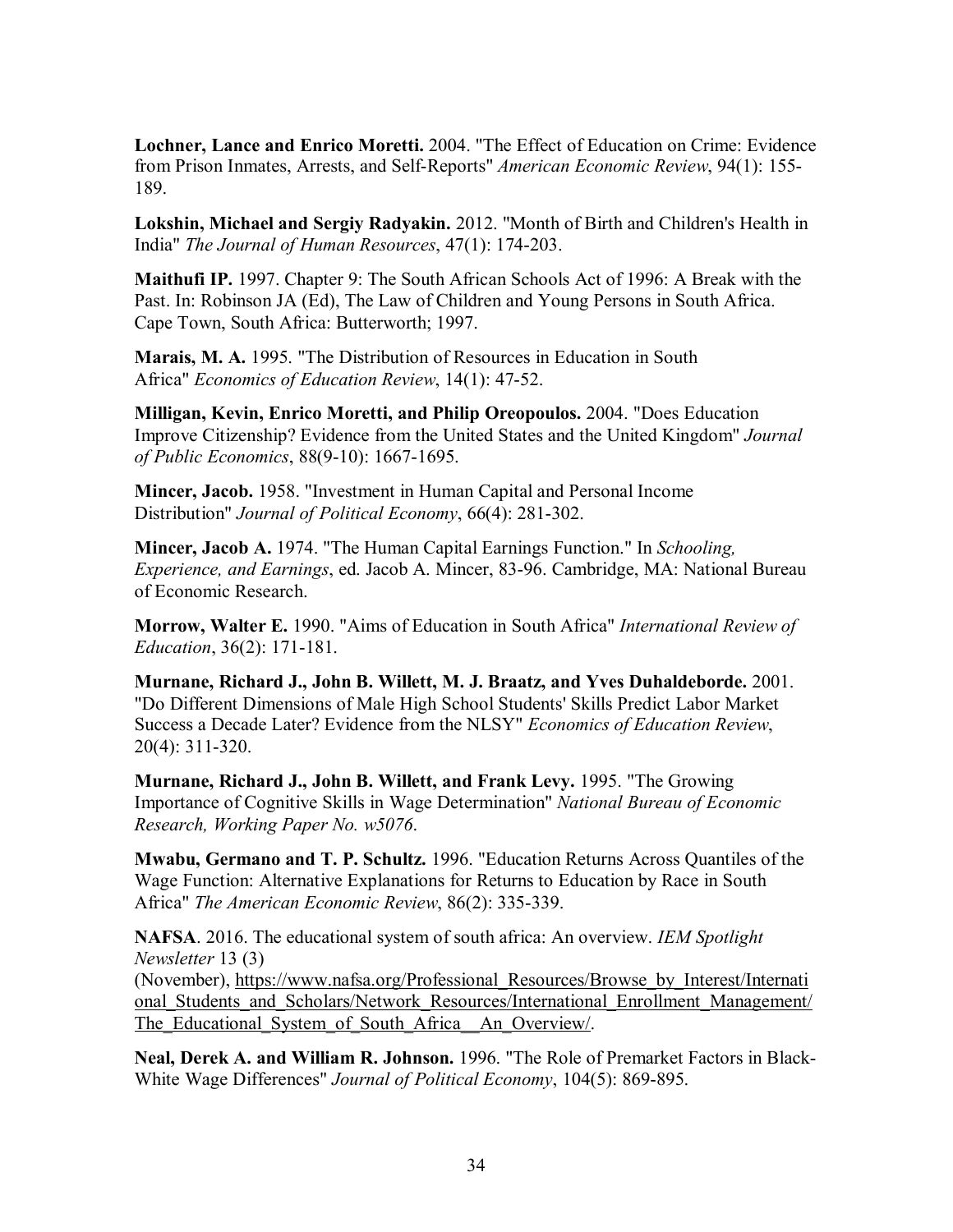**Lochner, Lance and Enrico Moretti.** 2004. "The Effect of Education on Crime: Evidence from Prison Inmates, Arrests, and Self-Reports" *American Economic Review*, 94(1): 155-189.

**Lokshin, Michael and Sergiy Radyakin.** 2012. "Month of Birth and Children's Health in India" *The Journal of Human Resources*, 47(1): 174-203.

**Maithufi IP.** 1997. Chapter 9: The South African Schools Act of 1996: A Break with the Past. In: Robinson JA (Ed), The Law of Children and Young Persons in South Africa. Cape Town, South Africa: Butterworth; 1997.

**Marais, M. A.** 1995. "The Distribution of Resources in Education in South Africa" *Economics of Education Review*, 14(1): 47-52.

**Milligan, Kevin, Enrico Moretti, and Philip Oreopoulos.** 2004. "Does Education Improve Citizenship? Evidence from the United States and the United Kingdom" *Journal of Public Economics*, 88(9-10): 1667-1695.

**Mincer, Jacob.** 1958. "Investment in Human Capital and Personal Income Distribution" *Journal of Political Economy*, 66(4): 281-302.

**Mincer, Jacob A.** 1974. "The Human Capital Earnings Function." In *Schooling, Experience, and Earnings*, ed. Jacob A. Mincer, 83-96. Cambridge, MA: National Bureau of Economic Research.

**Morrow, Walter E.** 1990. "Aims of Education in South Africa" *International Review of Education*, 36(2): 171-181.

**Murnane, Richard J., John B. Willett, M. J. Braatz, and Yves Duhaldeborde.** 2001. "Do Different Dimensions of Male High School Students' Skills Predict Labor Market Success a Decade Later? Evidence from the NLSY" *Economics of Education Review*, 20(4): 311-320.

**Murnane, Richard J., John B. Willett, and Frank Levy.** 1995. "The Growing Importance of Cognitive Skills in Wage Determination" *National Bureau of Economic Research, Working Paper No. w5076*.

**Mwabu, Germano and T. P. Schultz.** 1996. "Education Returns Across Quantiles of the Wage Function: Alternative Explanations for Returns to Education by Race in South Africa" *The American Economic Review*, 86(2): 335-339.

**NAFSA**. 2016. The educational system of south africa: An overview. *IEM Spotlight Newsletter* 13 (3) (November), https://www.nafsa.org/Professional_Resources/Browse_by_Interest/International_Students_and_Scholars/Network_Resources/International_Enrollment_Management/The_Educational_System_of_South_Africa__An_Overview/.

**Neal, Derek A. and William R. Johnson.** 1996. "The Role of Premarket Factors in Black-White Wage Differences" *Journal of Political Economy*, 104(5): 869-895.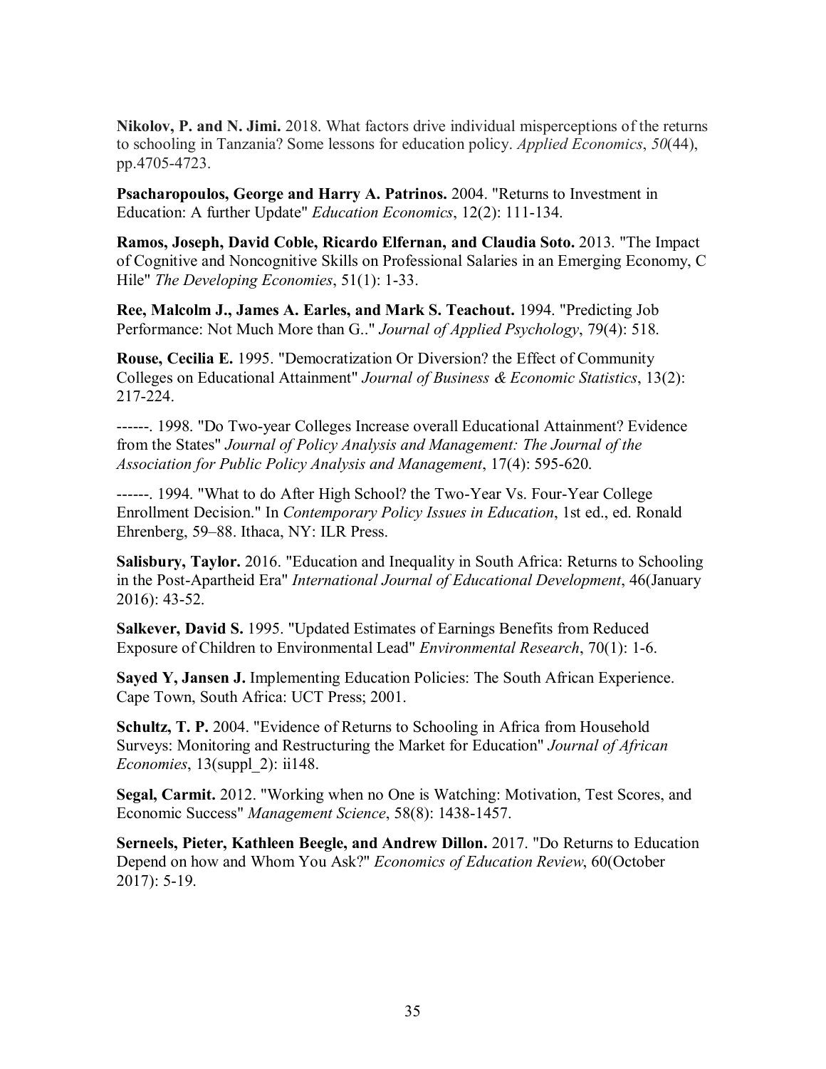**Nikolov, P. and N. Jimi.** 2018. What factors drive individual misperceptions of the returns to schooling in Tanzania? Some lessons for education policy. *Applied Economics*, *50*(44), pp.4705-4723.

**Psacharopoulos, George and Harry A. Patrinos.** 2004. "Returns to Investment in Education: A further Update" *Education Economics*, 12(2): 111-134.

**Ramos, Joseph, David Coble, Ricardo Elfernan, and Claudia Soto.** 2013. "The Impact of Cognitive and Noncognitive Skills on Professional Salaries in an Emerging Economy, C Hile" *The Developing Economies*, 51(1): 1-33.

**Ree, Malcolm J., James A. Earles, and Mark S. Teachout.** 1994. "Predicting Job Performance: Not Much More than G.." *Journal of Applied Psychology*, 79(4): 518.

**Rouse, Cecilia E.** 1995. "Democratization Or Diversion? the Effect of Community Colleges on Educational Attainment" *Journal of Business & Economic Statistics*, 13(2): 217-224.

------. 1998. "Do Two-year Colleges Increase overall Educational Attainment? Evidence from the States" *Journal of Policy Analysis and Management: The Journal of the Association for Public Policy Analysis and Management*, 17(4): 595-620.

------. 1994. "What to do After High School? the Two-Year Vs. Four-Year College Enrollment Decision." In *Contemporary Policy Issues in Education*, 1st ed., ed. Ronald Ehrenberg, 59–88. Ithaca, NY: ILR Press.

**Salisbury, Taylor.** 2016. "Education and Inequality in South Africa: Returns to Schooling in the Post-Apartheid Era" *International Journal of Educational Development*, 46(January 2016): 43-52.

**Salkever, David S.** 1995. "Updated Estimates of Earnings Benefits from Reduced Exposure of Children to Environmental Lead" *Environmental Research*, 70(1): 1-6.

**Sayed Y, Jansen J.** Implementing Education Policies: The South African Experience. Cape Town, South Africa: UCT Press; 2001.

**Schultz, T. P.** 2004. "Evidence of Returns to Schooling in Africa from Household Surveys: Monitoring and Restructuring the Market for Education" *Journal of African Economies*, 13(suppl_2): ii148.

**Segal, Carmit.** 2012. "Working when no One is Watching: Motivation, Test Scores, and Economic Success" *Management Science*, 58(8): 1438-1457.

**Serneels, Pieter, Kathleen Beegle, and Andrew Dillon.** 2017. "Do Returns to Education Depend on how and Whom You Ask?" *Economics of Education Review*, 60(October 2017): 5-19.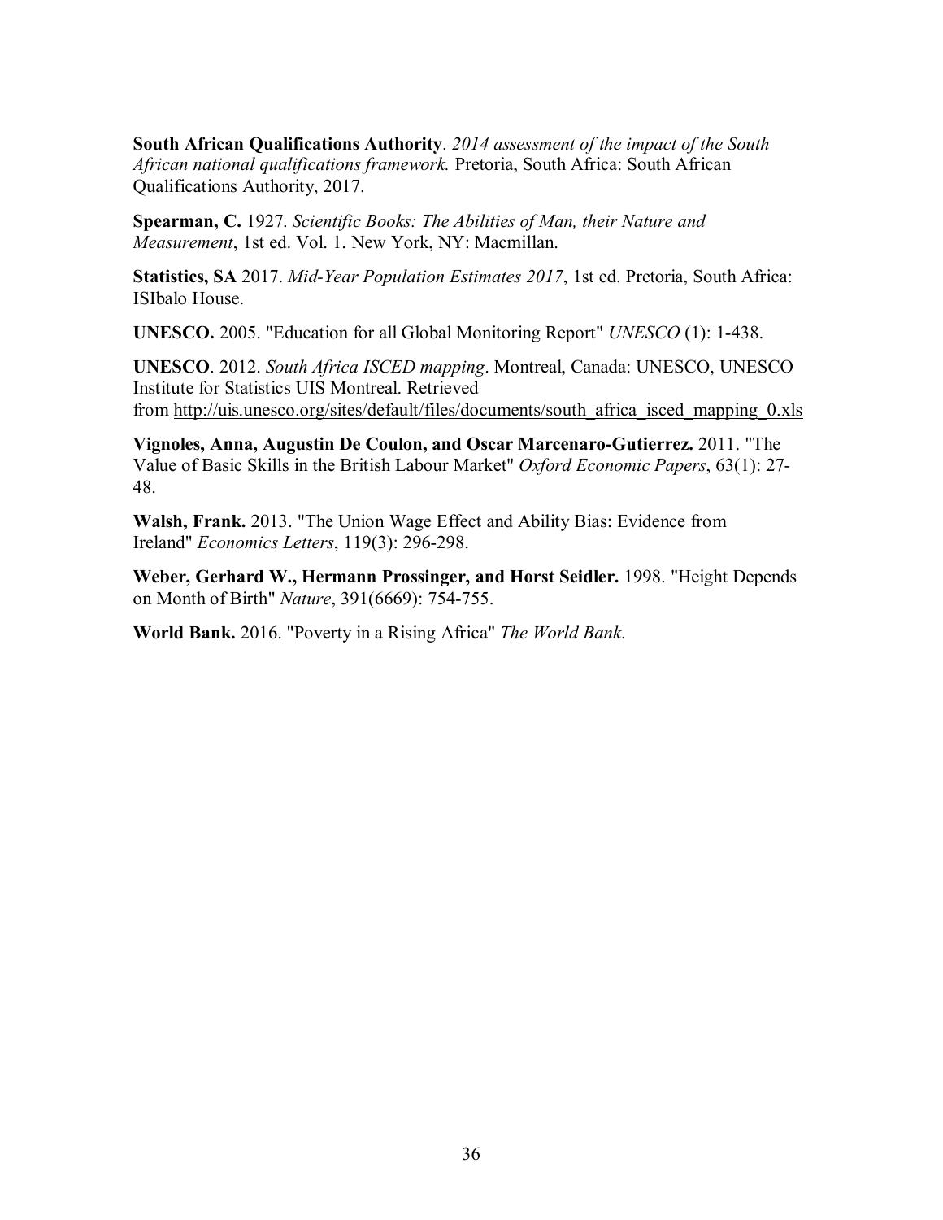**South African Qualifications Authority**. *2014 assessment of the impact of the South African national qualifications framework.* Pretoria, South Africa: South African Qualifications Authority, 2017.

**Spearman, C.** 1927. *Scientific Books: The Abilities of Man, their Nature and Measurement*, 1st ed. Vol. 1. New York, NY: Macmillan.

**Statistics, SA** 2017. *Mid-Year Population Estimates 2017*, 1st ed. Pretoria, South Africa: ISIbalo House.

**UNESCO.** 2005. "Education for all Global Monitoring Report" *UNESCO* (1): 1-438.

**UNESCO**. 2012. *South Africa ISCED mapping*. Montreal, Canada: UNESCO, UNESCO Institute for Statistics UIS Montreal. Retrieved from http://uis.unesco.org/sites/default/files/documents/south_africa_isced_mapping_0.xls

**Vignoles, Anna, Augustin De Coulon, and Oscar Marcenaro-Gutierrez.** 2011. "The Value of Basic Skills in the British Labour Market" *Oxford Economic Papers*, 63(1): 27-48.

**Walsh, Frank.** 2013. "The Union Wage Effect and Ability Bias: Evidence from Ireland" *Economics Letters*, 119(3): 296-298.

**Weber, Gerhard W., Hermann Prossinger, and Horst Seidler.** 1998. "Height Depends on Month of Birth" *Nature*, 391(6669): 754-755.

**World Bank.** 2016. "Poverty in a Rising Africa" *The World Bank*.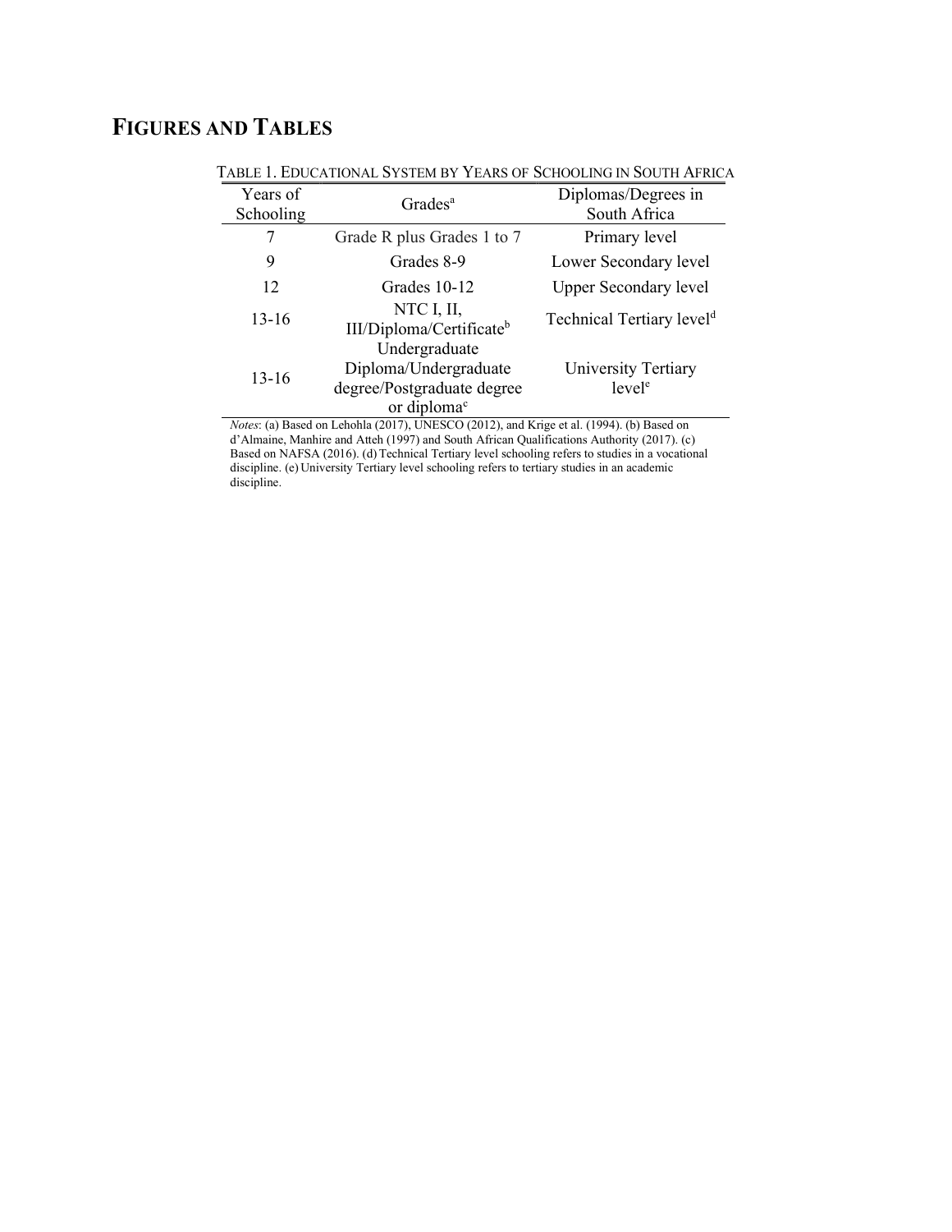# FIGURES AND TABLES

TABLE 1. EDUCATIONAL SYSTEM BY YEARS OF SCHOOLING IN SOUTH AFRICA

| Years of Schooling | Grades[a] | Diplomas/Degrees in South Africa |
|---|---|---|
| 7 | Grade R plus Grades 1 to 7 | Primary level |
| 9 | Grades 8-9 | Lower Secondary level |
| 12 | Grades 10-12 | Upper Secondary level |
| 13-16 | NTC I, II, III/Diploma/Certificate[b] | Technical Tertiary level[d] |
| 13-16 | Undergraduate Diploma/Undergraduate degree/Postgraduate degree or diploma[c] | University Tertiary level[e] |

*Notes*: (a) Based on Lehohla (2017), UNESCO (2012), and Krige et al. (1994). (b) Based on d'Almaine, Manhire and Atteh (1997) and South African Qualifications Authority (2017). (c) Based on NAFSA (2016). (d) Technical Tertiary level schooling refers to studies in a vocational discipline. (e) University Tertiary level schooling refers to tertiary studies in an academic discipline.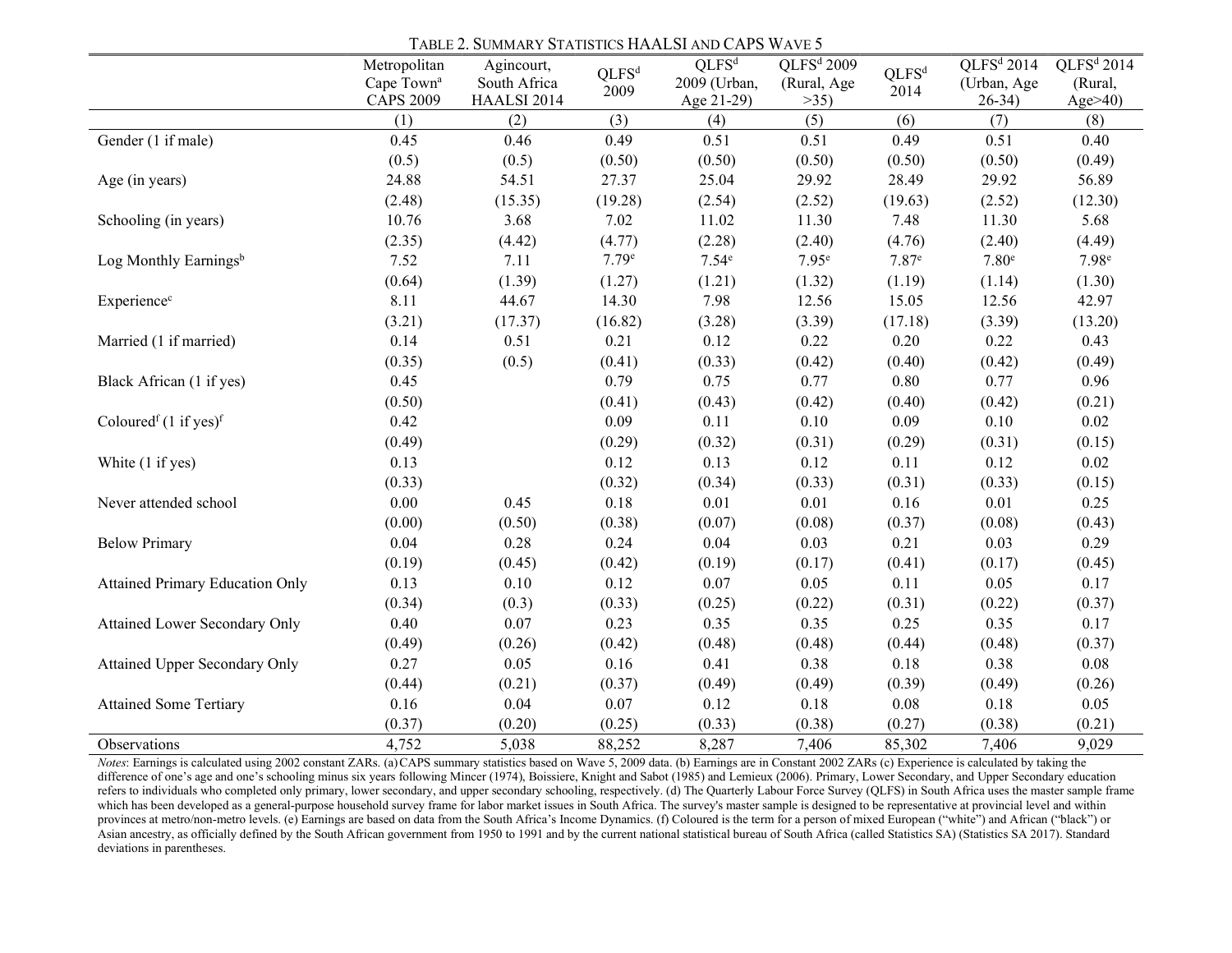TABLE 2. SUMMARY STATISTICS HAALSI AND CAPS WAVE 5

| | Metropolitan Cape Town[a] CAPS 2009 | Agincourt, South Africa HAALSI 2014 | QLFS[d] 2009 | QLFS[d] 2009 (Urban, Age 21-29) | QLFS[d] 2009 (Rural, Age >35) | QLFS[d] 2014 | QLFS[d] 2014 (Urban, Age 26-34) | QLFS[d] 2014 (Rural, Age>40) |
|---|---|---|---|---|---|---|---|---|
| | (1) | (2) | (3) | (4) | (5) | (6) | (7) | (8) |
| Gender (1 if male) | 0.45 | 0.46 | 0.49 | 0.51 | 0.51 | 0.49 | 0.51 | 0.40 |
| | (0.5) | (0.5) | (0.50) | (0.50) | (0.50) | (0.50) | (0.50) | (0.49) |
| Age (in years) | 24.88 | 54.51 | 27.37 | 25.04 | 29.92 | 28.49 | 29.92 | 56.89 |
| | (2.48) | (15.35) | (19.28) | (2.54) | (2.52) | (19.63) | (2.52) | (12.30) |
| Schooling (in years) | 10.76 | 3.68 | 7.02 | 11.02 | 11.30 | 7.48 | 11.30 | 5.68 |
| | (2.35) | (4.42) | (4.77) | (2.28) | (2.40) | (4.76) | (2.40) | (4.49) |
| Log Monthly Earnings[b] | 7.52 | 7.11 | 7.79[e] | 7.54[e] | 7.95[e] | 7.87[e] | 7.80[e] | 7.98[e] |
| | (0.64) | (1.39) | (1.27) | (1.21) | (1.32) | (1.19) | (1.14) | (1.30) |
| Experience[c] | 8.11 | 44.67 | 14.30 | 7.98 | 12.56 | 15.05 | 12.56 | 42.97 |
| | (3.21) | (17.37) | (16.82) | (3.28) | (3.39) | (17.18) | (3.39) | (13.20) |
| Married (1 if married) | 0.14 | 0.51 | 0.21 | 0.12 | 0.22 | 0.20 | 0.22 | 0.43 |
| | (0.35) | (0.5) | (0.41) | (0.33) | (0.42) | (0.40) | (0.42) | (0.49) |
| Black African (1 if yes) | 0.45 | | 0.79 | 0.75 | 0.77 | 0.80 | 0.77 | 0.96 |
| | (0.50) | | (0.41) | (0.43) | (0.42) | (0.40) | (0.42) | (0.21) |
| Coloured[f] (1 if yes)[f] | 0.42 | | 0.09 | 0.11 | 0.10 | 0.09 | 0.10 | 0.02 |
| | (0.49) | | (0.29) | (0.32) | (0.31) | (0.29) | (0.31) | (0.15) |
| White (1 if yes) | 0.13 | | 0.12 | 0.13 | 0.12 | 0.11 | 0.12 | 0.02 |
| | (0.33) | | (0.32) | (0.34) | (0.33) | (0.31) | (0.33) | (0.15) |
| Never attended school | 0.00 | 0.45 | 0.18 | 0.01 | 0.01 | 0.16 | 0.01 | 0.25 |
| | (0.00) | (0.50) | (0.38) | (0.07) | (0.08) | (0.37) | (0.08) | (0.43) |
| Below Primary | 0.04 | 0.28 | 0.24 | 0.04 | 0.03 | 0.21 | 0.03 | 0.29 |
| | (0.19) | (0.45) | (0.42) | (0.19) | (0.17) | (0.41) | (0.17) | (0.45) |
| Attained Primary Education Only | 0.13 | 0.10 | 0.12 | 0.07 | 0.05 | 0.11 | 0.05 | 0.17 |
| | (0.34) | (0.3) | (0.33) | (0.25) | (0.22) | (0.31) | (0.22) | (0.37) |
| Attained Lower Secondary Only | 0.40 | 0.07 | 0.23 | 0.35 | 0.35 | 0.25 | 0.35 | 0.17 |
| | (0.49) | (0.26) | (0.42) | (0.48) | (0.48) | (0.44) | (0.48) | (0.37) |
| Attained Upper Secondary Only | 0.27 | 0.05 | 0.16 | 0.41 | 0.38 | 0.18 | 0.38 | 0.08 |
| | (0.44) | (0.21) | (0.37) | (0.49) | (0.49) | (0.39) | (0.49) | (0.26) |
| Attained Some Tertiary | 0.16 | 0.04 | 0.07 | 0.12 | 0.18 | 0.08 | 0.18 | 0.05 |
| | (0.37) | (0.20) | (0.25) | (0.33) | (0.38) | (0.27) | (0.38) | (0.21) |
| Observations | 4,752 | 5,038 | 88,252 | 8,287 | 7,406 | 85,302 | 7,406 | 9,029 |

*Notes*: Earnings is calculated using 2002 constant ZARs. (a) CAPS summary statistics based on Wave 5, 2009 data. (b) Earnings are in Constant 2002 ZARs (c) Experience is calculated by taking the difference of one's age and one's schooling minus six years following Mincer (1974), Boissiere, Knight and Sabot (1985) and Lemieux (2006). Primary, Lower Secondary, and Upper Secondary education refers to individuals who completed only primary, lower secondary, and upper secondary schooling, respectively. (d) The Quarterly Labour Force Survey (QLFS) in South Africa uses the master sample frame which has been developed as a general-purpose household survey frame for labor market issues in South Africa. The survey's master sample is designed to be representative at provincial level and within provinces at metro/non-metro levels. (e) Earnings are based on data from the South Africa's Income Dynamics. (f) Coloured is the term for a person of mixed European ("white") and African ("black") or Asian ancestry, as officially defined by the South African government from 1950 to 1991 and by the current national statistical bureau of South Africa (called Statistics SA) (Statistics SA 2017). Standard deviations in parentheses.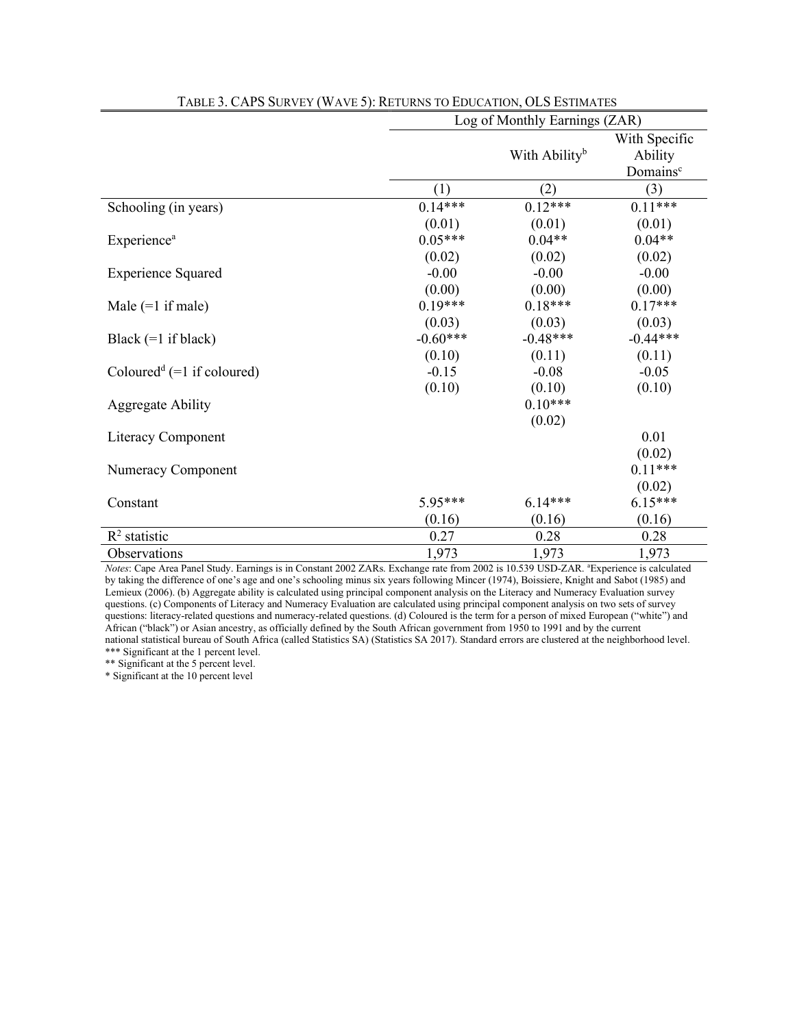TABLE 3. CAPS SURVEY (WAVE 5): RETURNS TO EDUCATION, OLS ESTIMATES

| | Log of Monthly Earnings (ZAR) | | |
|---|---|---|---|
| | | With Ability[b] | With Specific Ability Domains[c] |
| | (1) | (2) | (3) |
| Schooling (in years) | 0.14*** | 0.12*** | 0.11*** |
| | (0.01) | (0.01) | (0.01) |
| Experience[a] | 0.05*** | 0.04** | 0.04** |
| | (0.02) | (0.02) | (0.02) |
| Experience Squared | -0.00 | -0.00 | -0.00 |
| | (0.00) | (0.00) | (0.00) |
| Male (=1 if male) | 0.19*** | 0.18*** | 0.17*** |
| | (0.03) | (0.03) | (0.03) |
| Black (=1 if black) | -0.60*** | -0.48*** | -0.44*** |
| | (0.10) | (0.11) | (0.11) |
| Coloured[d] (=1 if coloured) | -0.15 | -0.08 | -0.05 |
| | (0.10) | (0.10) | (0.10) |
| Aggregate Ability | | 0.10*** | |
| | | (0.02) | |
| Literacy Component | | | 0.01 |
| | | | (0.02) |
| Numeracy Component | | | 0.11*** |
| | | | (0.02) |
| Constant | 5.95*** | 6.14*** | 6.15*** |
| | (0.16) | (0.16) | (0.16) |
| $R^2$ statistic | 0.27 | 0.28 | 0.28 |
| Observations | 1,973 | 1,973 | 1,973 |

*Notes*: Cape Area Panel Study. Earnings is in Constant 2002 ZARs. Exchange rate from 2002 is 10.539 USD-ZAR. [a]Experience is calculated by taking the difference of one's age and one's schooling minus six years following Mincer (1974), Boissiere, Knight and Sabot (1985) and Lemieux (2006). (b) Aggregate ability is calculated using principal component analysis on the Literacy and Numeracy Evaluation survey questions. (c) Components of Literacy and Numeracy Evaluation are calculated using principal component analysis on two sets of survey questions: literacy-related questions and numeracy-related questions. (d) Coloured is the term for a person of mixed European ("white") and African ("black") or Asian ancestry, as officially defined by the South African government from 1950 to 1991 and by the current national statistical bureau of South Africa (called Statistics SA) (Statistics SA 2017). Standard errors are clustered at the neighborhood level.
*** Significant at the 1 percent level.
** Significant at the 5 percent level.
* Significant at the 10 percent level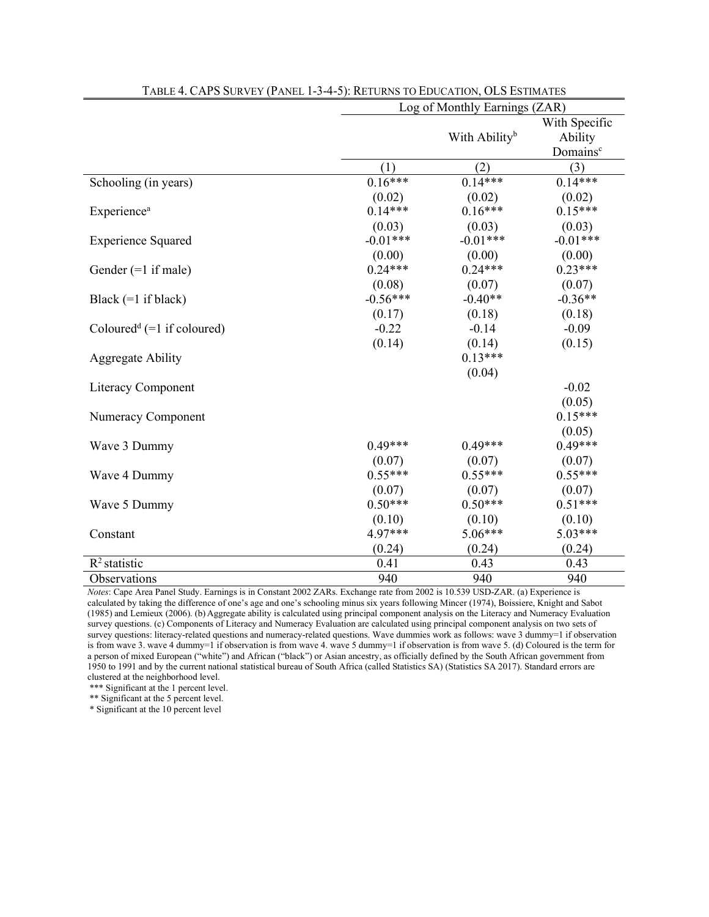TABLE 4. CAPS SURVEY (PANEL 1-3-4-5): RETURNS TO EDUCATION, OLS ESTIMATES

| | Log of Monthly Earnings (ZAR) | | |
|---|---|---|---|
| | | With Ability[b] | With Specific Ability Domains[c] |
| | (1) | (2) | (3) |
| Schooling (in years) | 0.16*** | 0.14*** | 0.14*** |
| | (0.02) | (0.02) | (0.02) |
| Experience[a] | 0.14*** | 0.16*** | 0.15*** |
| | (0.03) | (0.03) | (0.03) |
| Experience Squared | -0.01*** | -0.01*** | -0.01*** |
| | (0.00) | (0.00) | (0.00) |
| Gender (=1 if male) | 0.24*** | 0.24*** | 0.23*** |
| | (0.08) | (0.07) | (0.07) |
| Black (=1 if black) | -0.56*** | -0.40** | -0.36** |
| | (0.17) | (0.18) | (0.18) |
| Coloured[d] (=1 if coloured) | -0.22 | -0.14 | -0.09 |
| | (0.14) | (0.14) | (0.15) |
| Aggregate Ability | | 0.13*** | |
| | | (0.04) | |
| Literacy Component | | | -0.02 |
| | | | (0.05) |
| Numeracy Component | | | 0.15*** |
| | | | (0.05) |
| Wave 3 Dummy | 0.49*** | 0.49*** | 0.49*** |
| | (0.07) | (0.07) | (0.07) |
| Wave 4 Dummy | 0.55*** | 0.55*** | 0.55*** |
| | (0.07) | (0.07) | (0.07) |
| Wave 5 Dummy | 0.50*** | 0.50*** | 0.51*** |
| | (0.10) | (0.10) | (0.10) |
| Constant | 4.97*** | 5.06*** | 5.03*** |
| | (0.24) | (0.24) | (0.24) |
| $R^2$ statistic | 0.41 | 0.43 | 0.43 |
| Observations | 940 | 940 | 940 |

*Notes*: Cape Area Panel Study. Earnings is in Constant 2002 ZARs. Exchange rate from 2002 is 10.539 USD-ZAR. (a) Experience is calculated by taking the difference of one's age and one's schooling minus six years following Mincer (1974), Boissiere, Knight and Sabot (1985) and Lemieux (2006). (b) Aggregate ability is calculated using principal component analysis on the Literacy and Numeracy Evaluation survey questions. (c) Components of Literacy and Numeracy Evaluation are calculated using principal component analysis on two sets of survey questions: literacy-related questions and numeracy-related questions. Wave dummies work as follows: wave 3 dummy=1 if observation is from wave 3. wave 4 dummy=1 if observation is from wave 4. wave 5 dummy=1 if observation is from wave 5. (d) Coloured is the term for a person of mixed European ("white") and African ("black") or Asian ancestry, as officially defined by the South African government from 1950 to 1991 and by the current national statistical bureau of South Africa (called Statistics SA) (Statistics SA 2017). Standard errors are clustered at the neighborhood level.

*** Significant at the 1 percent level.

** Significant at the 5 percent level.

* Significant at the 10 percent level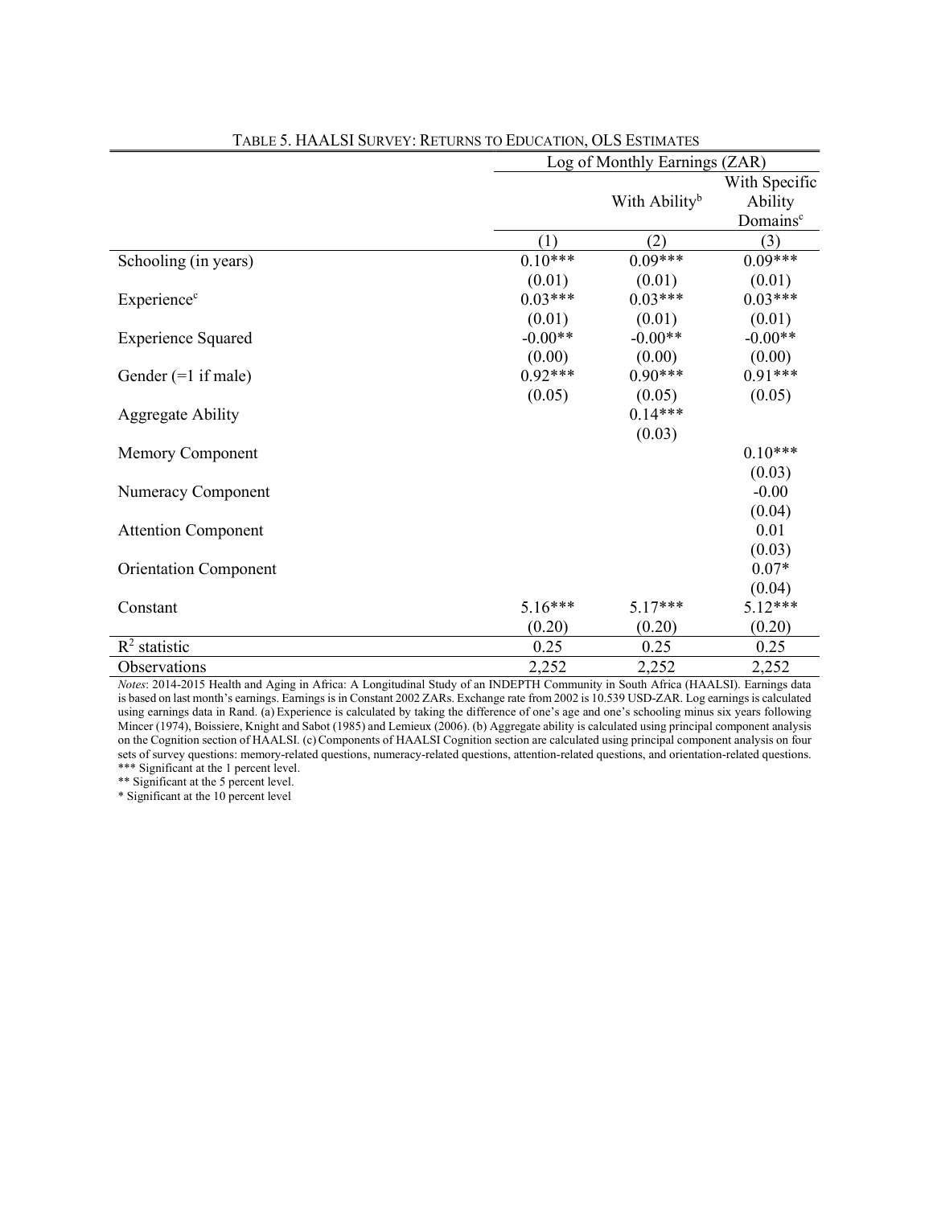TABLE 5. HAALSI SURVEY: RETURNS TO EDUCATION, OLS ESTIMATES

| | Log of Monthly Earnings (ZAR) | | |
|---|---|---|---|
| | | With Ability[b] | With Specific Ability Domains[c] |
| | (1) | (2) | (3) |
| Schooling (in years) | 0.10*** | 0.09*** | 0.09*** |
| | (0.01) | (0.01) | (0.01) |
| Experience[c] | 0.03*** | 0.03*** | 0.03*** |
| | (0.01) | (0.01) | (0.01) |
| Experience Squared | -0.00** | -0.00** | -0.00** |
| | (0.00) | (0.00) | (0.00) |
| Gender (=1 if male) | 0.92*** | 0.90*** | 0.91*** |
| | (0.05) | (0.05) | (0.05) |
| Aggregate Ability | | 0.14*** | |
| | | (0.03) | |
| Memory Component | | | 0.10*** |
| | | | (0.03) |
| Numeracy Component | | | -0.00 |
| | | | (0.04) |
| Attention Component | | | 0.01 |
| | | | (0.03) |
| Orientation Component | | | 0.07* |
| | | | (0.04) |
| Constant | 5.16*** | 5.17*** | 5.12*** |
| | (0.20) | (0.20) | (0.20) |
| $R^2$ statistic | 0.25 | 0.25 | 0.25 |
| Observations | 2,252 | 2,252 | 2,252 |

*Notes*: 2014-2015 Health and Aging in Africa: A Longitudinal Study of an INDEPTH Community in South Africa (HAALSI). Earnings data is based on last month's earnings. Earnings is in Constant 2002 ZARs. Exchange rate from 2002 is 10.539 USD-ZAR. Log earnings is calculated using earnings data in Rand. (a) Experience is calculated by taking the difference of one's age and one's schooling minus six years following Mincer (1974), Boissiere, Knight and Sabot (1985) and Lemieux (2006). (b) Aggregate ability is calculated using principal component analysis on the Cognition section of HAALSI. (c) Components of HAALSI Cognition section are calculated using principal component analysis on four sets of survey questions: memory-related questions, numeracy-related questions, attention-related questions, and orientation-related questions.
*** Significant at the 1 percent level.
** Significant at the 5 percent level.
* Significant at the 10 percent level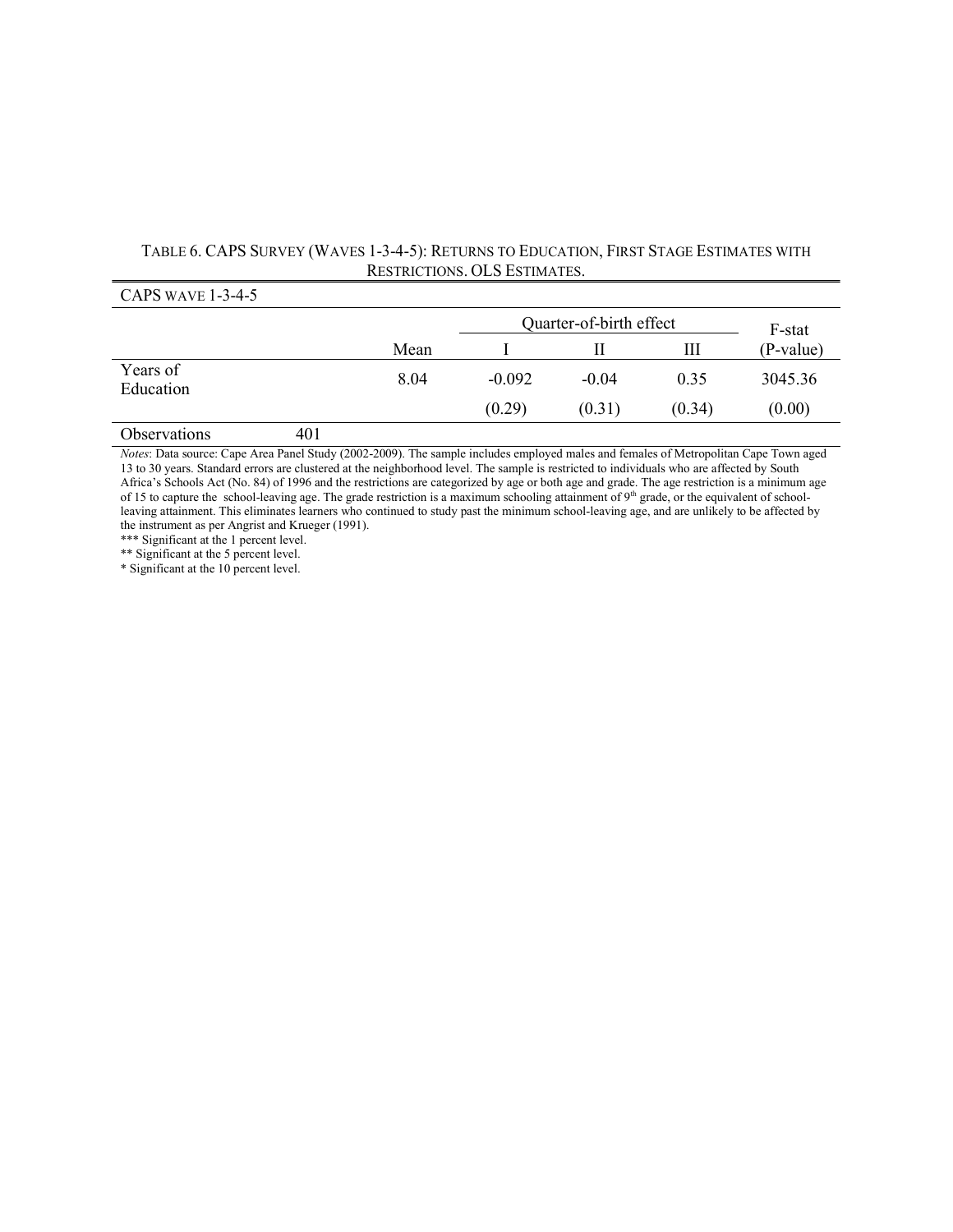TABLE 6. CAPS SURVEY (WAVES 1-3-4-5): RETURNS TO EDUCATION, FIRST STAGE ESTIMATES WITH RESTRICTIONS. OLS ESTIMATES.

| CAPS WAVE 1-3-4-5 | | | | | | |
|---|---|---|---|---|---|---|
| | | | Quarter-of-birth effect | | | F-stat |
| | | Mean | I | II | III | (P-value) |
| Years of Education | | 8.04 | -0.092 | -0.04 | 0.35 | 3045.36 |
| | | | (0.29) | (0.31) | (0.34) | (0.00) |
| Observations | 401 | | | | | |

*Notes*: Data source: Cape Area Panel Study (2002-2009). The sample includes employed males and females of Metropolitan Cape Town aged 13 to 30 years. Standard errors are clustered at the neighborhood level. The sample is restricted to individuals who are affected by South Africa's Schools Act (No. 84) of 1996 and the restrictions are categorized by age or both age and grade. The age restriction is a minimum age of 15 to capture the school-leaving age. The grade restriction is a maximum schooling attainment of 9th grade, or the equivalent of school-leaving attainment. This eliminates learners who continued to study past the minimum school-leaving age, and are unlikely to be affected by the instrument as per Angrist and Krueger (1991).

*** Significant at the 1 percent level.

** Significant at the 5 percent level.

* Significant at the 10 percent level.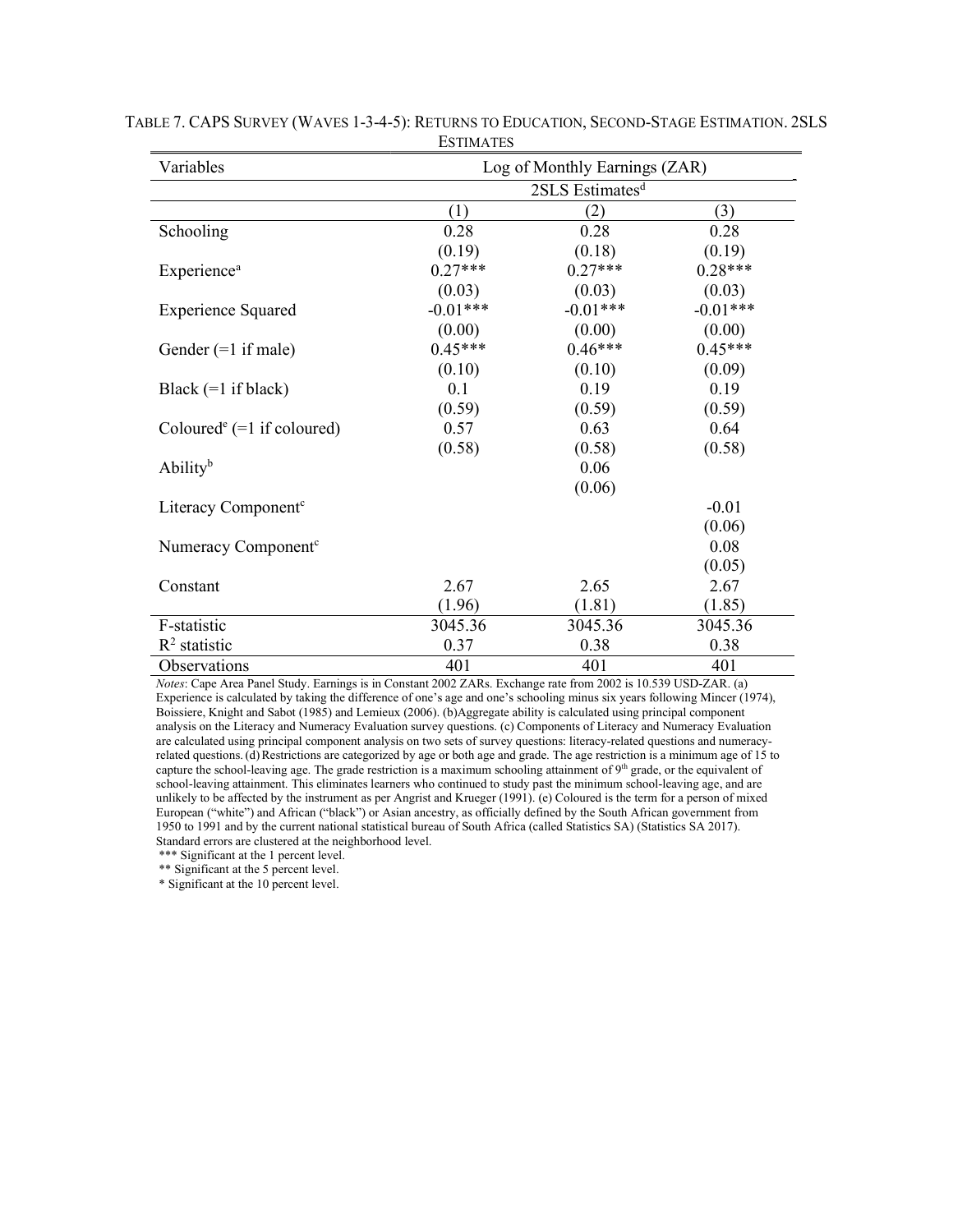TABLE 7. CAPS SURVEY (WAVES 1-3-4-5): RETURNS TO EDUCATION, SECOND-STAGE ESTIMATION. 2SLS ESTIMATES

| Variables | Log of Monthly Earnings (ZAR) | | |
|---|---|---|---|
| | 2SLS Estimates[d] | | |
| | (1) | (2) | (3) |
| Schooling | 0.28 | 0.28 | 0.28 |
| | (0.19) | (0.18) | (0.19) |
| Experience[a] | 0.27*** | 0.27*** | 0.28*** |
| | (0.03) | (0.03) | (0.03) |
| Experience Squared | -0.01*** | -0.01*** | -0.01*** |
| | (0.00) | (0.00) | (0.00) |
| Gender (=1 if male) | 0.45*** | 0.46*** | 0.45*** |
| | (0.10) | (0.10) | (0.09) |
| Black (=1 if black) | 0.1 | 0.19 | 0.19 |
| | (0.59) | (0.59) | (0.59) |
| Coloured[e] (=1 if coloured) | 0.57 | 0.63 | 0.64 |
| | (0.58) | (0.58) | (0.58) |
| Ability[b] | | 0.06 | |
| | | (0.06) | |
| Literacy Component[c] | | | -0.01 |
| | | | (0.06) |
| Numeracy Component[c] | | | 0.08 |
| | | | (0.05) |
| Constant | 2.67 | 2.65 | 2.67 |
| | (1.96) | (1.81) | (1.85) |
| F-statistic | 3045.36 | 3045.36 | 3045.36 |
| $R^2$ statistic | 0.37 | 0.38 | 0.38 |
| Observations | 401 | 401 | 401 |

*Notes*: Cape Area Panel Study. Earnings is in Constant 2002 ZARs. Exchange rate from 2002 is 10.539 USD-ZAR. (a) Experience is calculated by taking the difference of one's age and one's schooling minus six years following Mincer (1974), Boissiere, Knight and Sabot (1985) and Lemieux (2006). (b)Aggregate ability is calculated using principal component analysis on the Literacy and Numeracy Evaluation survey questions. (c) Components of Literacy and Numeracy Evaluation are calculated using principal component analysis on two sets of survey questions: literacy-related questions and numeracy-related questions. (d) Restrictions are categorized by age or both age and grade. The age restriction is a minimum age of 15 to capture the school-leaving age. The grade restriction is a maximum schooling attainment of 9th grade, or the equivalent of school-leaving attainment. This eliminates learners who continued to study past the minimum school-leaving age, and are unlikely to be affected by the instrument as per Angrist and Krueger (1991). (e) Coloured is the term for a person of mixed European ("white") and African ("black") or Asian ancestry, as officially defined by the South African government from 1950 to 1991 and by the current national statistical bureau of South Africa (called Statistics SA) (Statistics SA 2017). Standard errors are clustered at the neighborhood level.

*** Significant at the 1 percent level.

** Significant at the 5 percent level.

* Significant at the 10 percent level.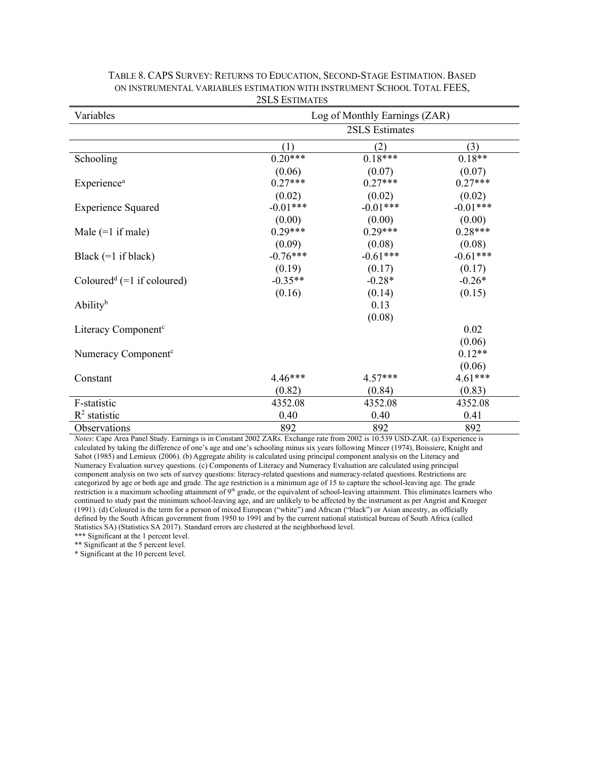TABLE 8. CAPS SURVEY: RETURNS TO EDUCATION, SECOND-STAGE ESTIMATION. BASED ON INSTRUMENTAL VARIABLES ESTIMATION WITH INSTRUMENT SCHOOL TOTAL FEES, 2SLS ESTIMATES

| Variables | Log of Monthly Earnings (ZAR) | | |
|---|---|---|---|
| | 2SLS Estimates | | |
| | (1) | (2) | (3) |
| Schooling | 0.20*** | 0.18*** | 0.18** |
| | (0.06) | (0.07) | (0.07) |
| Experience[a] | 0.27*** | 0.27*** | 0.27*** |
| | (0.02) | (0.02) | (0.02) |
| Experience Squared | -0.01*** | -0.01*** | -0.01*** |
| | (0.00) | (0.00) | (0.00) |
| Male (=1 if male) | 0.29*** | 0.29*** | 0.28*** |
| | (0.09) | (0.08) | (0.08) |
| Black (=1 if black) | -0.76*** | -0.61*** | -0.61*** |
| | (0.19) | (0.17) | (0.17) |
| Coloured[d] (=1 if coloured) | -0.35** | -0.28* | -0.26* |
| | (0.16) | (0.14) | (0.15) |
| Ability[b] | | 0.13 | |
| | | (0.08) | |
| Literacy Component[c] | | | 0.02 |
| | | | (0.06) |
| Numeracy Component[c] | | | 0.12** |
| | | | (0.06) |
| Constant | 4.46*** | 4.57*** | 4.61*** |
| | (0.82) | (0.84) | (0.83) |
| F-statistic | 4352.08 | 4352.08 | 4352.08 |
| $R^2$ statistic | 0.40 | 0.40 | 0.41 |
| Observations | 892 | 892 | 892 |

*Notes*: Cape Area Panel Study. Earnings is in Constant 2002 ZARs. Exchange rate from 2002 is 10.539 USD-ZAR. (a) Experience is calculated by taking the difference of one's age and one's schooling minus six years following Mincer (1974), Boissiere, Knight and Sabot (1985) and Lemieux (2006). (b) Aggregate ability is calculated using principal component analysis on the Literacy and Numeracy Evaluation survey questions. (c) Components of Literacy and Numeracy Evaluation are calculated using principal component analysis on two sets of survey questions: literacy-related questions and numeracy-related questions. Restrictions are categorized by age or both age and grade. The age restriction is a minimum age of 15 to capture the school-leaving age. The grade restriction is a maximum schooling attainment of 9th grade, or the equivalent of school-leaving attainment. This eliminates learners who continued to study past the minimum school-leaving age, and are unlikely to be affected by the instrument as per Angrist and Krueger (1991). (d) Coloured is the term for a person of mixed European ("white") and African ("black") or Asian ancestry, as officially defined by the South African government from 1950 to 1991 and by the current national statistical bureau of South Africa (called Statistics SA) (Statistics SA 2017). Standard errors are clustered at the neighborhood level.

*** Significant at the 1 percent level.

** Significant at the 5 percent level.

* Significant at the 10 percent level.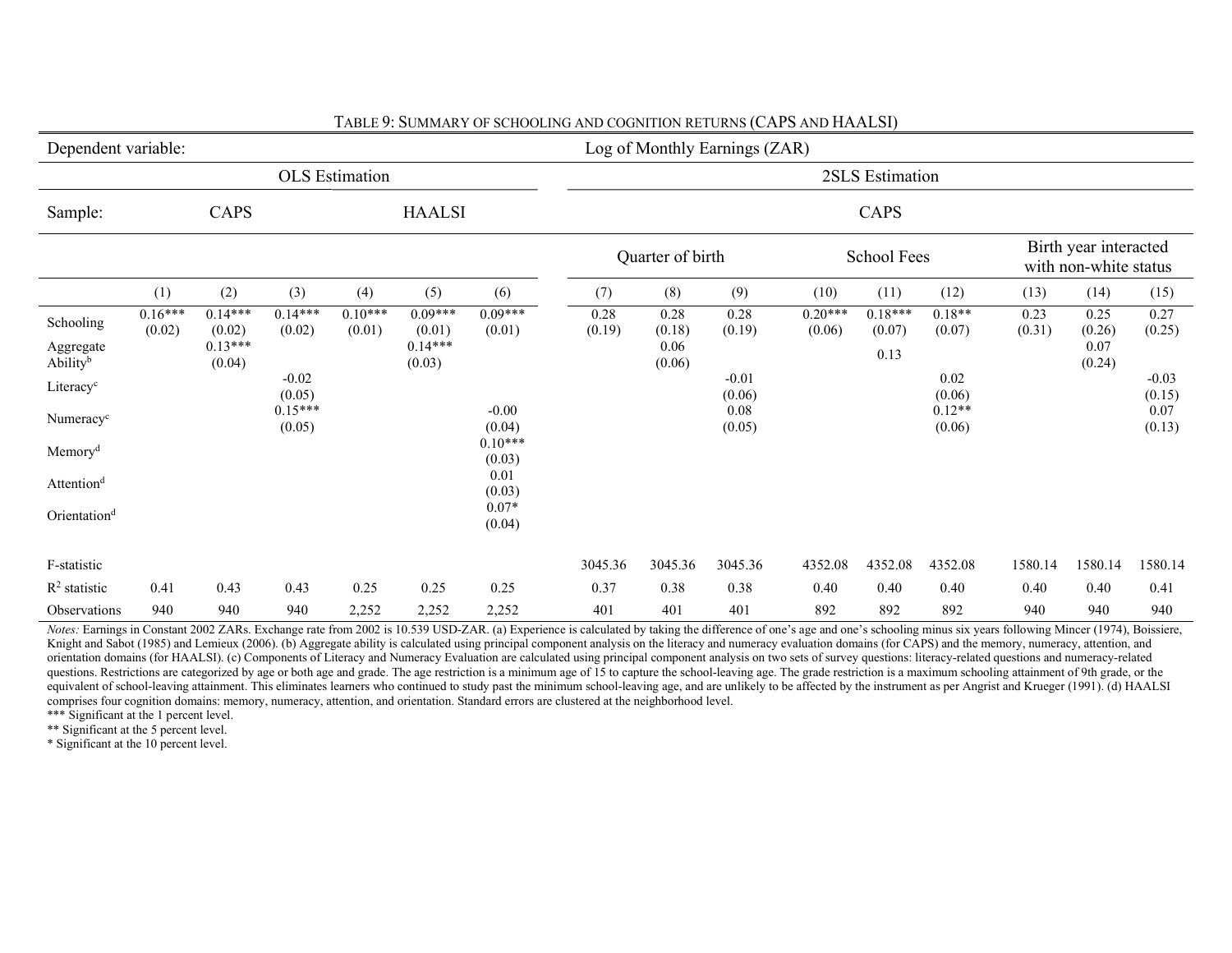TABLE 9: SUMMARY OF SCHOOLING AND COGNITION RETURNS (CAPS AND HAALSI)

| Dependent variable: | Log of Monthly Earnings (ZAR) | | | | | | | | | | | | | | |
|---|---|---|---|---|---|---|---|---|---|---|---|---|---|---|---|
| | OLS Estimation | | | | | | 2SLS Estimation | | | | | | | | |
| Sample: | CAPS | | | HAALSI | | | CAPS | | | | | | | | |
| | | | | | | | Quarter of birth | | | School Fees | | | Birth year interacted with non-white status | | |
| | (1) | (2) | (3) | (4) | (5) | (6) | (7) | (8) | (9) | (10) | (11) | (12) | (13) | (14) | (15) |
| Schooling | 0.16*** | 0.14*** | 0.14*** | 0.10*** | 0.09*** | 0.09*** | 0.28 | 0.28 | 0.28 | 0.20*** | 0.18*** | 0.18** | 0.23 | 0.25 | 0.27 |
| | (0.02) | (0.02) | (0.02) | (0.01) | (0.01) | (0.01) | (0.19) | (0.18) | (0.19) | (0.06) | (0.07) | (0.07) | (0.31) | (0.26) | (0.25) |
| Aggregate Ability[b] | | 0.13*** | | | 0.14*** | | | 0.06 | | | 0.13 | | | 0.07 | |
| | | (0.04) | | | (0.03) | | | (0.06) | | | | | | (0.24) | |
| Literacy[c] | | | -0.02 | | | | | | -0.01 | | | 0.02 | | | -0.03 |
| | | | (0.05) | | | | | | (0.06) | | | (0.06) | | | (0.15) |
| Numeracy[c] | | | 0.15*** | | | -0.00 | | | 0.08 | | | 0.12** | | | 0.07 |
| | | | (0.05) | | | (0.04) | | | (0.05) | | | (0.06) | | | (0.13) |
| Memory[d] | | | | | | 0.10*** | | | | | | | | | |
| | | | | | | (0.03) | | | | | | | | | |
| Attention[d] | | | | | | 0.01 | | | | | | | | | |
| | | | | | | (0.03) | | | | | | | | | |
| Orientation[d] | | | | | | 0.07* | | | | | | | | | |
| | | | | | | (0.04) | | | | | | | | | |
| F-statistic | | | | | | | 3045.36 | 3045.36 | 3045.36 | 4352.08 | 4352.08 | 4352.08 | 1580.14 | 1580.14 | 1580.14 |
| $R^2$ statistic | 0.41 | 0.43 | 0.43 | 0.25 | 0.25 | 0.25 | 0.37 | 0.38 | 0.38 | 0.40 | 0.40 | 0.40 | 0.40 | 0.40 | 0.41 |
| Observations | 940 | 940 | 940 | 2,252 | 2,252 | 2,252 | 401 | 401 | 401 | 892 | 892 | 892 | 940 | 940 | 940 |

*Notes:* Earnings in Constant 2002 ZARs. Exchange rate from 2002 is 10.539 USD-ZAR. (a) Experience is calculated by taking the difference of one's age and one's schooling minus six years following Mincer (1974), Boissiere, Knight and Sabot (1985) and Lemieux (2006). (b) Aggregate ability is calculated using principal component analysis on the literacy and numeracy evaluation domains (for CAPS) and the memory, numeracy, attention, and orientation domains (for HAALSI). (c) Components of Literacy and Numeracy Evaluation are calculated using principal component analysis on two sets of survey questions: literacy-related questions and numeracy-related questions. Restrictions are categorized by age or both age and grade. The age restriction is a minimum age of 15 to capture the school-leaving age. The grade restriction is a maximum schooling attainment of 9th grade, or the equivalent of school-leaving attainment. This eliminates learners who continued to study past the minimum school-leaving age, and are unlikely to be affected by the instrument as per Angrist and Krueger (1991). (d) HAALSI comprises four cognition domains: memory, numeracy, attention, and orientation. Standard errors are clustered at the neighborhood level.

*** Significant at the 1 percent level.

** Significant at the 5 percent level.

* Significant at the 10 percent level.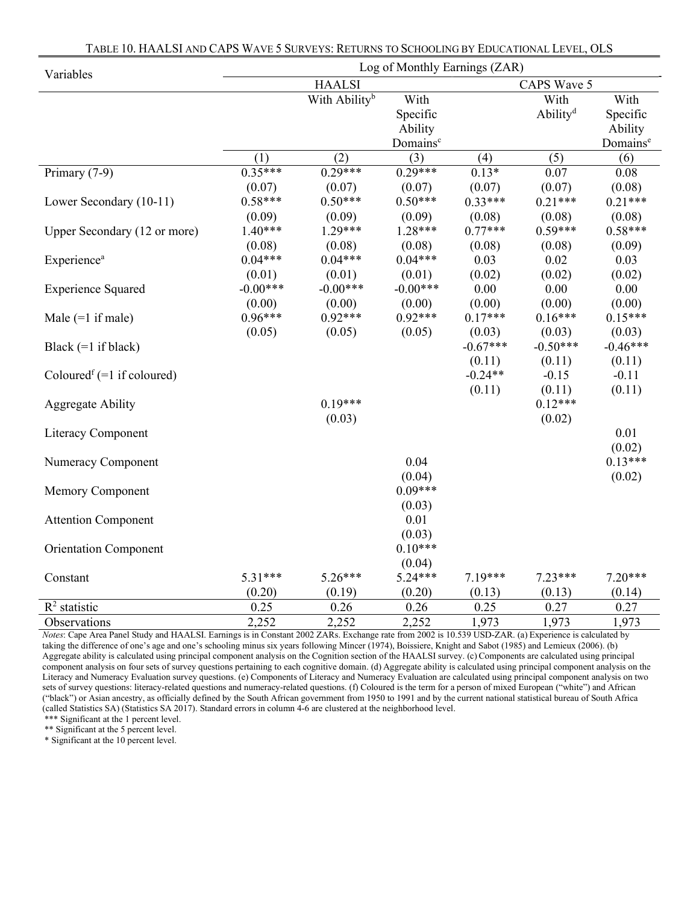TABLE 10. HAALSI AND CAPS WAVE 5 SURVEYS: RETURNS TO SCHOOLING BY EDUCATIONAL LEVEL, OLS

| Variables | Log of Monthly Earnings (ZAR) | | | | | |
|---|---|---|---|---|---|---|
| | HAALSI | | | CAPS Wave 5 | | |
| | | With Ability[b] | With Specific Ability Domains[c] | | With Ability[d] | With Specific Ability Domains[e] |
| | (1) | (2) | (3) | (4) | (5) | (6) |
| Primary (7-9) | 0.35*** | 0.29*** | 0.29*** | 0.13* | 0.07 | 0.08 |
| | (0.07) | (0.07) | (0.07) | (0.07) | (0.07) | (0.08) |
| Lower Secondary (10-11) | 0.58*** | 0.50*** | 0.50*** | 0.33*** | 0.21*** | 0.21*** |
| | (0.09) | (0.09) | (0.09) | (0.08) | (0.08) | (0.08) |
| Upper Secondary (12 or more) | 1.40*** | 1.29*** | 1.28*** | 0.77*** | 0.59*** | 0.58*** |
| | (0.08) | (0.08) | (0.08) | (0.08) | (0.08) | (0.09) |
| Experience[a] | 0.04*** | 0.04*** | 0.04*** | 0.03 | 0.02 | 0.03 |
| | (0.01) | (0.01) | (0.01) | (0.02) | (0.02) | (0.02) |
| Experience Squared | -0.00*** | -0.00*** | -0.00*** | 0.00 | 0.00 | 0.00 |
| | (0.00) | (0.00) | (0.00) | (0.00) | (0.00) | (0.00) |
| Male (=1 if male) | 0.96*** | 0.92*** | 0.92*** | 0.17*** | 0.16*** | 0.15*** |
| | (0.05) | (0.05) | (0.05) | (0.03) | (0.03) | (0.03) |
| Black (=1 if black) | | | | -0.67*** | -0.50*** | -0.46*** |
| | | | | (0.11) | (0.11) | (0.11) |
| Coloured[f] (=1 if coloured) | | | | -0.24** | -0.15 | -0.11 |
| | | | | (0.11) | (0.11) | (0.11) |
| Aggregate Ability | | 0.19*** | | | 0.12*** | |
| | | (0.03) | | | (0.02) | |
| Literacy Component | | | | | | 0.01 |
| | | | | | | (0.02) |
| Numeracy Component | | | 0.04 | | | 0.13*** |
| | | | (0.04) | | | (0.02) |
| Memory Component | | | 0.09*** | | | |
| | | | (0.03) | | | |
| Attention Component | | | 0.01 | | | |
| | | | (0.03) | | | |
| Orientation Component | | | 0.10*** | | | |
| | | | (0.04) | | | |
| Constant | 5.31*** | 5.26*** | 5.24*** | 7.19*** | 7.23*** | 7.20*** |
| | (0.20) | (0.19) | (0.20) | (0.13) | (0.13) | (0.14) |
| $R^2$ statistic | 0.25 | 0.26 | 0.26 | 0.25 | 0.27 | 0.27 |
| Observations | 2,252 | 2,252 | 2,252 | 1,973 | 1,973 | 1,973 |

*Notes*: Cape Area Panel Study and HAALSI. Earnings is in Constant 2002 ZARs. Exchange rate from 2002 is 10.539 USD-ZAR. (a) Experience is calculated by taking the difference of one's age and one's schooling minus six years following Mincer (1974), Boissiere, Knight and Sabot (1985) and Lemieux (2006). (b) Aggregate ability is calculated using principal component analysis on the Cognition section of the HAALSI survey. (c) Components are calculated using principal component analysis on four sets of survey questions pertaining to each cognitive domain. (d) Aggregate ability is calculated using principal component analysis on the Literacy and Numeracy Evaluation survey questions. (e) Components of Literacy and Numeracy Evaluation are calculated using principal component analysis on two sets of survey questions: literacy-related questions and numeracy-related questions. (f) Coloured is the term for a person of mixed European ("white") and African ("black") or Asian ancestry, as officially defined by the South African government from 1950 to 1991 and by the current national statistical bureau of South Africa (called Statistics SA) (Statistics SA 2017). Standard errors in column 4-6 are clustered at the neighborhood level.

*** Significant at the 1 percent level.

** Significant at the 5 percent level.

* Significant at the 10 percent level.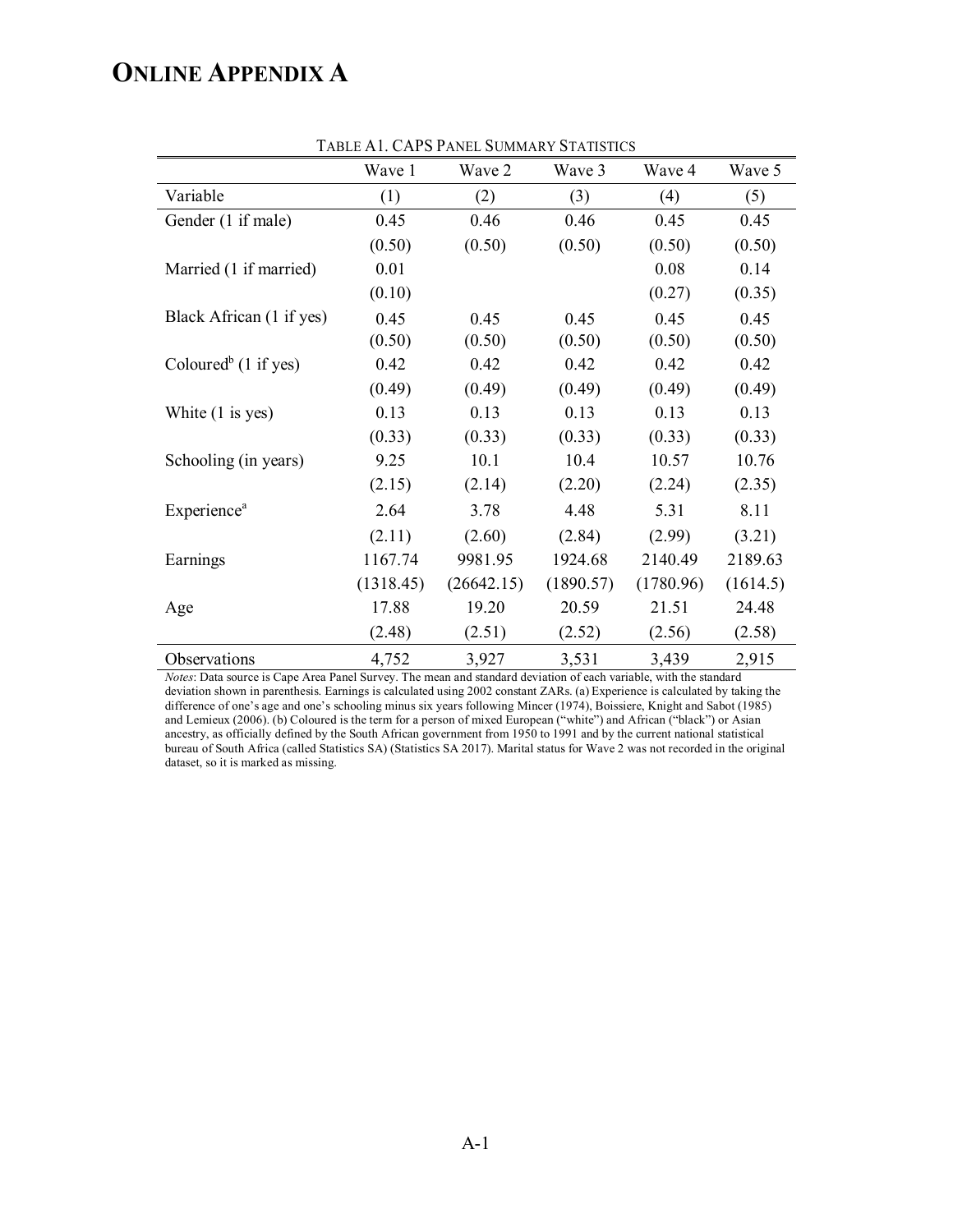# ONLINE APPENDIX A

TABLE A1. CAPS PANEL SUMMARY STATISTICS

| | Wave 1 | Wave 2 | Wave 3 | Wave 4 | Wave 5 |
|---|---|---|---|---|---|
| Variable | (1) | (2) | (3) | (4) | (5) |
| Gender (1 if male) | 0.45 | 0.46 | 0.46 | 0.45 | 0.45 |
| | (0.50) | (0.50) | (0.50) | (0.50) | (0.50) |
| Married (1 if married) | 0.01 | | | 0.08 | 0.14 |
| | (0.10) | | | (0.27) | (0.35) |
| Black African (1 if yes) | 0.45 | 0.45 | 0.45 | 0.45 | 0.45 |
| | (0.50) | (0.50) | (0.50) | (0.50) | (0.50) |
| Coloured[b] (1 if yes) | 0.42 | 0.42 | 0.42 | 0.42 | 0.42 |
| | (0.49) | (0.49) | (0.49) | (0.49) | (0.49) |
| White (1 is yes) | 0.13 | 0.13 | 0.13 | 0.13 | 0.13 |
| | (0.33) | (0.33) | (0.33) | (0.33) | (0.33) |
| Schooling (in years) | 9.25 | 10.1 | 10.4 | 10.57 | 10.76 |
| | (2.15) | (2.14) | (2.20) | (2.24) | (2.35) |
| Experience[a] | 2.64 | 3.78 | 4.48 | 5.31 | 8.11 |
| | (2.11) | (2.60) | (2.84) | (2.99) | (3.21) |
| Earnings | 1167.74 | 9981.95 | 1924.68 | 2140.49 | 2189.63 |
| | (1318.45) | (26642.15) | (1890.57) | (1780.96) | (1614.5) |
| Age | 17.88 | 19.20 | 20.59 | 21.51 | 24.48 |
| | (2.48) | (2.51) | (2.52) | (2.56) | (2.58) |
| Observations | 4,752 | 3,927 | 3,531 | 3,439 | 2,915 |

*Notes*: Data source is Cape Area Panel Survey. The mean and standard deviation of each variable, with the standard deviation shown in parenthesis. Earnings is calculated using 2002 constant ZARs. (a) Experience is calculated by taking the difference of one's age and one's schooling minus six years following Mincer (1974), Boissiere, Knight and Sabot (1985) and Lemieux (2006). (b) Coloured is the term for a person of mixed European ("white") and African ("black") or Asian ancestry, as officially defined by the South African government from 1950 to 1991 and by the current national statistical bureau of South Africa (called Statistics SA) (Statistics SA 2017). Marital status for Wave 2 was not recorded in the original dataset, so it is marked as missing.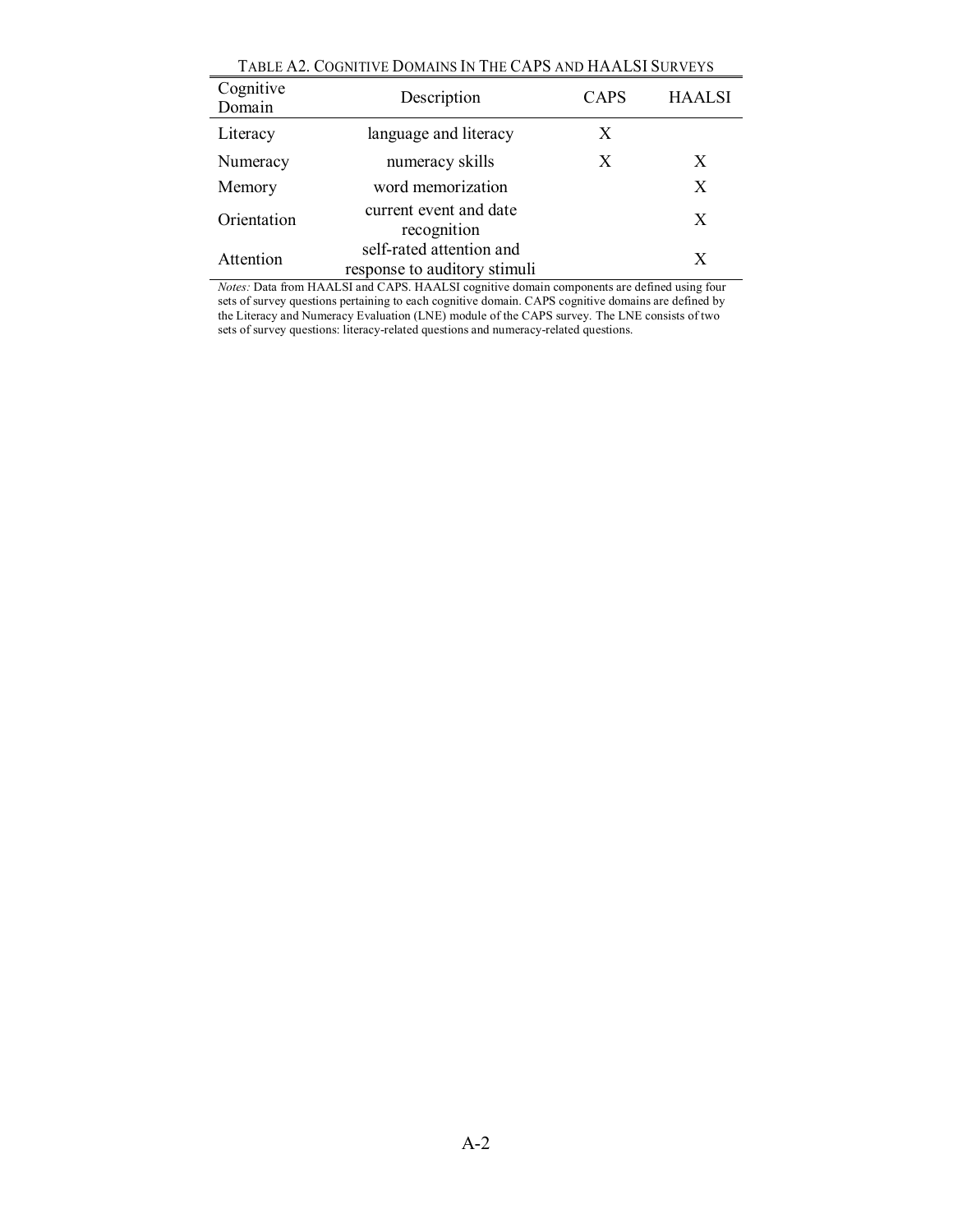TABLE A2. COGNITIVE DOMAINS IN THE CAPS AND HAALSI SURVEYS

| Cognitive Domain | Description | CAPS | HAALSI |
|---|---|---|---|
| Literacy | language and literacy | X | |
| Numeracy | numeracy skills | X | X |
| Memory | word memorization | | X |
| Orientation | current event and date recognition | | X |
| Attention | self-rated attention and response to auditory stimuli | | X |

*Notes:* Data from HAALSI and CAPS. HAALSI cognitive domain components are defined using four sets of survey questions pertaining to each cognitive domain. CAPS cognitive domains are defined by the Literacy and Numeracy Evaluation (LNE) module of the CAPS survey. The LNE consists of two sets of survey questions: literacy-related questions and numeracy-related questions.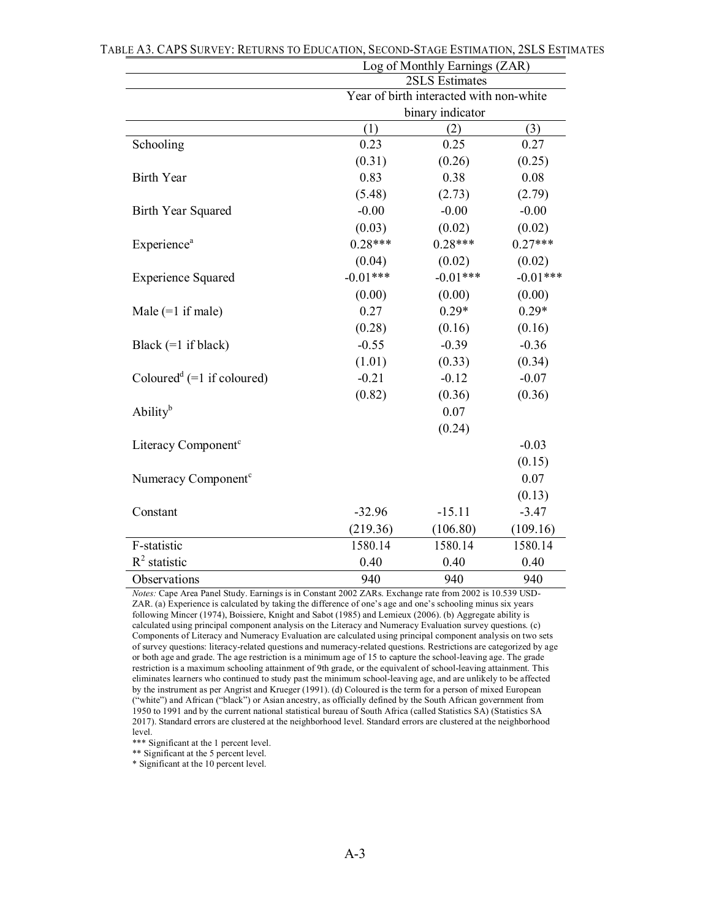TABLE A3. CAPS SURVEY: RETURNS TO EDUCATION, SECOND-STAGE ESTIMATION, 2SLS ESTIMATES

| | Log of Monthly Earnings (ZAR) | | |
|---|---|---|---|
| | 2SLS Estimates | | |
| | Year of birth interacted with non-white binary indicator | | |
| | (1) | (2) | (3) |
| Schooling | 0.23 | 0.25 | 0.27 |
| | (0.31) | (0.26) | (0.25) |
| Birth Year | 0.83 | 0.38 | 0.08 |
| | (5.48) | (2.73) | (2.79) |
| Birth Year Squared | -0.00 | -0.00 | -0.00 |
| | (0.03) | (0.02) | (0.02) |
| Experience[a] | 0.28*** | 0.28*** | 0.27*** |
| | (0.04) | (0.02) | (0.02) |
| Experience Squared | -0.01*** | -0.01*** | -0.01*** |
| | (0.00) | (0.00) | (0.00) |
| Male (=1 if male) | 0.27 | 0.29* | 0.29* |
| | (0.28) | (0.16) | (0.16) |
| Black (=1 if black) | -0.55 | -0.39 | -0.36 |
| | (1.01) | (0.33) | (0.34) |
| Coloured[d] (=1 if coloured) | -0.21 | -0.12 | -0.07 |
| | (0.82) | (0.36) | (0.36) |
| Ability[b] | | 0.07 | |
| | | (0.24) | |
| Literacy Component[c] | | | -0.03 |
| | | | (0.15) |
| Numeracy Component[c] | | | 0.07 |
| | | | (0.13) |
| Constant | -32.96 | -15.11 | -3.47 |
| | (219.36) | (106.80) | (109.16) |
| F-statistic | 1580.14 | 1580.14 | 1580.14 |
| $R^2$ statistic | 0.40 | 0.40 | 0.40 |
| Observations | 940 | 940 | 940 |

*Notes:* Cape Area Panel Study. Earnings is in Constant 2002 ZARs. Exchange rate from 2002 is 10.539 USD-ZAR. (a) Experience is calculated by taking the difference of one's age and one's schooling minus six years following Mincer (1974), Boissiere, Knight and Sabot (1985) and Lemieux (2006). (b) Aggregate ability is calculated using principal component analysis on the Literacy and Numeracy Evaluation survey questions. (c) Components of Literacy and Numeracy Evaluation are calculated using principal component analysis on two sets of survey questions: literacy-related questions and numeracy-related questions. Restrictions are categorized by age or both age and grade. The age restriction is a minimum age of 15 to capture the school-leaving age. The grade restriction is a maximum schooling attainment of 9th grade, or the equivalent of school-leaving attainment. This eliminates learners who continued to study past the minimum school-leaving age, and are unlikely to be affected by the instrument as per Angrist and Krueger (1991). (d) Coloured is the term for a person of mixed European ("white") and African ("black") or Asian ancestry, as officially defined by the South African government from 1950 to 1991 and by the current national statistical bureau of South Africa (called Statistics SA) (Statistics SA 2017). Standard errors are clustered at the neighborhood level. Standard errors are clustered at the neighborhood level.

*** Significant at the 1 percent level.

** Significant at the 5 percent level.

* Significant at the 10 percent level.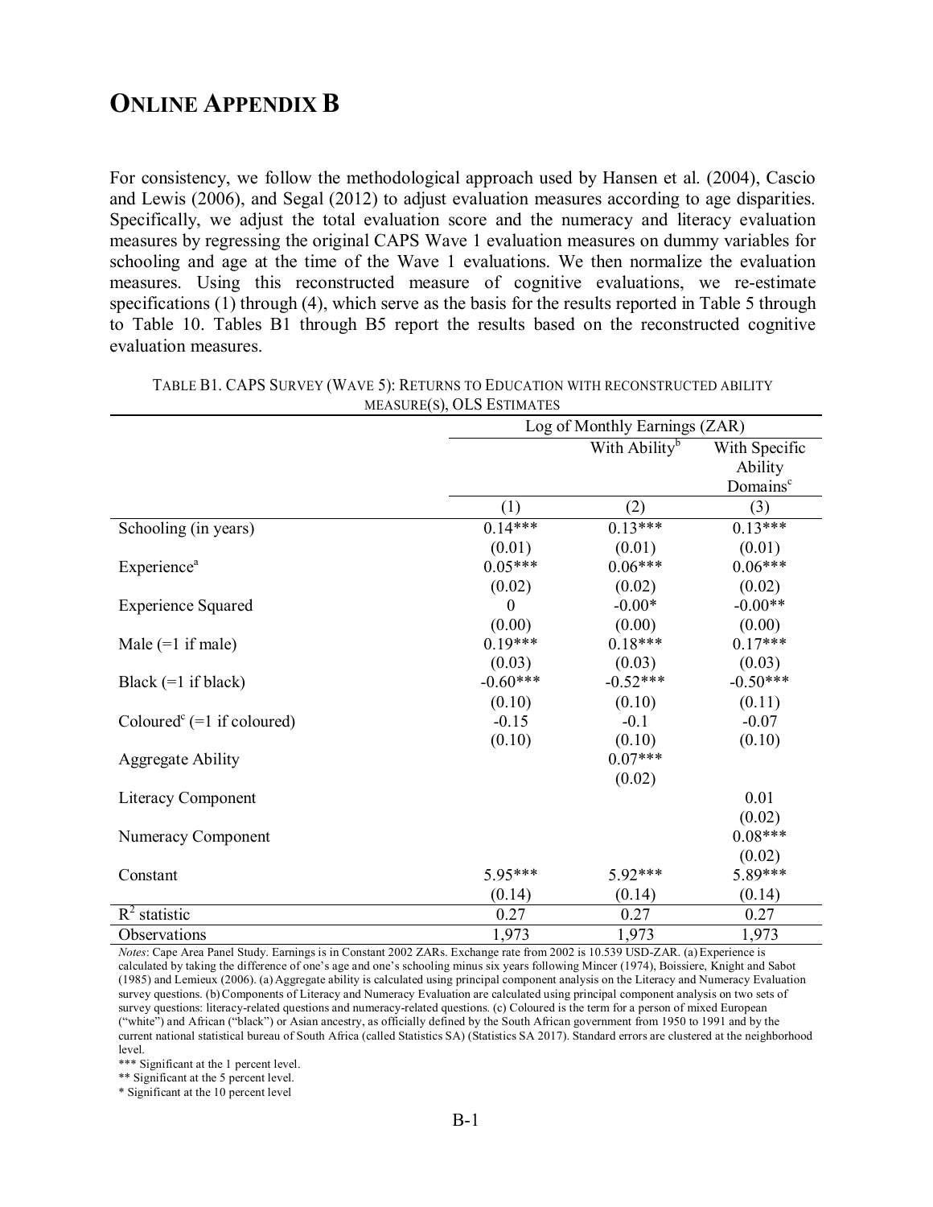# ONLINE APPENDIX B

For consistency, we follow the methodological approach used by Hansen et al. (2004), Cascio and Lewis (2006), and Segal (2012) to adjust evaluation measures according to age disparities. Specifically, we adjust the total evaluation score and the numeracy and literacy evaluation measures by regressing the original CAPS Wave 1 evaluation measures on dummy variables for schooling and age at the time of the Wave 1 evaluations. We then normalize the evaluation measures. Using this reconstructed measure of cognitive evaluations, we re-estimate specifications (1) through (4), which serve as the basis for the results reported in Table 5 through to Table 10. Tables B1 through B5 report the results based on the reconstructed cognitive evaluation measures.

TABLE B1. CAPS SURVEY (WAVE 5): RETURNS TO EDUCATION WITH RECONSTRUCTED ABILITY MEASURE(S), OLS ESTIMATES

| | Log of Monthly Earnings (ZAR) | | |
|---|---|---|---|
| | | With Ability[b] | With Specific Ability Domains[c] |
| | (1) | (2) | (3) |
| Schooling (in years) | 0.14*** | 0.13*** | 0.13*** |
| | (0.01) | (0.01) | (0.01) |
| Experience[a] | 0.05*** | 0.06*** | 0.06*** |
| | (0.02) | (0.02) | (0.02) |
| Experience Squared | 0 | -0.00* | -0.00** |
| | (0.00) | (0.00) | (0.00) |
| Male (=1 if male) | 0.19*** | 0.18*** | 0.17*** |
| | (0.03) | (0.03) | (0.03) |
| Black (=1 if black) | -0.60*** | -0.52*** | -0.50*** |
| | (0.10) | (0.10) | (0.11) |
| Coloured[c] (=1 if coloured) | -0.15 | -0.1 | -0.07 |
| | (0.10) | (0.10) | (0.10) |
| Aggregate Ability | | 0.07*** | |
| | | (0.02) | |
| Literacy Component | | | 0.01 |
| | | | (0.02) |
| Numeracy Component | | | 0.08*** |
| | | | (0.02) |
| Constant | 5.95*** | 5.92*** | 5.89*** |
| | (0.14) | (0.14) | (0.14) |
| $R^2$ statistic | 0.27 | 0.27 | 0.27 |
| Observations | 1,973 | 1,973 | 1,973 |

*Notes*: Cape Area Panel Study. Earnings is in Constant 2002 ZARs. Exchange rate from 2002 is 10.539 USD-ZAR. (a) Experience is calculated by taking the difference of one's age and one's schooling minus six years following Mincer (1974), Boissiere, Knight and Sabot (1985) and Lemieux (2006). (a) Aggregate ability is calculated using principal component analysis on the Literacy and Numeracy Evaluation survey questions. (b) Components of Literacy and Numeracy Evaluation are calculated using principal component analysis on two sets of survey questions: literacy-related questions and numeracy-related questions. (c) Coloured is the term for a person of mixed European ("white") and African ("black") or Asian ancestry, as officially defined by the South African government from 1950 to 1991 and by the current national statistical bureau of South Africa (called Statistics SA) (Statistics SA 2017). Standard errors are clustered at the neighborhood level.

*** Significant at the 1 percent level.

** Significant at the 5 percent level.

* Significant at the 10 percent level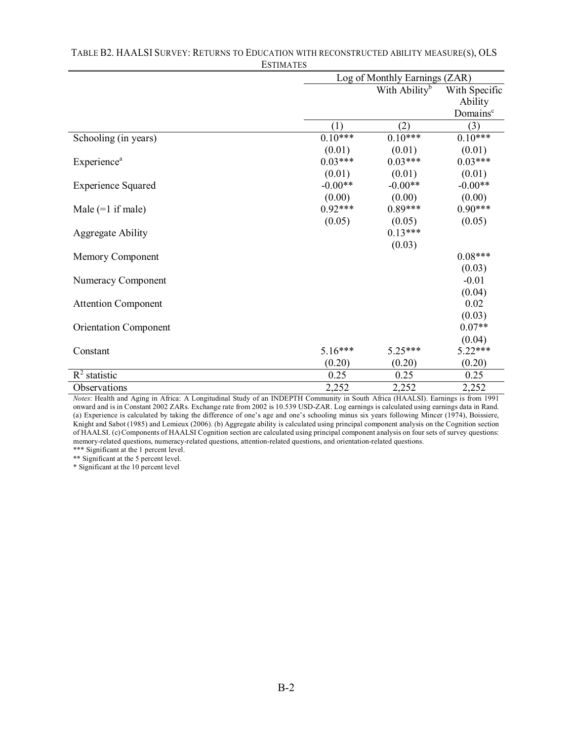TABLE B2. HAALSI SURVEY: RETURNS TO EDUCATION WITH RECONSTRUCTED ABILITY MEASURE(S), OLS ESTIMATES

| | Log of Monthly Earnings (ZAR) | | |
|---|---|---|---|
| | | With Ability[b] | With Specific Ability Domains[c] |
| | (1) | (2) | (3) |
| Schooling (in years) | 0.10*** | 0.10*** | 0.10*** |
| | (0.01) | (0.01) | (0.01) |
| Experience[a] | 0.03*** | 0.03*** | 0.03*** |
| | (0.01) | (0.01) | (0.01) |
| Experience Squared | -0.00** | -0.00** | -0.00** |
| | (0.00) | (0.00) | (0.00) |
| Male (=1 if male) | 0.92*** | 0.89*** | 0.90*** |
| | (0.05) | (0.05) | (0.05) |
| Aggregate Ability | | 0.13*** | |
| | | (0.03) | |
| Memory Component | | | 0.08*** |
| | | | (0.03) |
| Numeracy Component | | | -0.01 |
| | | | (0.04) |
| Attention Component | | | 0.02 |
| | | | (0.03) |
| Orientation Component | | | 0.07** |
| | | | (0.04) |
| Constant | 5.16*** | 5.25*** | 5.22*** |
| | (0.20) | (0.20) | (0.20) |
| $R^2$ statistic | 0.25 | 0.25 | 0.25 |
| Observations | 2,252 | 2,252 | 2,252 |

*Notes*: Health and Aging in Africa: A Longitudinal Study of an INDEPTH Community in South Africa (HAALSI). Earnings is from 1991 onward and is in Constant 2002 ZARs. Exchange rate from 2002 is 10.539 USD-ZAR. Log earnings is calculated using earnings data in Rand. (a) Experience is calculated by taking the difference of one's age and one's schooling minus six years following Mincer (1974), Boissiere, Knight and Sabot (1985) and Lemieux (2006). (b) Aggregate ability is calculated using principal component analysis on the Cognition section of HAALSI. (c) Components of HAALSI Cognition section are calculated using principal component analysis on four sets of survey questions: memory-related questions, numeracy-related questions, attention-related questions, and orientation-related questions.

*** Significant at the 1 percent level.

** Significant at the 5 percent level.

* Significant at the 10 percent level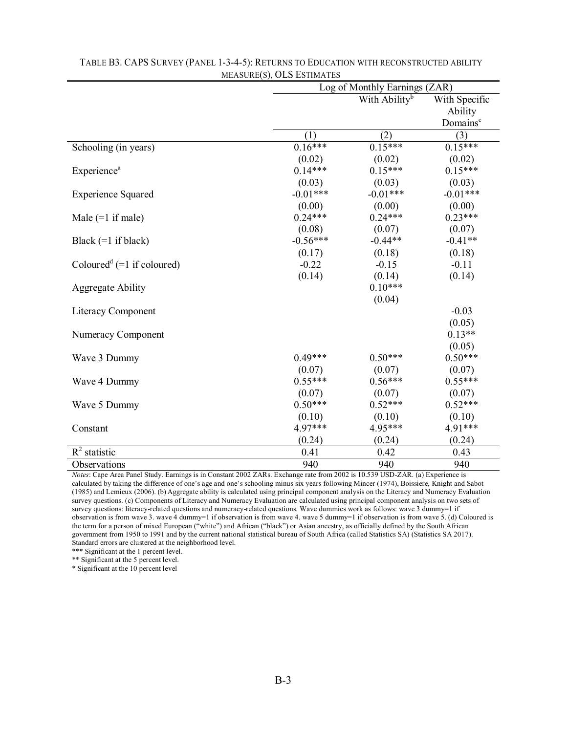TABLE B3. CAPS SURVEY (PANEL 1-3-4-5): RETURNS TO EDUCATION WITH RECONSTRUCTED ABILITY MEASURE(S), OLS ESTIMATES

| | Log of Monthly Earnings (ZAR) | | |
|---|---|---|---|
| | | With Ability[b] | With Specific Ability Domains[c] |
| | (1) | (2) | (3) |
| Schooling (in years) | 0.16*** | 0.15*** | 0.15*** |
| | (0.02) | (0.02) | (0.02) |
| Experience[a] | 0.14*** | 0.15*** | 0.15*** |
| | (0.03) | (0.03) | (0.03) |
| Experience Squared | -0.01*** | -0.01*** | -0.01*** |
| | (0.00) | (0.00) | (0.00) |
| Male (=1 if male) | 0.24*** | 0.24*** | 0.23*** |
| | (0.08) | (0.07) | (0.07) |
| Black (=1 if black) | -0.56*** | -0.44** | -0.41** |
| | (0.17) | (0.18) | (0.18) |
| Coloured[d] (=1 if coloured) | -0.22 | -0.15 | -0.11 |
| | (0.14) | (0.14) | (0.14) |
| Aggregate Ability | | 0.10*** | |
| | | (0.04) | |
| Literacy Component | | | -0.03 |
| | | | (0.05) |
| Numeracy Component | | | 0.13** |
| | | | (0.05) |
| Wave 3 Dummy | 0.49*** | 0.50*** | 0.50*** |
| | (0.07) | (0.07) | (0.07) |
| Wave 4 Dummy | 0.55*** | 0.56*** | 0.55*** |
| | (0.07) | (0.07) | (0.07) |
| Wave 5 Dummy | 0.50*** | 0.52*** | 0.52*** |
| | (0.10) | (0.10) | (0.10) |
| Constant | 4.97*** | 4.95*** | 4.91*** |
| | (0.24) | (0.24) | (0.24) |
| $R^2$ statistic | 0.41 | 0.42 | 0.43 |
| Observations | 940 | 940 | 940 |

*Notes*: Cape Area Panel Study. Earnings is in Constant 2002 ZARs. Exchange rate from 2002 is 10.539 USD-ZAR. (a) Experience is calculated by taking the difference of one's age and one's schooling minus six years following Mincer (1974), Boissiere, Knight and Sabot (1985) and Lemieux (2006). (b) Aggregate ability is calculated using principal component analysis on the Literacy and Numeracy Evaluation survey questions. (c) Components of Literacy and Numeracy Evaluation are calculated using principal component analysis on two sets of survey questions: literacy-related questions and numeracy-related questions. Wave dummies work as follows: wave 3 dummy=1 if observation is from wave 3. wave 4 dummy=1 if observation is from wave 4. wave 5 dummy=1 if observation is from wave 5. (d) Coloured is the term for a person of mixed European ("white") and African ("black") or Asian ancestry, as officially defined by the South African government from 1950 to 1991 and by the current national statistical bureau of South Africa (called Statistics SA) (Statistics SA 2017). Standard errors are clustered at the neighborhood level.

*** Significant at the 1 percent level.

** Significant at the 5 percent level.

* Significant at the 10 percent level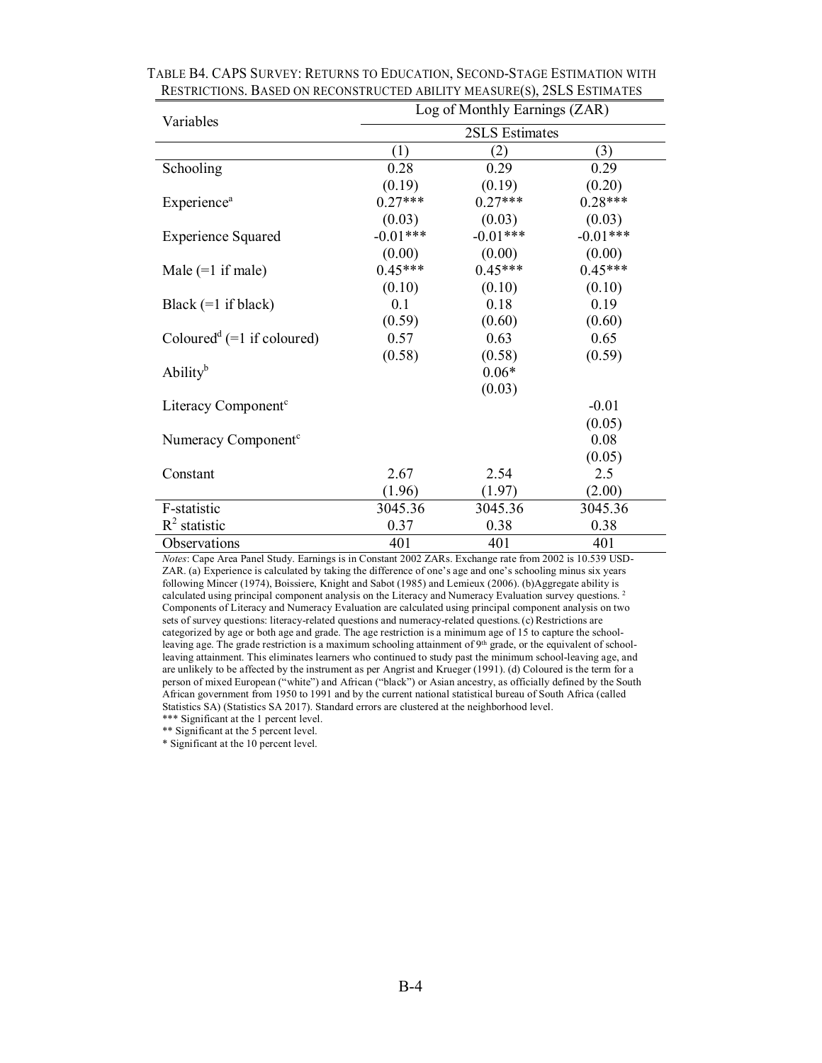TABLE B4. CAPS SURVEY: RETURNS TO EDUCATION, SECOND-STAGE ESTIMATION WITH RESTRICTIONS. BASED ON RECONSTRUCTED ABILITY MEASURE(S), 2SLS ESTIMATES

| Variables | Log of Monthly Earnings (ZAR) | | |
|---|---|---|---|
| | 2SLS Estimates | | |
| | (1) | (2) | (3) |
| Schooling | 0.28 | 0.29 | 0.29 |
| | (0.19) | (0.19) | (0.20) |
| Experience[a] | 0.27*** | 0.27*** | 0.28*** |
| | (0.03) | (0.03) | (0.03) |
| Experience Squared | -0.01*** | -0.01*** | -0.01*** |
| | (0.00) | (0.00) | (0.00) |
| Male (=1 if male) | 0.45*** | 0.45*** | 0.45*** |
| | (0.10) | (0.10) | (0.10) |
| Black (=1 if black) | 0.1 | 0.18 | 0.19 |
| | (0.59) | (0.60) | (0.60) |
| Coloured[d] (=1 if coloured) | 0.57 | 0.63 | 0.65 |
| | (0.58) | (0.58) | (0.59) |
| Ability[b] | | 0.06* | |
| | | (0.03) | |
| Literacy Component[c] | | | -0.01 |
| | | | (0.05) |
| Numeracy Component[c] | | | 0.08 |
| | | | (0.05) |
| Constant | 2.67 | 2.54 | 2.5 |
| | (1.96) | (1.97) | (2.00) |
| F-statistic | 3045.36 | 3045.36 | 3045.36 |
| $R^2$ statistic | 0.37 | 0.38 | 0.38 |
| Observations | 401 | 401 | 401 |

*Notes*: Cape Area Panel Study. Earnings is in Constant 2002 ZARs. Exchange rate from 2002 is 10.539 USD-ZAR. (a) Experience is calculated by taking the difference of one's age and one's schooling minus six years following Mincer (1974), Boissiere, Knight and Sabot (1985) and Lemieux (2006). (b)Aggregate ability is calculated using principal component analysis on the Literacy and Numeracy Evaluation survey questions. [2] Components of Literacy and Numeracy Evaluation are calculated using principal component analysis on two sets of survey questions: literacy-related questions and numeracy-related questions. (c) Restrictions are categorized by age or both age and grade. The age restriction is a minimum age of 15 to capture the school-leaving age. The grade restriction is a maximum schooling attainment of 9th grade, or the equivalent of school-leaving attainment. This eliminates learners who continued to study past the minimum school-leaving age, and are unlikely to be affected by the instrument as per Angrist and Krueger (1991). (d) Coloured is the term for a person of mixed European ("white") and African ("black") or Asian ancestry, as officially defined by the South African government from 1950 to 1991 and by the current national statistical bureau of South Africa (called Statistics SA) (Statistics SA 2017). Standard errors are clustered at the neighborhood level.

*** Significant at the 1 percent level.

** Significant at the 5 percent level.

* Significant at the 10 percent level.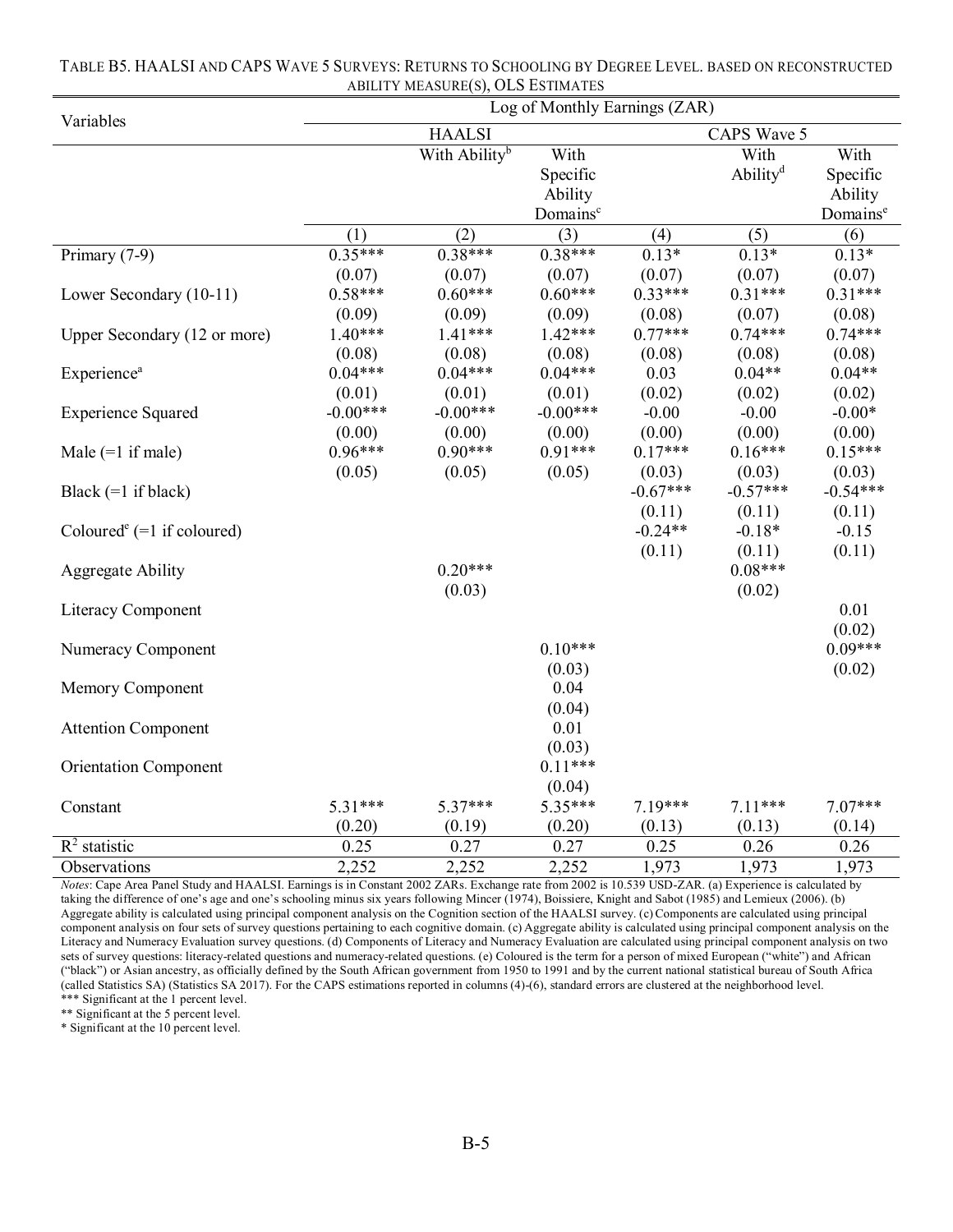TABLE B5. HAALSI AND CAPS WAVE 5 SURVEYS: RETURNS TO SCHOOLING BY DEGREE LEVEL. BASED ON RECONSTRUCTED ABILITY MEASURE(S), OLS ESTIMATES

| Variables | Log of Monthly Earnings (ZAR) | | | | | |
|---|---|---|---|---|---|---|
| | HAALSI | | | CAPS Wave 5 | | |
| | | With Ability[b] | With Specific Ability Domains[c] | | With Ability[d] | With Specific Ability Domains[e] |
| | (1) | (2) | (3) | (4) | (5) | (6) |
| Primary (7-9) | 0.35*** | 0.38*** | 0.38*** | 0.13* | 0.13* | 0.13* |
| | (0.07) | (0.07) | (0.07) | (0.07) | (0.07) | (0.07) |
| Lower Secondary (10-11) | 0.58*** | 0.60*** | 0.60*** | 0.33*** | 0.31*** | 0.31*** |
| | (0.09) | (0.09) | (0.09) | (0.08) | (0.07) | (0.08) |
| Upper Secondary (12 or more) | 1.40*** | 1.41*** | 1.42*** | 0.77*** | 0.74*** | 0.74*** |
| | (0.08) | (0.08) | (0.08) | (0.08) | (0.08) | (0.08) |
| Experience[a] | 0.04*** | 0.04*** | 0.04*** | 0.03 | 0.04** | 0.04** |
| | (0.01) | (0.01) | (0.01) | (0.02) | (0.02) | (0.02) |
| Experience Squared | -0.00*** | -0.00*** | -0.00*** | -0.00 | -0.00 | -0.00* |
| | (0.00) | (0.00) | (0.00) | (0.00) | (0.00) | (0.00) |
| Male (=1 if male) | 0.96*** | 0.90*** | 0.91*** | 0.17*** | 0.16*** | 0.15*** |
| | (0.05) | (0.05) | (0.05) | (0.03) | (0.03) | (0.03) |
| Black (=1 if black) | | | | -0.67*** | -0.57*** | -0.54*** |
| | | | | (0.11) | (0.11) | (0.11) |
| Coloured[e] (=1 if coloured) | | | | -0.24** | -0.18* | -0.15 |
| | | | | (0.11) | (0.11) | (0.11) |
| Aggregate Ability | | 0.20*** | | | 0.08*** | |
| | | (0.03) | | | (0.02) | |
| Literacy Component | | | | | | 0.01 |
| | | | | | | (0.02) |
| Numeracy Component | | | 0.10*** | | | 0.09*** |
| | | | (0.03) | | | (0.02) |
| Memory Component | | | 0.04 | | | |
| | | | (0.04) | | | |
| Attention Component | | | 0.01 | | | |
| | | | (0.03) | | | |
| Orientation Component | | | 0.11*** | | | |
| | | | (0.04) | | | |
| Constant | 5.31*** | 5.37*** | 5.35*** | 7.19*** | 7.11*** | 7.07*** |
| | (0.20) | (0.19) | (0.20) | (0.13) | (0.13) | (0.14) |
| $R^2$ statistic | 0.25 | 0.27 | 0.27 | 0.25 | 0.26 | 0.26 |
| Observations | 2,252 | 2,252 | 2,252 | 1,973 | 1,973 | 1,973 |

*Notes*: Cape Area Panel Study and HAALSI. Earnings is in Constant 2002 ZARs. Exchange rate from 2002 is 10.539 USD-ZAR. (a) Experience is calculated by taking the difference of one's age and one's schooling minus six years following Mincer (1974), Boissiere, Knight and Sabot (1985) and Lemieux (2006). (b) Aggregate ability is calculated using principal component analysis on the Cognition section of the HAALSI survey. (c) Components are calculated using principal component analysis on four sets of survey questions pertaining to each cognitive domain. (c) Aggregate ability is calculated using principal component analysis on the Literacy and Numeracy Evaluation survey questions. (d) Components of Literacy and Numeracy Evaluation are calculated using principal component analysis on two sets of survey questions: literacy-related questions and numeracy-related questions. (e) Coloured is the term for a person of mixed European ("white") and African ("black") or Asian ancestry, as officially defined by the South African government from 1950 to 1991 and by the current national statistical bureau of South Africa (called Statistics SA) (Statistics SA 2017). For the CAPS estimations reported in columns (4)-(6), standard errors are clustered at the neighborhood level.

*** Significant at the 1 percent level.

** Significant at the 5 percent level.

* Significant at the 10 percent level.